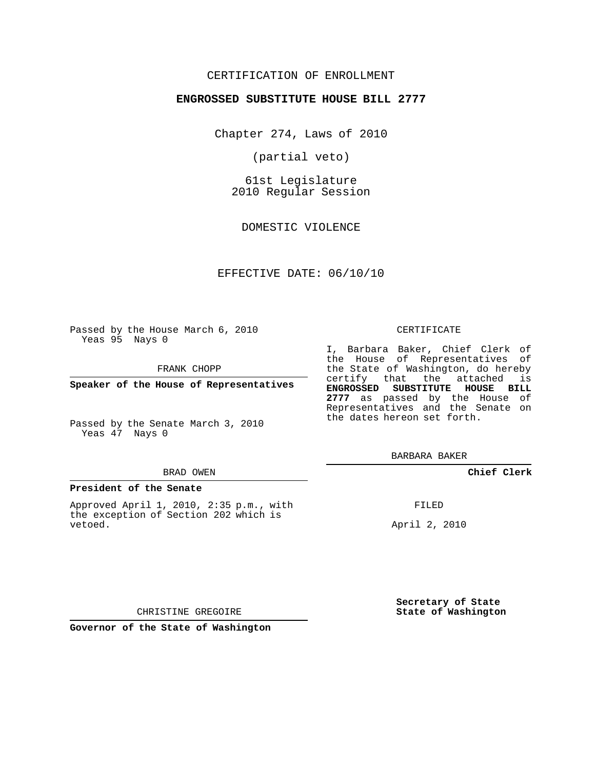CERTIFICATION OF ENROLLMENT

**ENGROSSED SUBSTITUTE HOUSE BILL 2777**

Chapter 274, Laws of 2010

(partial veto)

61st Legislature
2010 Regular Session

DOMESTIC VIOLENCE

EFFECTIVE DATE: 06/10/10

Passed by the House March 6, 2010
Yeas 95 Nays 0

FRANK CHOPP

**Speaker of the House of Representatives**

Passed by the Senate March 3, 2010
Yeas 47 Nays 0

BRAD OWEN

**President of the Senate**

Approved April 1, 2010, 2:35 p.m., with the exception of Section 202 which is vetoed.

CHRISTINE GREGOIRE

**Governor of the State of Washington**

CERTIFICATE

I, Barbara Baker, Chief Clerk of the House of Representatives of the State of Washington, do hereby certify that the attached is **ENGROSSED SUBSTITUTE HOUSE BILL 2777** as passed by the House of Representatives and the Senate on the dates hereon set forth.

BARBARA BAKER

**Chief Clerk**

FILED

April 2, 2010

**Secretary of State**
**State of Washington**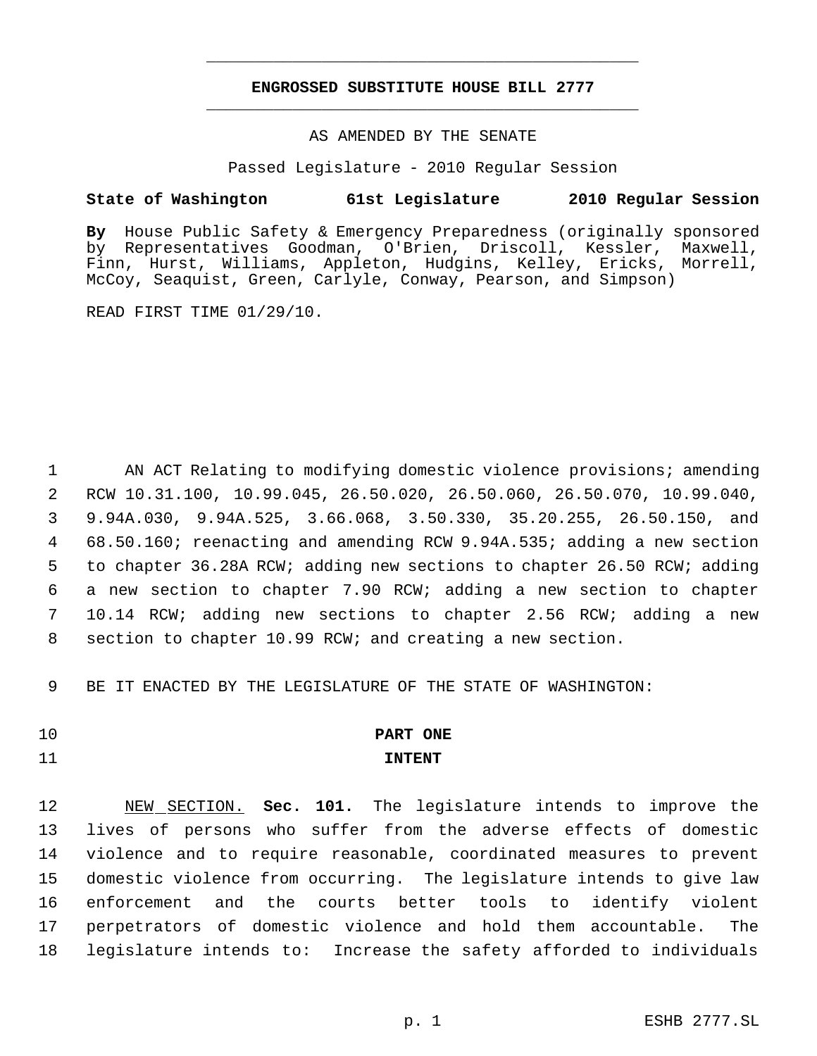# ENGROSSED SUBSTITUTE HOUSE BILL 2777

AS AMENDED BY THE SENATE

Passed Legislature - 2010 Regular Session

**State of Washington 61st Legislature 2010 Regular Session**

**By** House Public Safety & Emergency Preparedness (originally sponsored by Representatives Goodman, O'Brien, Driscoll, Kessler, Maxwell, Finn, Hurst, Williams, Appleton, Hudgins, Kelley, Ericks, Morrell, McCoy, Seaquist, Green, Carlyle, Conway, Pearson, and Simpson)

READ FIRST TIME 01/29/10.

AN ACT Relating to modifying domestic violence provisions; amending RCW 10.31.100, 10.99.045, 26.50.020, 26.50.060, 26.50.070, 10.99.040, 9.94A.030, 9.94A.525, 3.66.068, 3.50.330, 35.20.255, 26.50.150, and 68.50.160; reenacting and amending RCW 9.94A.535; adding a new section to chapter 36.28A RCW; adding new sections to chapter 26.50 RCW; adding a new section to chapter 7.90 RCW; adding a new section to chapter 10.14 RCW; adding new sections to chapter 2.56 RCW; adding a new section to chapter 10.99 RCW; and creating a new section.

BE IT ENACTED BY THE LEGISLATURE OF THE STATE OF WASHINGTON:

## PART ONE
## INTENT

NEW SECTION. **Sec. 101.** The legislature intends to improve the lives of persons who suffer from the adverse effects of domestic violence and to require reasonable, coordinated measures to prevent domestic violence from occurring. The legislature intends to give law enforcement and the courts better tools to identify violent perpetrators of domestic violence and hold them accountable. The legislature intends to: Increase the safety afforded to individuals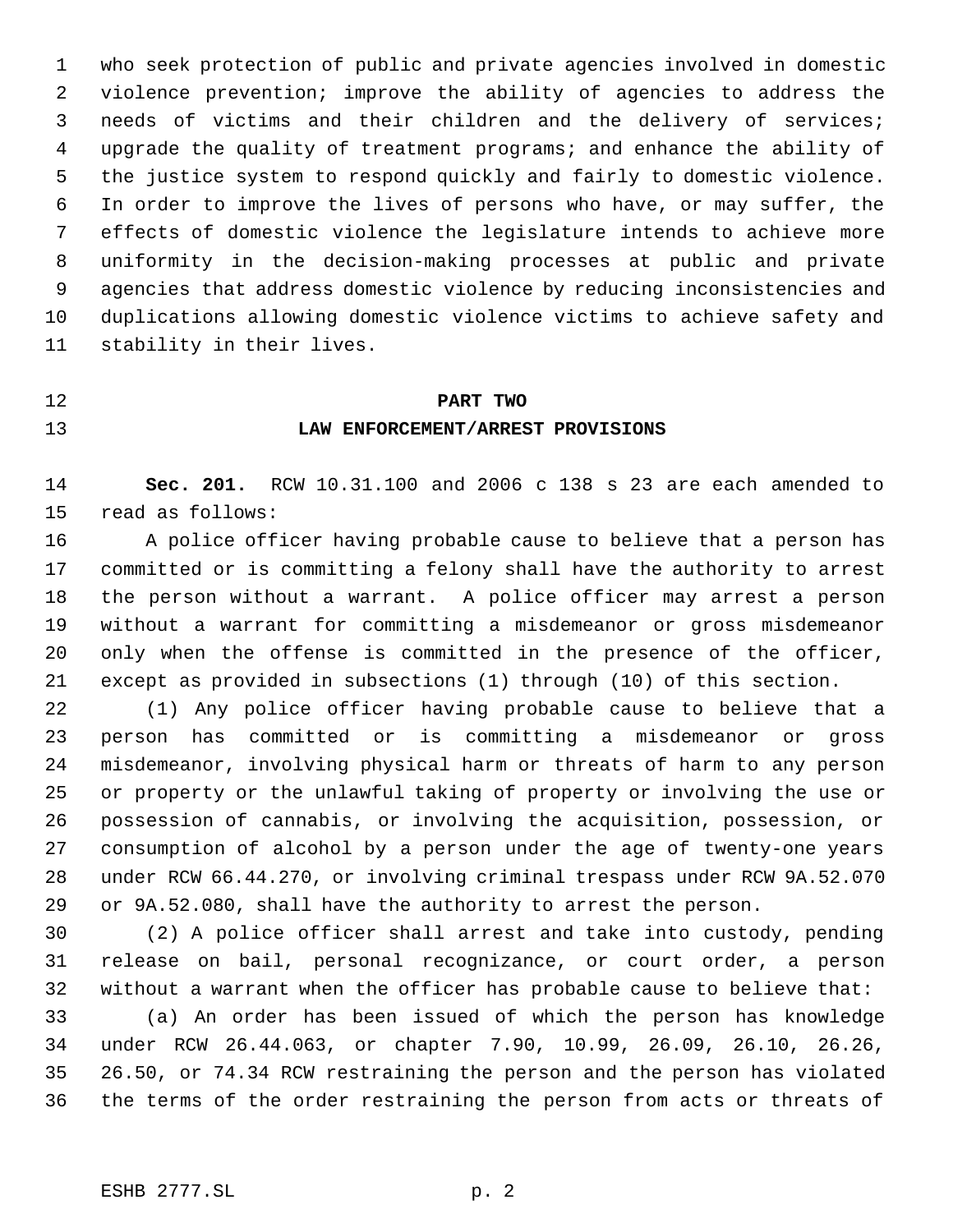who seek protection of public and private agencies involved in domestic violence prevention; improve the ability of agencies to address the needs of victims and their children and the delivery of services; upgrade the quality of treatment programs; and enhance the ability of the justice system to respond quickly and fairly to domestic violence. In order to improve the lives of persons who have, or may suffer, the effects of domestic violence the legislature intends to achieve more uniformity in the decision-making processes at public and private agencies that address domestic violence by reducing inconsistencies and duplications allowing domestic violence victims to achieve safety and stability in their lives.

## PART TWO

## LAW ENFORCEMENT/ARREST PROVISIONS

**Sec. 201.** RCW 10.31.100 and 2006 c 138 s 23 are each amended to read as follows:

A police officer having probable cause to believe that a person has committed or is committing a felony shall have the authority to arrest the person without a warrant. A police officer may arrest a person without a warrant for committing a misdemeanor or gross misdemeanor only when the offense is committed in the presence of the officer, except as provided in subsections (1) through (10) of this section.

(1) Any police officer having probable cause to believe that a person has committed or is committing a misdemeanor or gross misdemeanor, involving physical harm or threats of harm to any person or property or the unlawful taking of property or involving the use or possession of cannabis, or involving the acquisition, possession, or consumption of alcohol by a person under the age of twenty-one years under RCW 66.44.270, or involving criminal trespass under RCW 9A.52.070 or 9A.52.080, shall have the authority to arrest the person.

(2) A police officer shall arrest and take into custody, pending release on bail, personal recognizance, or court order, a person without a warrant when the officer has probable cause to believe that:

(a) An order has been issued of which the person has knowledge under RCW 26.44.063, or chapter 7.90, 10.99, 26.09, 26.10, 26.26, 26.50, or 74.34 RCW restraining the person and the person has violated the terms of the order restraining the person from acts or threats of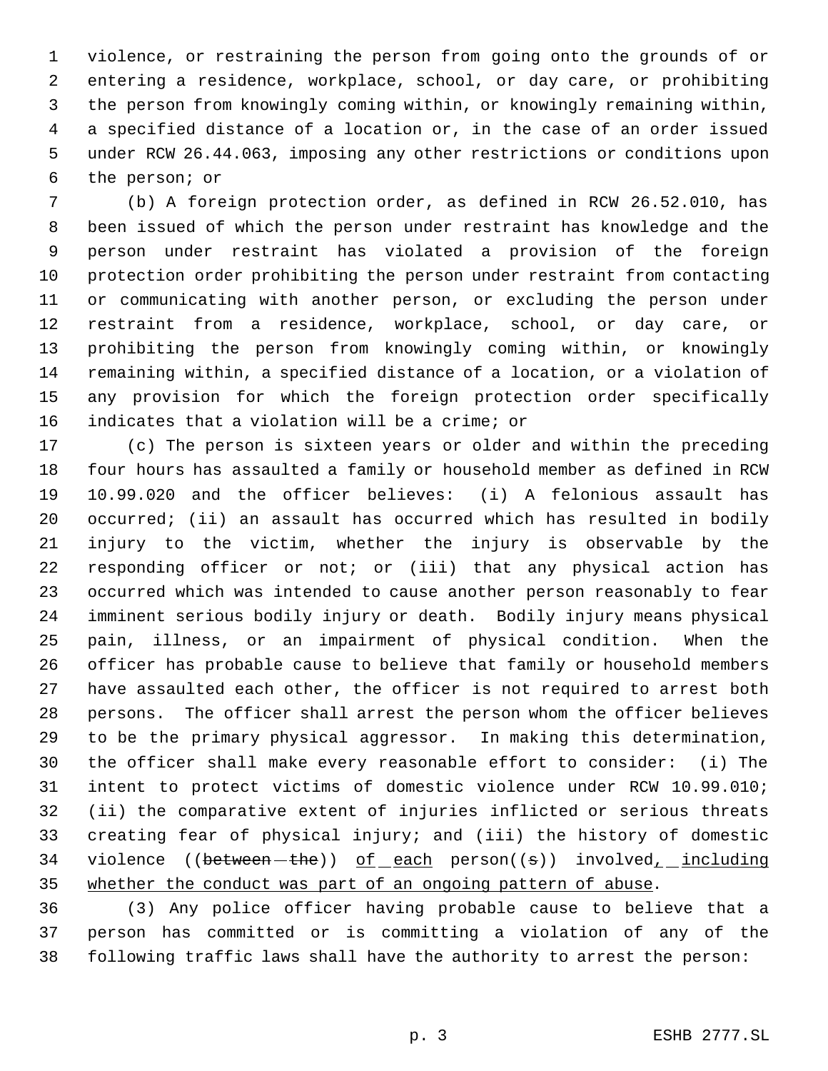violence, or restraining the person from going onto the grounds of or entering a residence, workplace, school, or day care, or prohibiting the person from knowingly coming within, or knowingly remaining within, a specified distance of a location or, in the case of an order issued under RCW 26.44.063, imposing any other restrictions or conditions upon the person; or

(b) A foreign protection order, as defined in RCW 26.52.010, has been issued of which the person under restraint has knowledge and the person under restraint has violated a provision of the foreign protection order prohibiting the person under restraint from contacting or communicating with another person, or excluding the person under restraint from a residence, workplace, school, or day care, or prohibiting the person from knowingly coming within, or knowingly remaining within, a specified distance of a location, or a violation of any provision for which the foreign protection order specifically indicates that a violation will be a crime; or

(c) The person is sixteen years or older and within the preceding four hours has assaulted a family or household member as defined in RCW 10.99.020 and the officer believes: (i) A felonious assault has occurred; (ii) an assault has occurred which has resulted in bodily injury to the victim, whether the injury is observable by the responding officer or not; or (iii) that any physical action has occurred which was intended to cause another person reasonably to fear imminent serious bodily injury or death. Bodily injury means physical pain, illness, or an impairment of physical condition. When the officer has probable cause to believe that family or household members have assaulted each other, the officer is not required to arrest both persons. The officer shall arrest the person whom the officer believes to be the primary physical aggressor. In making this determination, the officer shall make every reasonable effort to consider: (i) The intent to protect victims of domestic violence under RCW 10.99.010; (ii) the comparative extent of injuries inflicted or serious threats creating fear of physical injury; and (iii) the history of domestic violence ((~~between the~~)) <u>of each</u> person((~~s~~)) involved<u>, including whether the conduct was part of an ongoing pattern of abuse</u>.

(3) Any police officer having probable cause to believe that a person has committed or is committing a violation of any of the following traffic laws shall have the authority to arrest the person: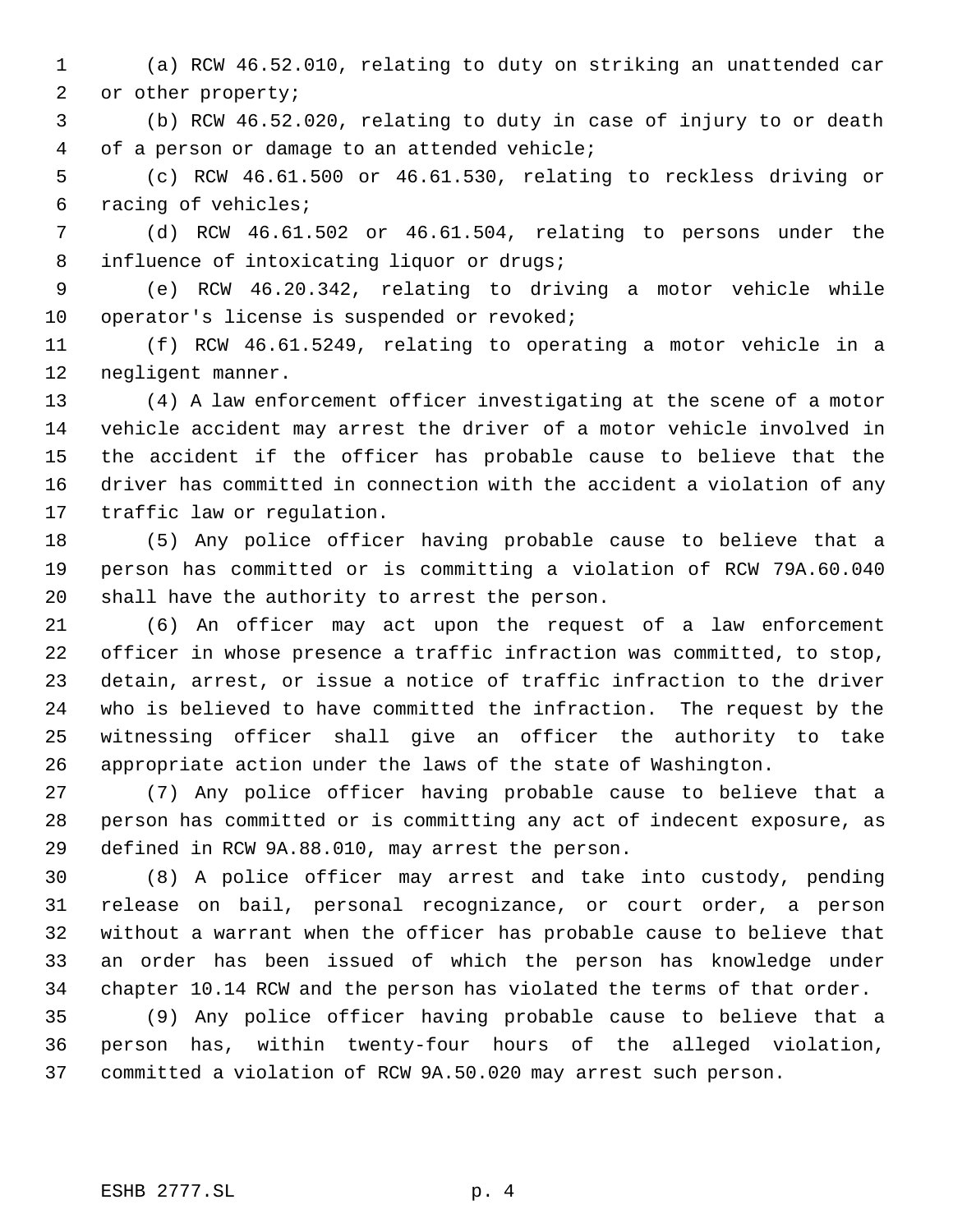(a) RCW 46.52.010, relating to duty on striking an unattended car or other property;

(b) RCW 46.52.020, relating to duty in case of injury to or death of a person or damage to an attended vehicle;

(c) RCW 46.61.500 or 46.61.530, relating to reckless driving or racing of vehicles;

(d) RCW 46.61.502 or 46.61.504, relating to persons under the influence of intoxicating liquor or drugs;

(e) RCW 46.20.342, relating to driving a motor vehicle while operator's license is suspended or revoked;

(f) RCW 46.61.5249, relating to operating a motor vehicle in a negligent manner.

(4) A law enforcement officer investigating at the scene of a motor vehicle accident may arrest the driver of a motor vehicle involved in the accident if the officer has probable cause to believe that the driver has committed in connection with the accident a violation of any traffic law or regulation.

(5) Any police officer having probable cause to believe that a person has committed or is committing a violation of RCW 79A.60.040 shall have the authority to arrest the person.

(6) An officer may act upon the request of a law enforcement officer in whose presence a traffic infraction was committed, to stop, detain, arrest, or issue a notice of traffic infraction to the driver who is believed to have committed the infraction. The request by the witnessing officer shall give an officer the authority to take appropriate action under the laws of the state of Washington.

(7) Any police officer having probable cause to believe that a person has committed or is committing any act of indecent exposure, as defined in RCW 9A.88.010, may arrest the person.

(8) A police officer may arrest and take into custody, pending release on bail, personal recognizance, or court order, a person without a warrant when the officer has probable cause to believe that an order has been issued of which the person has knowledge under chapter 10.14 RCW and the person has violated the terms of that order.

(9) Any police officer having probable cause to believe that a person has, within twenty-four hours of the alleged violation, committed a violation of RCW 9A.50.020 may arrest such person.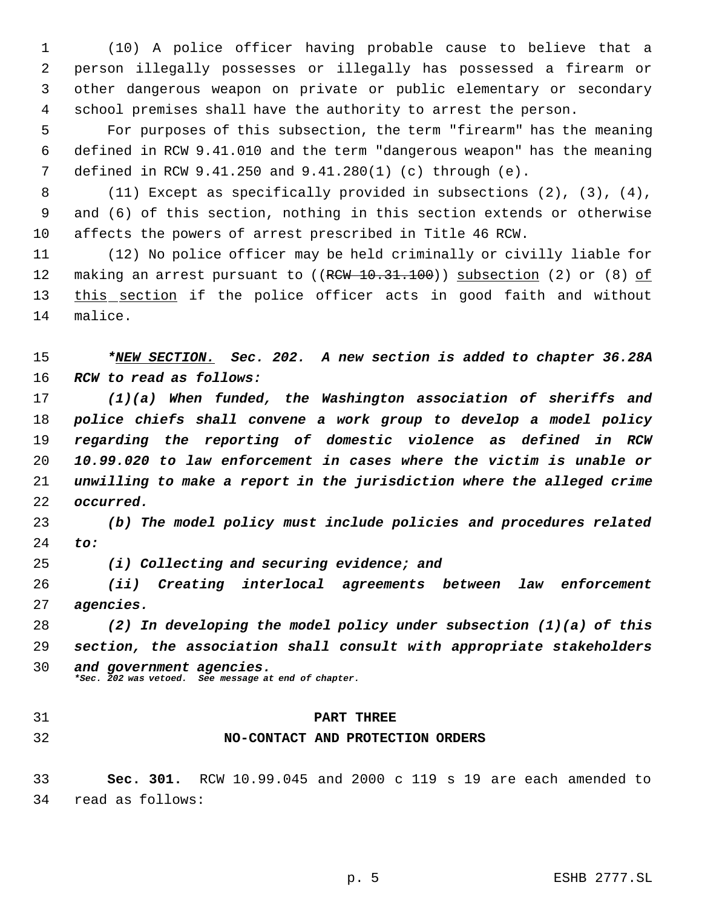(10) A police officer having probable cause to believe that a person illegally possesses or illegally has possessed a firearm or other dangerous weapon on private or public elementary or secondary school premises shall have the authority to arrest the person.

For purposes of this subsection, the term "firearm" has the meaning defined in RCW 9.41.010 and the term "dangerous weapon" has the meaning defined in RCW 9.41.250 and 9.41.280(1) (c) through (e).

(11) Except as specifically provided in subsections (2), (3), (4), and (6) of this section, nothing in this section extends or otherwise affects the powers of arrest prescribed in Title 46 RCW.

(12) No police officer may be held criminally or civilly liable for making an arrest pursuant to ((~~RCW 10.31.100~~)) subsection (2) or (8) of this section if the police officer acts in good faith and without malice.

****NEW SECTION.*** **Sec. 202.** **A new section is added to chapter 36.28A RCW to read as follows:***

***(1)(a) When funded, the Washington association of sheriffs and police chiefs shall convene a work group to develop a model policy regarding the reporting of domestic violence as defined in RCW 10.99.020 to law enforcement in cases where the victim is unable or unwilling to make a report in the jurisdiction where the alleged crime occurred.***

***(b) The model policy must include policies and procedures related to:***

***(i) Collecting and securing evidence; and***

***(ii) Creating interlocal agreements between law enforcement agencies.***

***(2) In developing the model policy under subsection (1)(a) of this section, the association shall consult with appropriate stakeholders and government agencies.***

****Sec. 202 was vetoed. See message at end of chapter.***

## PART THREE
## NO-CONTACT AND PROTECTION ORDERS

**Sec. 301.** RCW 10.99.045 and 2000 c 119 s 19 are each amended to read as follows: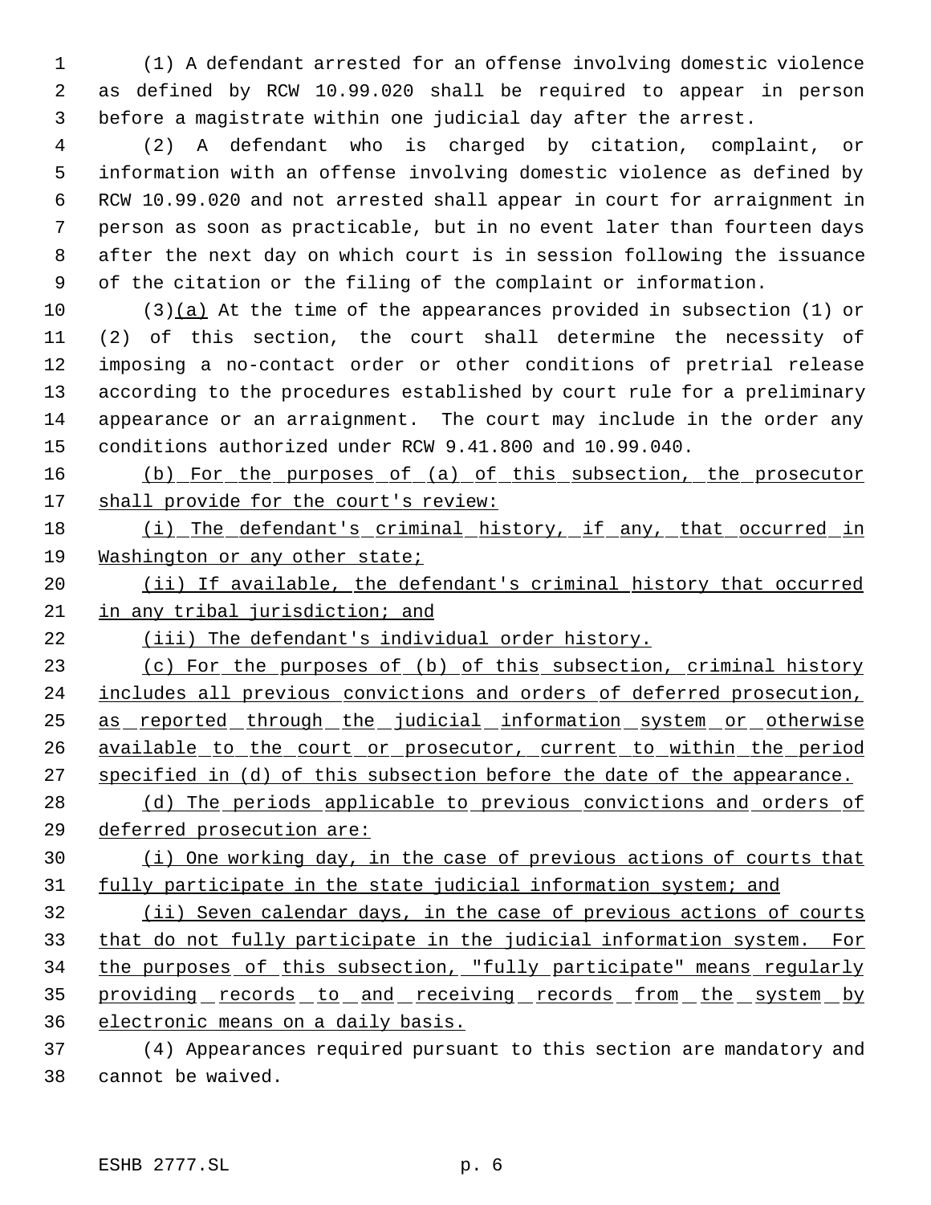(1) A defendant arrested for an offense involving domestic violence as defined by RCW 10.99.020 shall be required to appear in person before a magistrate within one judicial day after the arrest.

(2) A defendant who is charged by citation, complaint, or information with an offense involving domestic violence as defined by RCW 10.99.020 and not arrested shall appear in court for arraignment in person as soon as practicable, but in no event later than fourteen days after the next day on which court is in session following the issuance of the citation or the filing of the complaint or information.

(3)(a) At the time of the appearances provided in subsection (1) or (2) of this section, the court shall determine the necessity of imposing a no-contact order or other conditions of pretrial release according to the procedures established by court rule for a preliminary appearance or an arraignment. The court may include in the order any conditions authorized under RCW 9.41.800 and 10.99.040.

(b) For the purposes of (a) of this subsection, the prosecutor shall provide for the court's review:

(i) The defendant's criminal history, if any, that occurred in Washington or any other state;

(ii) If available, the defendant's criminal history that occurred in any tribal jurisdiction; and

(iii) The defendant's individual order history.

(c) For the purposes of (b) of this subsection, criminal history includes all previous convictions and orders of deferred prosecution, as reported through the judicial information system or otherwise available to the court or prosecutor, current to within the period specified in (d) of this subsection before the date of the appearance.

(d) The periods applicable to previous convictions and orders of deferred prosecution are:

(i) One working day, in the case of previous actions of courts that fully participate in the state judicial information system; and

(ii) Seven calendar days, in the case of previous actions of courts that do not fully participate in the judicial information system. For the purposes of this subsection, "fully participate" means regularly providing records to and receiving records from the system by electronic means on a daily basis.

(4) Appearances required pursuant to this section are mandatory and cannot be waived.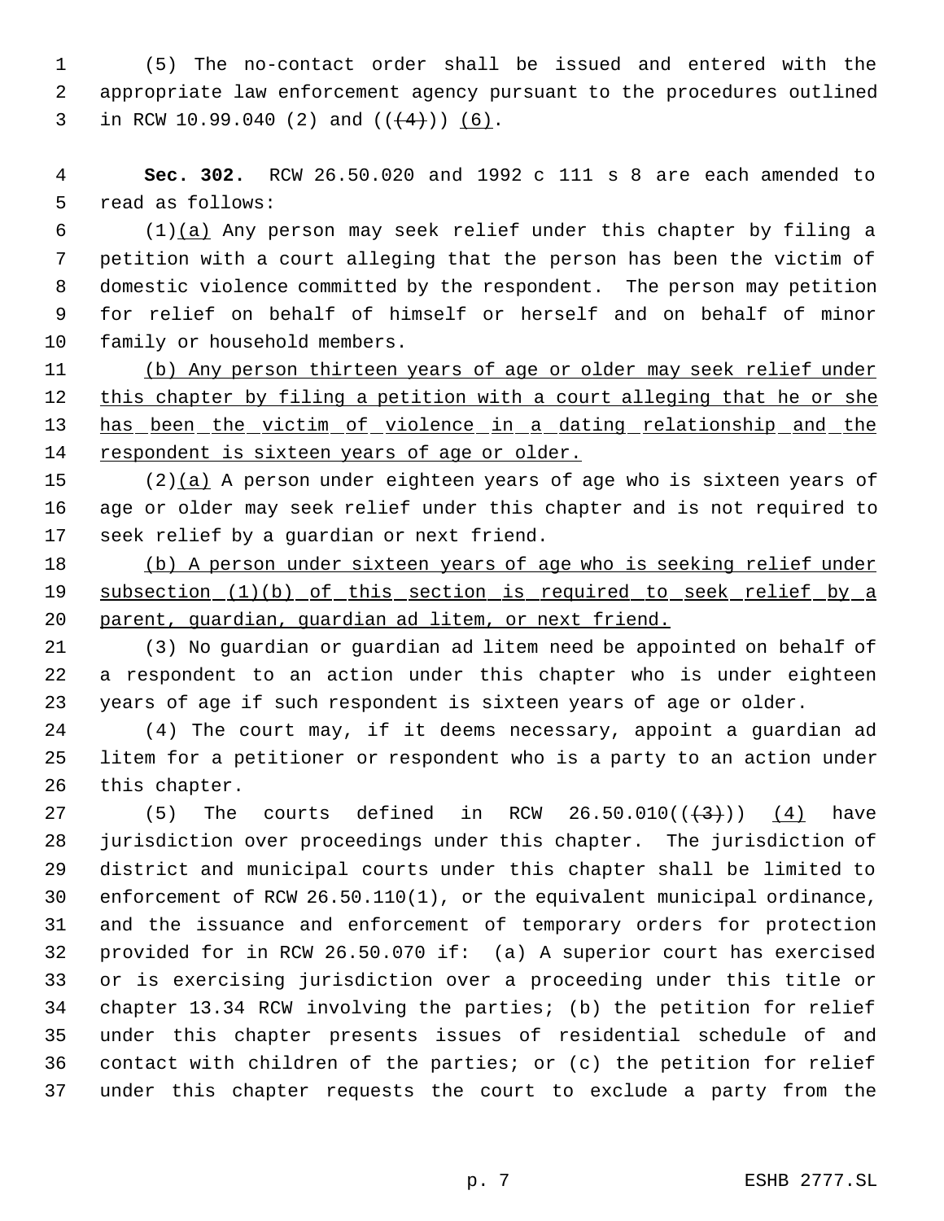(5) The no-contact order shall be issued and entered with the appropriate law enforcement agency pursuant to the procedures outlined in RCW 10.99.040 (2) and ((~~(4)~~)) <u>(6)</u>.

**Sec. 302.** RCW 26.50.020 and 1992 c 111 s 8 are each amended to read as follows:

(1)<u>(a)</u> Any person may seek relief under this chapter by filing a petition with a court alleging that the person has been the victim of domestic violence committed by the respondent. The person may petition for relief on behalf of himself or herself and on behalf of minor family or household members.

<u>(b) Any person thirteen years of age or older may seek relief under this chapter by filing a petition with a court alleging that he or she has been the victim of violence in a dating relationship and the respondent is sixteen years of age or older.</u>

(2)<u>(a)</u> A person under eighteen years of age who is sixteen years of age or older may seek relief under this chapter and is not required to seek relief by a guardian or next friend.

<u>(b) A person under sixteen years of age who is seeking relief under subsection (1)(b) of this section is required to seek relief by a parent, guardian, guardian ad litem, or next friend.</u>

(3) No guardian or guardian ad litem need be appointed on behalf of a respondent to an action under this chapter who is under eighteen years of age if such respondent is sixteen years of age or older.

(4) The court may, if it deems necessary, appoint a guardian ad litem for a petitioner or respondent who is a party to an action under this chapter.

(5) The courts defined in RCW 26.50.010((~~(3)~~)) <u>(4)</u> have jurisdiction over proceedings under this chapter. The jurisdiction of district and municipal courts under this chapter shall be limited to enforcement of RCW 26.50.110(1), or the equivalent municipal ordinance, and the issuance and enforcement of temporary orders for protection provided for in RCW 26.50.070 if: (a) A superior court has exercised or is exercising jurisdiction over a proceeding under this title or chapter 13.34 RCW involving the parties; (b) the petition for relief under this chapter presents issues of residential schedule of and contact with children of the parties; or (c) the petition for relief under this chapter requests the court to exclude a party from the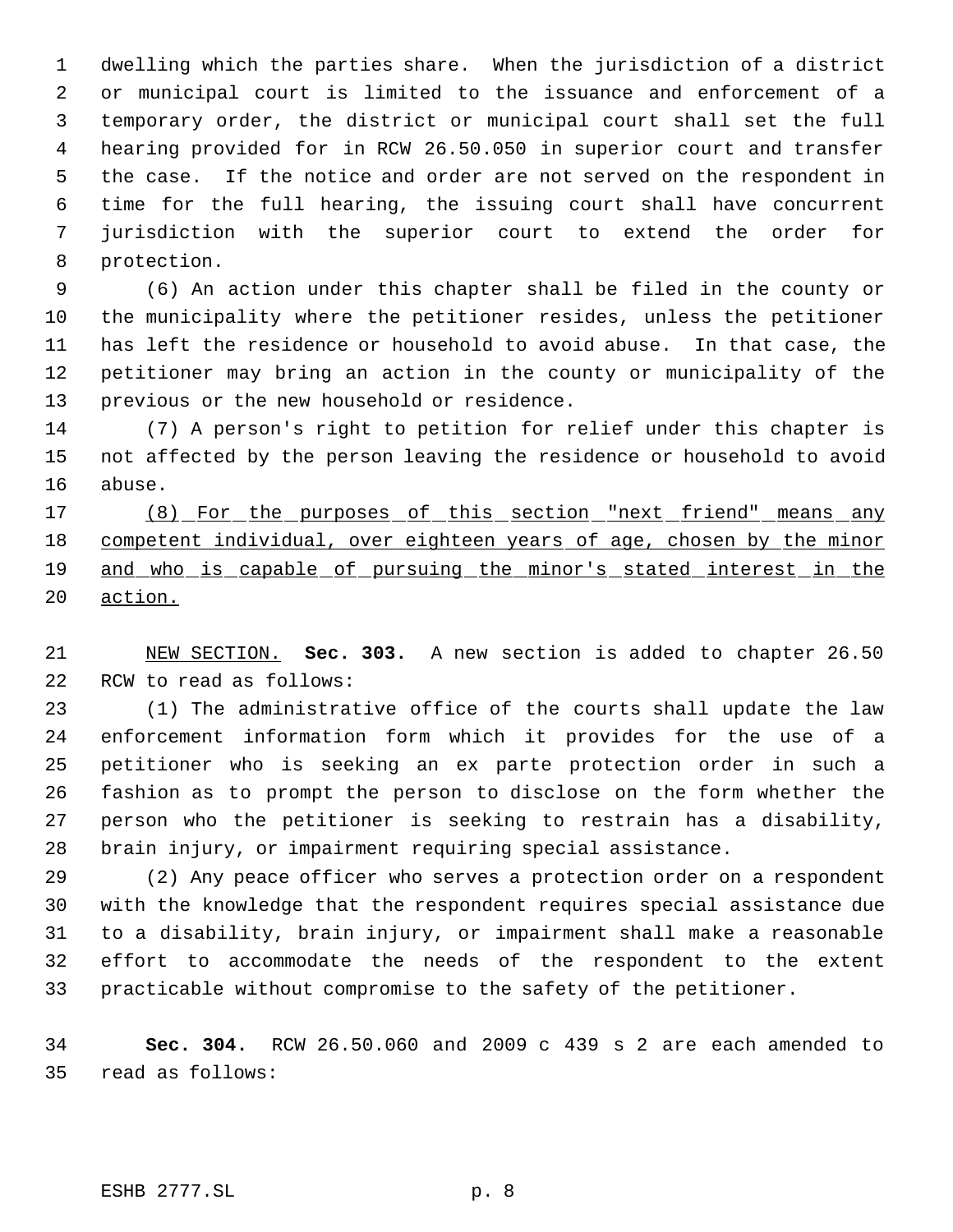dwelling which the parties share. When the jurisdiction of a district or municipal court is limited to the issuance and enforcement of a temporary order, the district or municipal court shall set the full hearing provided for in RCW 26.50.050 in superior court and transfer the case. If the notice and order are not served on the respondent in time for the full hearing, the issuing court shall have concurrent jurisdiction with the superior court to extend the order for protection.

(6) An action under this chapter shall be filed in the county or the municipality where the petitioner resides, unless the petitioner has left the residence or household to avoid abuse. In that case, the petitioner may bring an action in the county or municipality of the previous or the new household or residence.

(7) A person's right to petition for relief under this chapter is not affected by the person leaving the residence or household to avoid abuse.

<u>(8) For the purposes of this section "next friend" means any competent individual, over eighteen years of age, chosen by the minor and who is capable of pursuing the minor's stated interest in the action.</u>

<u>NEW SECTION.</u> **Sec. 303.** A new section is added to chapter 26.50 RCW to read as follows:

(1) The administrative office of the courts shall update the law enforcement information form which it provides for the use of a petitioner who is seeking an ex parte protection order in such a fashion as to prompt the person to disclose on the form whether the person who the petitioner is seeking to restrain has a disability, brain injury, or impairment requiring special assistance.

(2) Any peace officer who serves a protection order on a respondent with the knowledge that the respondent requires special assistance due to a disability, brain injury, or impairment shall make a reasonable effort to accommodate the needs of the respondent to the extent practicable without compromise to the safety of the petitioner.

**Sec. 304.** RCW 26.50.060 and 2009 c 439 s 2 are each amended to read as follows: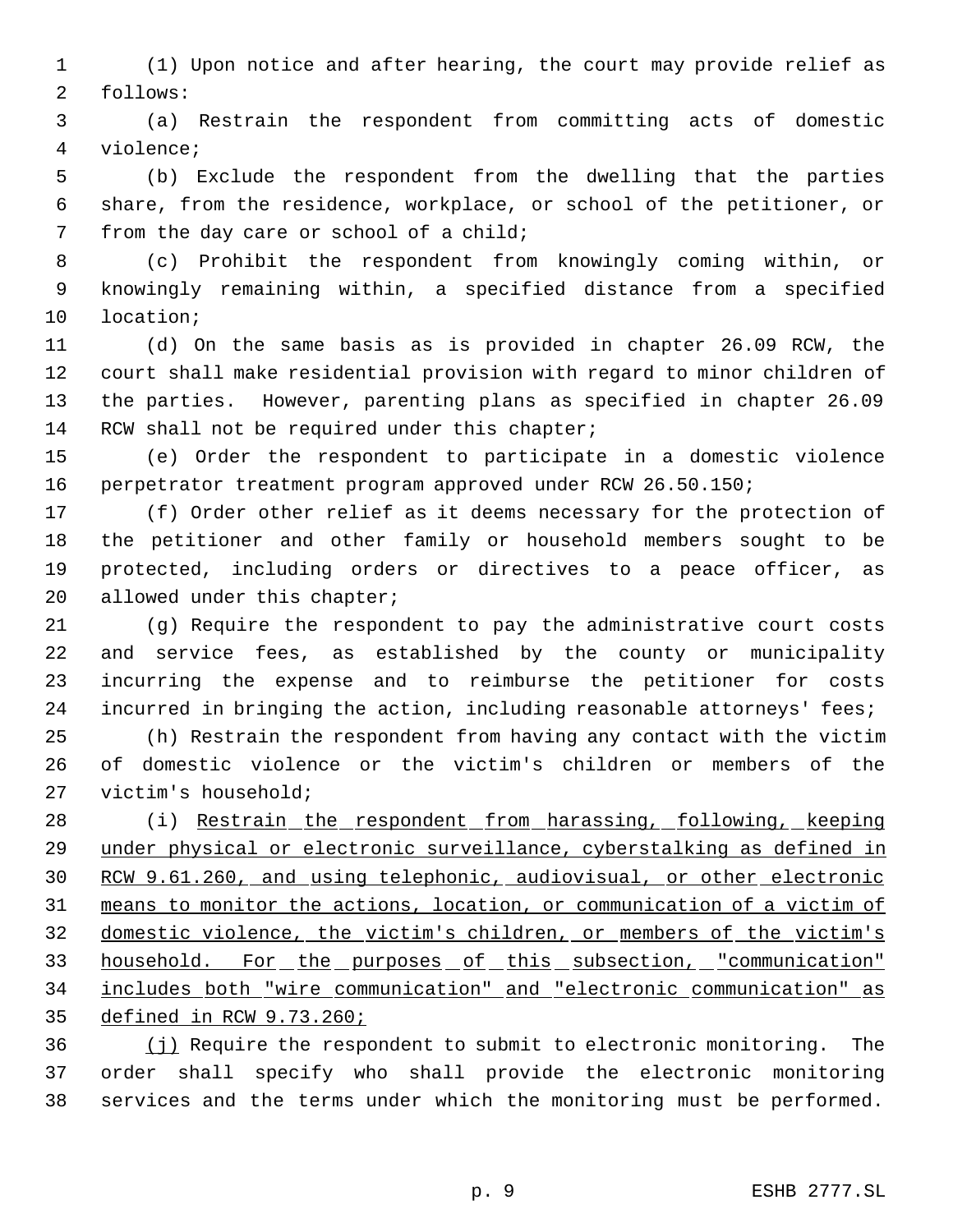(1) Upon notice and after hearing, the court may provide relief as follows:

(a) Restrain the respondent from committing acts of domestic violence;

(b) Exclude the respondent from the dwelling that the parties share, from the residence, workplace, or school of the petitioner, or from the day care or school of a child;

(c) Prohibit the respondent from knowingly coming within, or knowingly remaining within, a specified distance from a specified location;

(d) On the same basis as is provided in chapter 26.09 RCW, the court shall make residential provision with regard to minor children of the parties. However, parenting plans as specified in chapter 26.09 RCW shall not be required under this chapter;

(e) Order the respondent to participate in a domestic violence perpetrator treatment program approved under RCW 26.50.150;

(f) Order other relief as it deems necessary for the protection of the petitioner and other family or household members sought to be protected, including orders or directives to a peace officer, as allowed under this chapter;

(g) Require the respondent to pay the administrative court costs and service fees, as established by the county or municipality incurring the expense and to reimburse the petitioner for costs incurred in bringing the action, including reasonable attorneys' fees;

(h) Restrain the respondent from having any contact with the victim of domestic violence or the victim's children or members of the victim's household;

(i) <u>Restrain the respondent from harassing, following, keeping under physical or electronic surveillance, cyberstalking as defined in RCW 9.61.260, and using telephonic, audiovisual, or other electronic means to monitor the actions, location, or communication of a victim of domestic violence, the victim's children, or members of the victim's household. For the purposes of this subsection, "communication" includes both "wire communication" and "electronic communication" as defined in RCW 9.73.260;</u>

<u>(j)</u> Require the respondent to submit to electronic monitoring. The order shall specify who shall provide the electronic monitoring services and the terms under which the monitoring must be performed.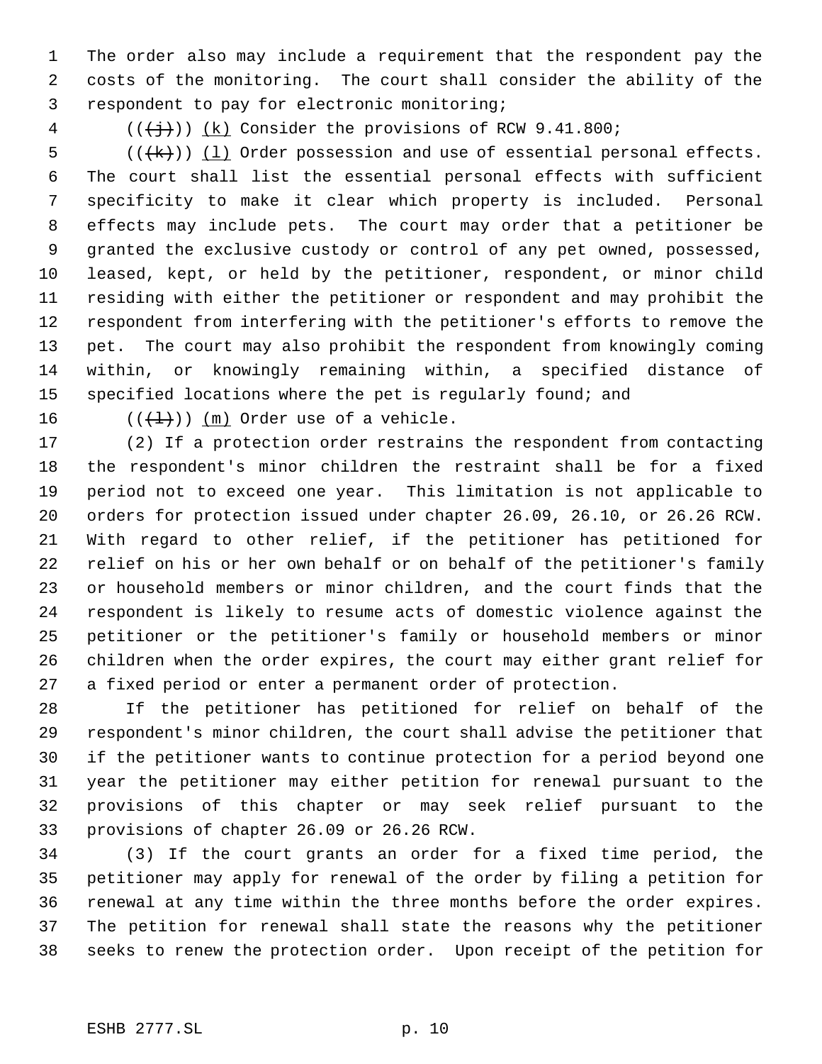The order also may include a requirement that the respondent pay the costs of the monitoring. The court shall consider the ability of the respondent to pay for electronic monitoring;

(((j))) (k) Consider the provisions of RCW 9.41.800;

(((k))) (l) Order possession and use of essential personal effects. The court shall list the essential personal effects with sufficient specificity to make it clear which property is included. Personal effects may include pets. The court may order that a petitioner be granted the exclusive custody or control of any pet owned, possessed, leased, kept, or held by the petitioner, respondent, or minor child residing with either the petitioner or respondent and may prohibit the respondent from interfering with the petitioner's efforts to remove the pet. The court may also prohibit the respondent from knowingly coming within, or knowingly remaining within, a specified distance of specified locations where the pet is regularly found; and

(((l))) (m) Order use of a vehicle.

(2) If a protection order restrains the respondent from contacting the respondent's minor children the restraint shall be for a fixed period not to exceed one year. This limitation is not applicable to orders for protection issued under chapter 26.09, 26.10, or 26.26 RCW. With regard to other relief, if the petitioner has petitioned for relief on his or her own behalf or on behalf of the petitioner's family or household members or minor children, and the court finds that the respondent is likely to resume acts of domestic violence against the petitioner or the petitioner's family or household members or minor children when the order expires, the court may either grant relief for a fixed period or enter a permanent order of protection.

If the petitioner has petitioned for relief on behalf of the respondent's minor children, the court shall advise the petitioner that if the petitioner wants to continue protection for a period beyond one year the petitioner may either petition for renewal pursuant to the provisions of this chapter or may seek relief pursuant to the provisions of chapter 26.09 or 26.26 RCW.

(3) If the court grants an order for a fixed time period, the petitioner may apply for renewal of the order by filing a petition for renewal at any time within the three months before the order expires. The petition for renewal shall state the reasons why the petitioner seeks to renew the protection order. Upon receipt of the petition for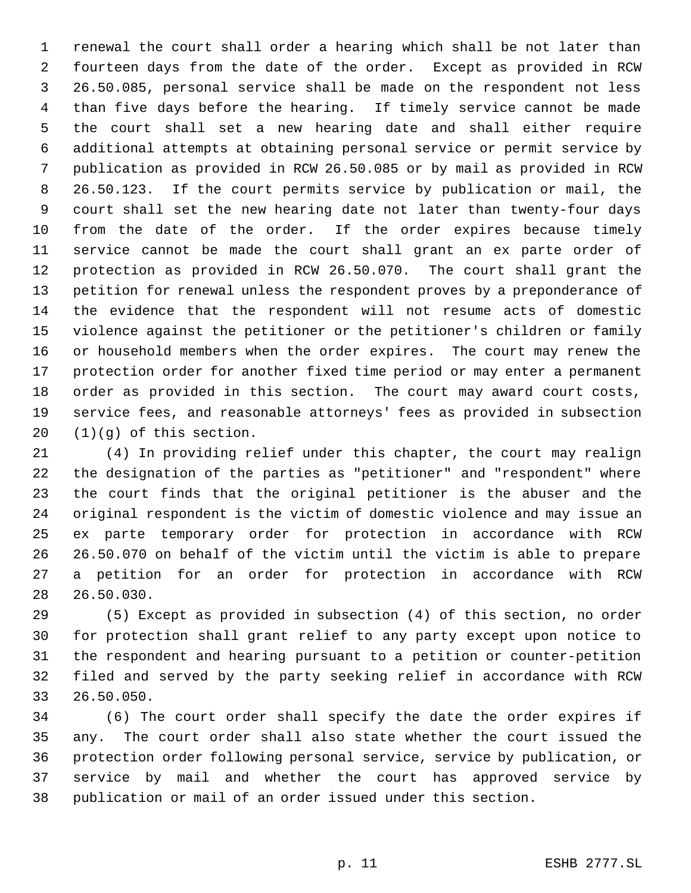renewal the court shall order a hearing which shall be not later than fourteen days from the date of the order. Except as provided in RCW 26.50.085, personal service shall be made on the respondent not less than five days before the hearing. If timely service cannot be made the court shall set a new hearing date and shall either require additional attempts at obtaining personal service or permit service by publication as provided in RCW 26.50.085 or by mail as provided in RCW 26.50.123. If the court permits service by publication or mail, the court shall set the new hearing date not later than twenty-four days from the date of the order. If the order expires because timely service cannot be made the court shall grant an ex parte order of protection as provided in RCW 26.50.070. The court shall grant the petition for renewal unless the respondent proves by a preponderance of the evidence that the respondent will not resume acts of domestic violence against the petitioner or the petitioner's children or family or household members when the order expires. The court may renew the protection order for another fixed time period or may enter a permanent order as provided in this section. The court may award court costs, service fees, and reasonable attorneys' fees as provided in subsection (1)(g) of this section.

(4) In providing relief under this chapter, the court may realign the designation of the parties as "petitioner" and "respondent" where the court finds that the original petitioner is the abuser and the original respondent is the victim of domestic violence and may issue an ex parte temporary order for protection in accordance with RCW 26.50.070 on behalf of the victim until the victim is able to prepare a petition for an order for protection in accordance with RCW 26.50.030.

(5) Except as provided in subsection (4) of this section, no order for protection shall grant relief to any party except upon notice to the respondent and hearing pursuant to a petition or counter-petition filed and served by the party seeking relief in accordance with RCW 26.50.050.

(6) The court order shall specify the date the order expires if any. The court order shall also state whether the court issued the protection order following personal service, service by publication, or service by mail and whether the court has approved service by publication or mail of an order issued under this section.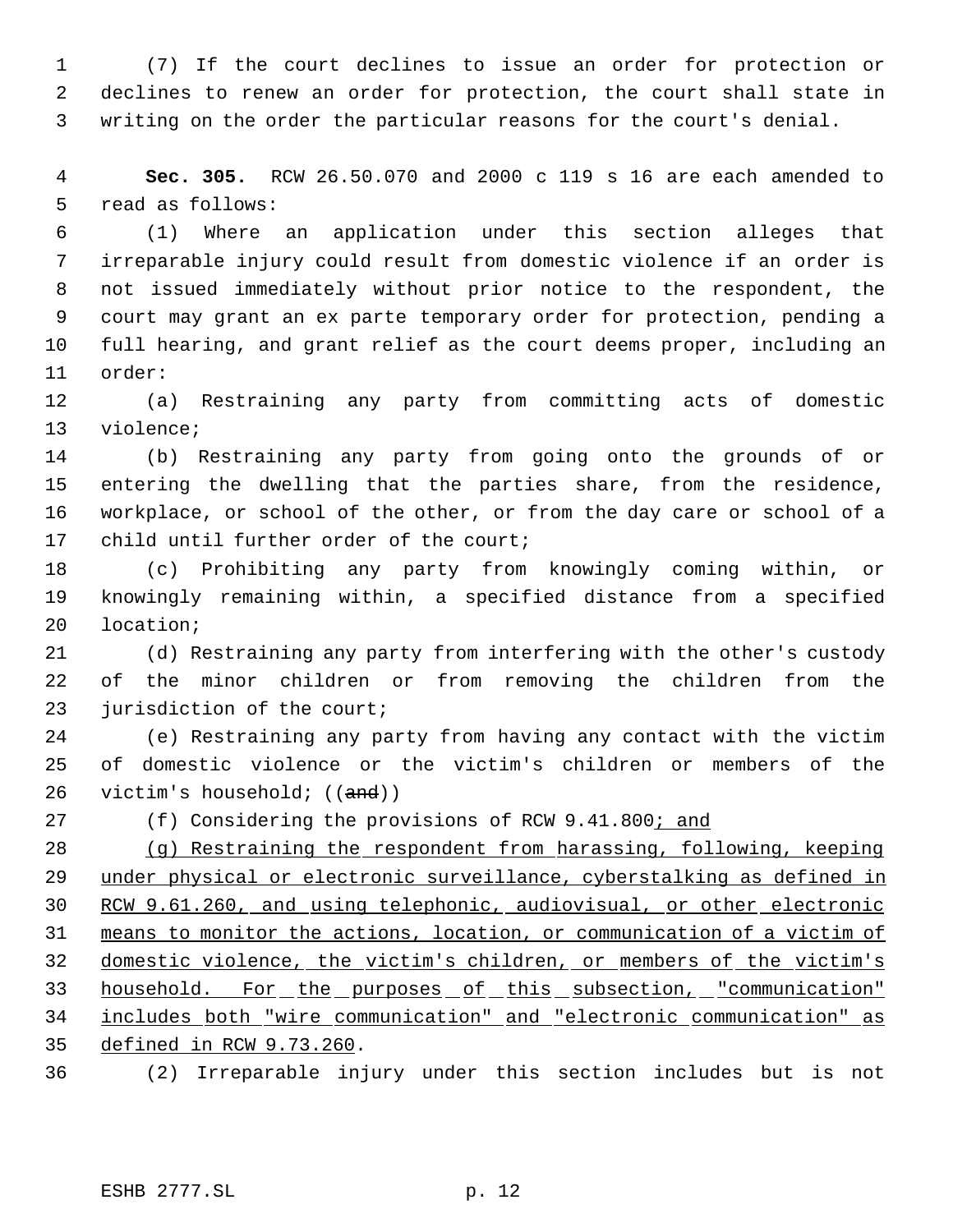(7) If the court declines to issue an order for protection or declines to renew an order for protection, the court shall state in writing on the order the particular reasons for the court's denial.

**Sec. 305.** RCW 26.50.070 and 2000 c 119 s 16 are each amended to read as follows:

(1) Where an application under this section alleges that irreparable injury could result from domestic violence if an order is not issued immediately without prior notice to the respondent, the court may grant an ex parte temporary order for protection, pending a full hearing, and grant relief as the court deems proper, including an order:

(a) Restraining any party from committing acts of domestic violence;

(b) Restraining any party from going onto the grounds of or entering the dwelling that the parties share, from the residence, workplace, or school of the other, or from the day care or school of a child until further order of the court;

(c) Prohibiting any party from knowingly coming within, or knowingly remaining within, a specified distance from a specified location;

(d) Restraining any party from interfering with the other's custody of the minor children or from removing the children from the jurisdiction of the court;

(e) Restraining any party from having any contact with the victim of domestic violence or the victim's children or members of the victim's household; ((~~and~~))

(f) Considering the provisions of RCW 9.41.800<u>; and</u>

<u>(g) Restraining the respondent from harassing, following, keeping under physical or electronic surveillance, cyberstalking as defined in RCW 9.61.260, and using telephonic, audiovisual, or other electronic means to monitor the actions, location, or communication of a victim of domestic violence, the victim's children, or members of the victim's household. For the purposes of this subsection, "communication" includes both "wire communication" and "electronic communication" as defined in RCW 9.73.260</u>.

(2) Irreparable injury under this section includes but is not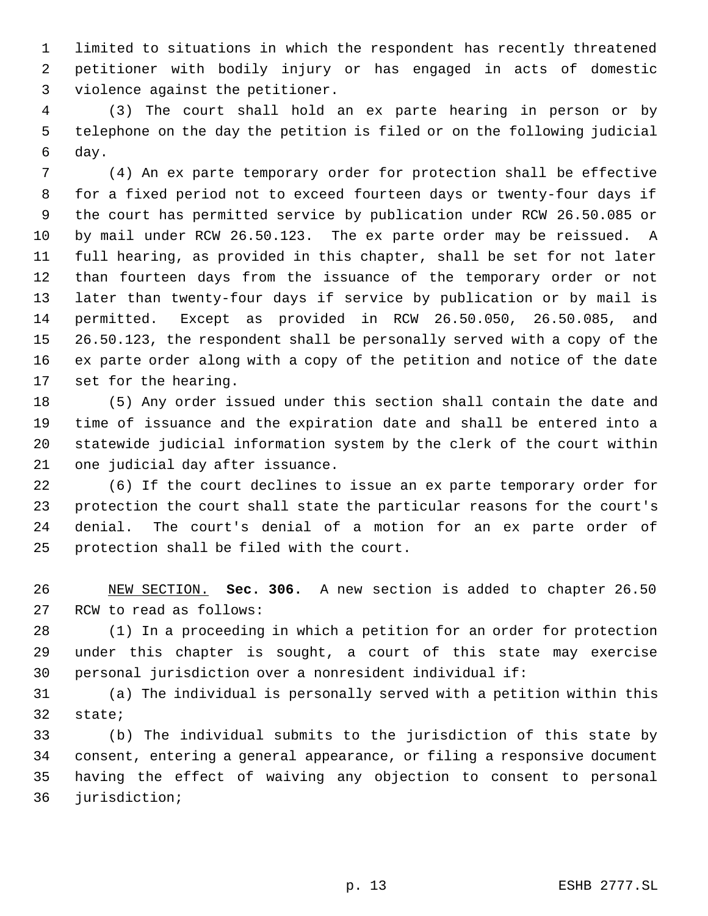limited to situations in which the respondent has recently threatened petitioner with bodily injury or has engaged in acts of domestic violence against the petitioner.

(3) The court shall hold an ex parte hearing in person or by telephone on the day the petition is filed or on the following judicial day.

(4) An ex parte temporary order for protection shall be effective for a fixed period not to exceed fourteen days or twenty-four days if the court has permitted service by publication under RCW 26.50.085 or by mail under RCW 26.50.123. The ex parte order may be reissued. A full hearing, as provided in this chapter, shall be set for not later than fourteen days from the issuance of the temporary order or not later than twenty-four days if service by publication or by mail is permitted. Except as provided in RCW 26.50.050, 26.50.085, and 26.50.123, the respondent shall be personally served with a copy of the ex parte order along with a copy of the petition and notice of the date set for the hearing.

(5) Any order issued under this section shall contain the date and time of issuance and the expiration date and shall be entered into a statewide judicial information system by the clerk of the court within one judicial day after issuance.

(6) If the court declines to issue an ex parte temporary order for protection the court shall state the particular reasons for the court's denial. The court's denial of a motion for an ex parte order of protection shall be filed with the court.

NEW SECTION. **Sec. 306.** A new section is added to chapter 26.50 RCW to read as follows:

(1) In a proceeding in which a petition for an order for protection under this chapter is sought, a court of this state may exercise personal jurisdiction over a nonresident individual if:

(a) The individual is personally served with a petition within this state;

(b) The individual submits to the jurisdiction of this state by consent, entering a general appearance, or filing a responsive document having the effect of waiving any objection to consent to personal jurisdiction;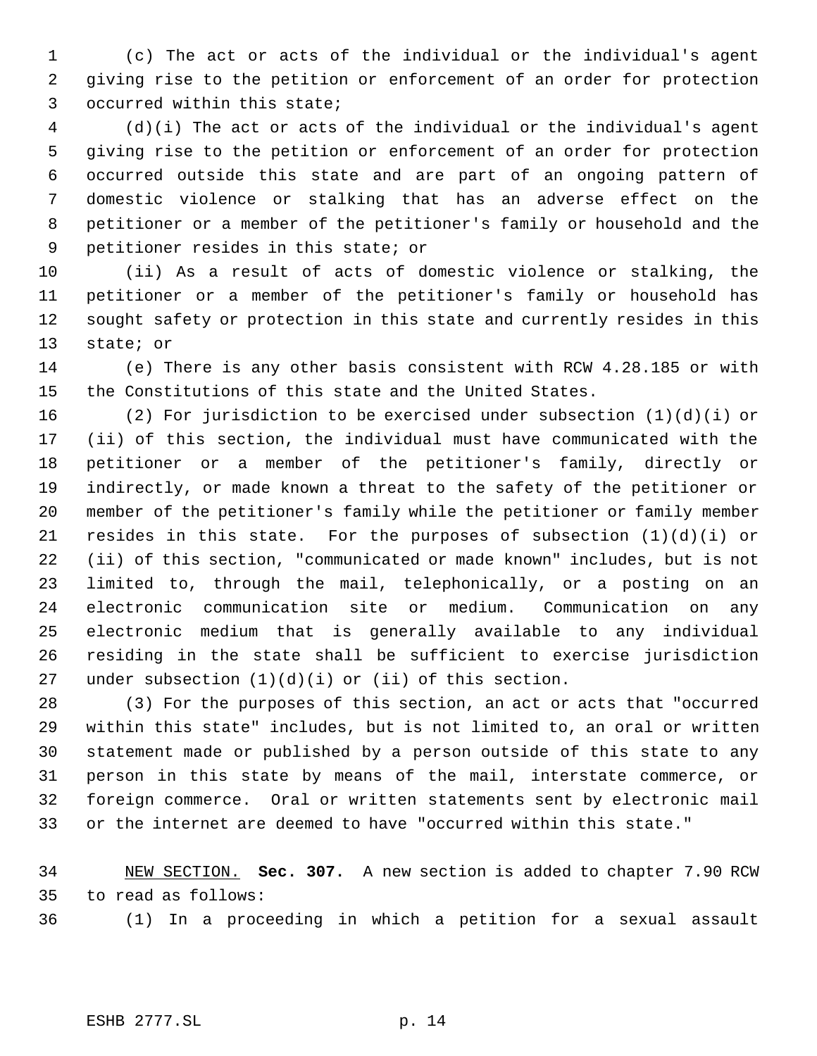(c) The act or acts of the individual or the individual's agent giving rise to the petition or enforcement of an order for protection occurred within this state;

(d)(i) The act or acts of the individual or the individual's agent giving rise to the petition or enforcement of an order for protection occurred outside this state and are part of an ongoing pattern of domestic violence or stalking that has an adverse effect on the petitioner or a member of the petitioner's family or household and the petitioner resides in this state; or

(ii) As a result of acts of domestic violence or stalking, the petitioner or a member of the petitioner's family or household has sought safety or protection in this state and currently resides in this state; or

(e) There is any other basis consistent with RCW 4.28.185 or with the Constitutions of this state and the United States.

(2) For jurisdiction to be exercised under subsection (1)(d)(i) or (ii) of this section, the individual must have communicated with the petitioner or a member of the petitioner's family, directly or indirectly, or made known a threat to the safety of the petitioner or member of the petitioner's family while the petitioner or family member resides in this state. For the purposes of subsection (1)(d)(i) or (ii) of this section, "communicated or made known" includes, but is not limited to, through the mail, telephonically, or a posting on an electronic communication site or medium. Communication on any electronic medium that is generally available to any individual residing in the state shall be sufficient to exercise jurisdiction under subsection (1)(d)(i) or (ii) of this section.

(3) For the purposes of this section, an act or acts that "occurred within this state" includes, but is not limited to, an oral or written statement made or published by a person outside of this state to any person in this state by means of the mail, interstate commerce, or foreign commerce. Oral or written statements sent by electronic mail or the internet are deemed to have "occurred within this state."

NEW SECTION. **Sec. 307.** A new section is added to chapter 7.90 RCW to read as follows:

(1) In a proceeding in which a petition for a sexual assault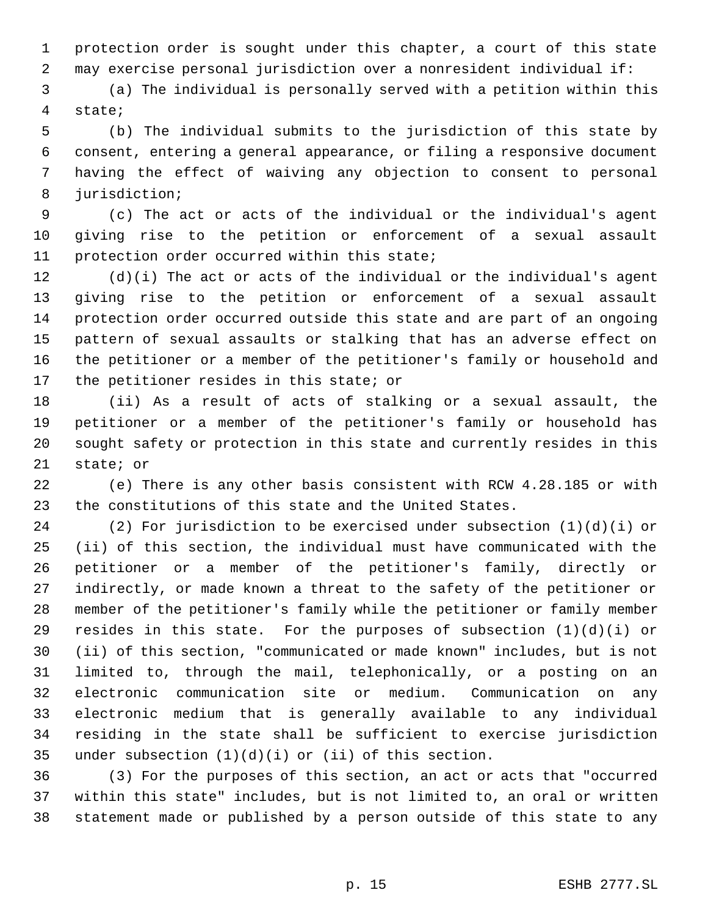protection order is sought under this chapter, a court of this state may exercise personal jurisdiction over a nonresident individual if:

(a) The individual is personally served with a petition within this state;

(b) The individual submits to the jurisdiction of this state by consent, entering a general appearance, or filing a responsive document having the effect of waiving any objection to consent to personal jurisdiction;

(c) The act or acts of the individual or the individual's agent giving rise to the petition or enforcement of a sexual assault protection order occurred within this state;

(d)(i) The act or acts of the individual or the individual's agent giving rise to the petition or enforcement of a sexual assault protection order occurred outside this state and are part of an ongoing pattern of sexual assaults or stalking that has an adverse effect on the petitioner or a member of the petitioner's family or household and the petitioner resides in this state; or

(ii) As a result of acts of stalking or a sexual assault, the petitioner or a member of the petitioner's family or household has sought safety or protection in this state and currently resides in this state; or

(e) There is any other basis consistent with RCW 4.28.185 or with the constitutions of this state and the United States.

(2) For jurisdiction to be exercised under subsection (1)(d)(i) or (ii) of this section, the individual must have communicated with the petitioner or a member of the petitioner's family, directly or indirectly, or made known a threat to the safety of the petitioner or member of the petitioner's family while the petitioner or family member resides in this state. For the purposes of subsection (1)(d)(i) or (ii) of this section, "communicated or made known" includes, but is not limited to, through the mail, telephonically, or a posting on an electronic communication site or medium. Communication on any electronic medium that is generally available to any individual residing in the state shall be sufficient to exercise jurisdiction under subsection (1)(d)(i) or (ii) of this section.

(3) For the purposes of this section, an act or acts that "occurred within this state" includes, but is not limited to, an oral or written statement made or published by a person outside of this state to any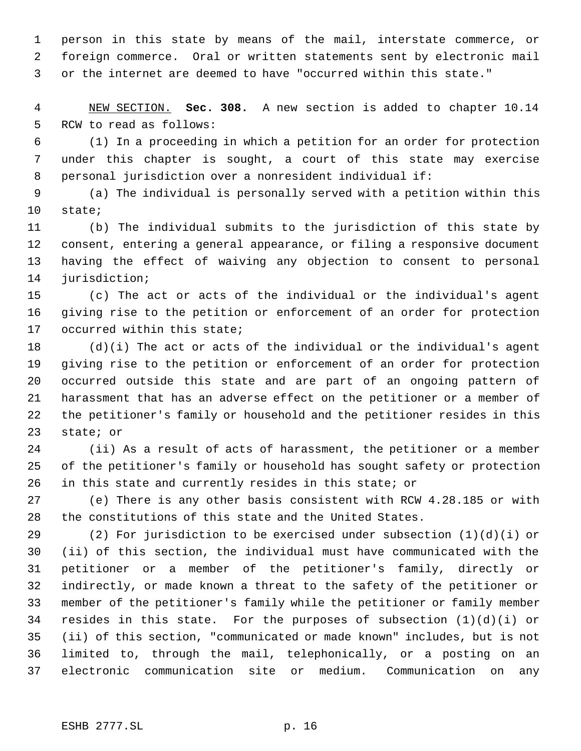person in this state by means of the mail, interstate commerce, or foreign commerce. Oral or written statements sent by electronic mail or the internet are deemed to have "occurred within this state."

NEW SECTION. **Sec. 308.** A new section is added to chapter 10.14 RCW to read as follows:

(1) In a proceeding in which a petition for an order for protection under this chapter is sought, a court of this state may exercise personal jurisdiction over a nonresident individual if:

(a) The individual is personally served with a petition within this state;

(b) The individual submits to the jurisdiction of this state by consent, entering a general appearance, or filing a responsive document having the effect of waiving any objection to consent to personal jurisdiction;

(c) The act or acts of the individual or the individual's agent giving rise to the petition or enforcement of an order for protection occurred within this state;

(d)(i) The act or acts of the individual or the individual's agent giving rise to the petition or enforcement of an order for protection occurred outside this state and are part of an ongoing pattern of harassment that has an adverse effect on the petitioner or a member of the petitioner's family or household and the petitioner resides in this state; or

(ii) As a result of acts of harassment, the petitioner or a member of the petitioner's family or household has sought safety or protection in this state and currently resides in this state; or

(e) There is any other basis consistent with RCW 4.28.185 or with the constitutions of this state and the United States.

(2) For jurisdiction to be exercised under subsection (1)(d)(i) or (ii) of this section, the individual must have communicated with the petitioner or a member of the petitioner's family, directly or indirectly, or made known a threat to the safety of the petitioner or member of the petitioner's family while the petitioner or family member resides in this state. For the purposes of subsection (1)(d)(i) or (ii) of this section, "communicated or made known" includes, but is not limited to, through the mail, telephonically, or a posting on an electronic communication site or medium. Communication on any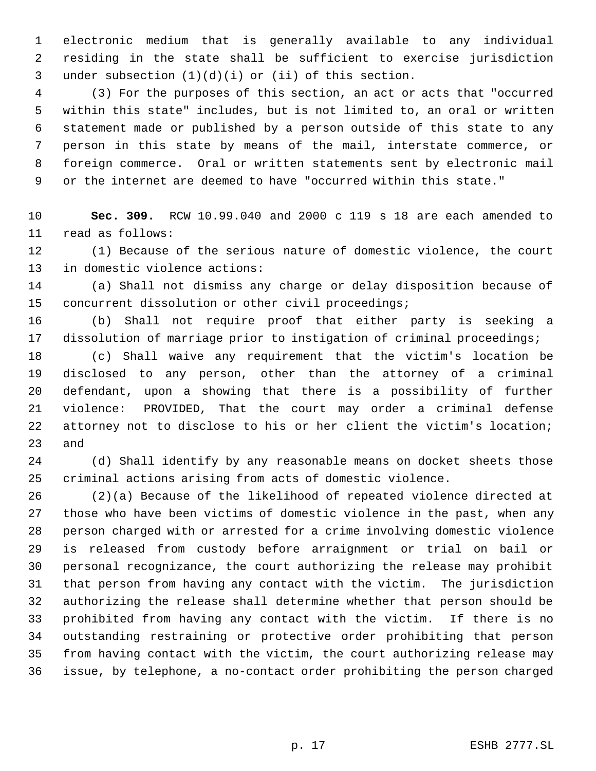electronic medium that is generally available to any individual residing in the state shall be sufficient to exercise jurisdiction under subsection (1)(d)(i) or (ii) of this section.

(3) For the purposes of this section, an act or acts that "occurred within this state" includes, but is not limited to, an oral or written statement made or published by a person outside of this state to any person in this state by means of the mail, interstate commerce, or foreign commerce. Oral or written statements sent by electronic mail or the internet are deemed to have "occurred within this state."

**Sec. 309.** RCW 10.99.040 and 2000 c 119 s 18 are each amended to read as follows:

(1) Because of the serious nature of domestic violence, the court in domestic violence actions:

(a) Shall not dismiss any charge or delay disposition because of concurrent dissolution or other civil proceedings;

(b) Shall not require proof that either party is seeking a dissolution of marriage prior to instigation of criminal proceedings;

(c) Shall waive any requirement that the victim's location be disclosed to any person, other than the attorney of a criminal defendant, upon a showing that there is a possibility of further violence: PROVIDED, That the court may order a criminal defense attorney not to disclose to his or her client the victim's location; and

(d) Shall identify by any reasonable means on docket sheets those criminal actions arising from acts of domestic violence.

(2)(a) Because of the likelihood of repeated violence directed at those who have been victims of domestic violence in the past, when any person charged with or arrested for a crime involving domestic violence is released from custody before arraignment or trial on bail or personal recognizance, the court authorizing the release may prohibit that person from having any contact with the victim. The jurisdiction authorizing the release shall determine whether that person should be prohibited from having any contact with the victim. If there is no outstanding restraining or protective order prohibiting that person from having contact with the victim, the court authorizing release may issue, by telephone, a no-contact order prohibiting the person charged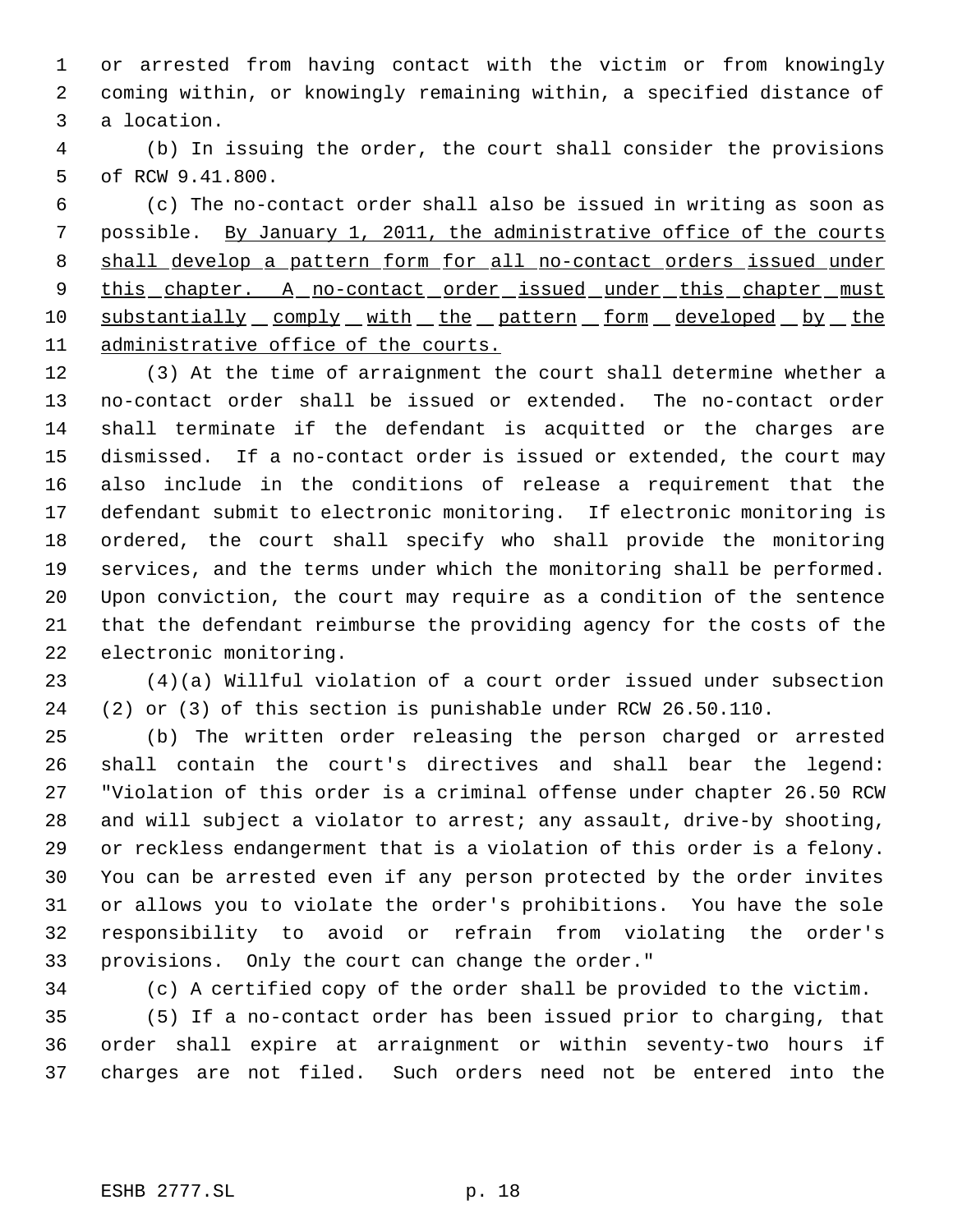or arrested from having contact with the victim or from knowingly coming within, or knowingly remaining within, a specified distance of a location.

(b) In issuing the order, the court shall consider the provisions of RCW 9.41.800.

(c) The no-contact order shall also be issued in writing as soon as possible. By January 1, 2011, the administrative office of the courts shall develop a pattern form for all no-contact orders issued under this chapter. A no-contact order issued under this chapter must substantially comply with the pattern form developed by the administrative office of the courts.

(3) At the time of arraignment the court shall determine whether a no-contact order shall be issued or extended. The no-contact order shall terminate if the defendant is acquitted or the charges are dismissed. If a no-contact order is issued or extended, the court may also include in the conditions of release a requirement that the defendant submit to electronic monitoring. If electronic monitoring is ordered, the court shall specify who shall provide the monitoring services, and the terms under which the monitoring shall be performed. Upon conviction, the court may require as a condition of the sentence that the defendant reimburse the providing agency for the costs of the electronic monitoring.

(4)(a) Willful violation of a court order issued under subsection (2) or (3) of this section is punishable under RCW 26.50.110.

(b) The written order releasing the person charged or arrested shall contain the court's directives and shall bear the legend: "Violation of this order is a criminal offense under chapter 26.50 RCW and will subject a violator to arrest; any assault, drive-by shooting, or reckless endangerment that is a violation of this order is a felony. You can be arrested even if any person protected by the order invites or allows you to violate the order's prohibitions. You have the sole responsibility to avoid or refrain from violating the order's provisions. Only the court can change the order."

(c) A certified copy of the order shall be provided to the victim.

(5) If a no-contact order has been issued prior to charging, that order shall expire at arraignment or within seventy-two hours if charges are not filed. Such orders need not be entered into the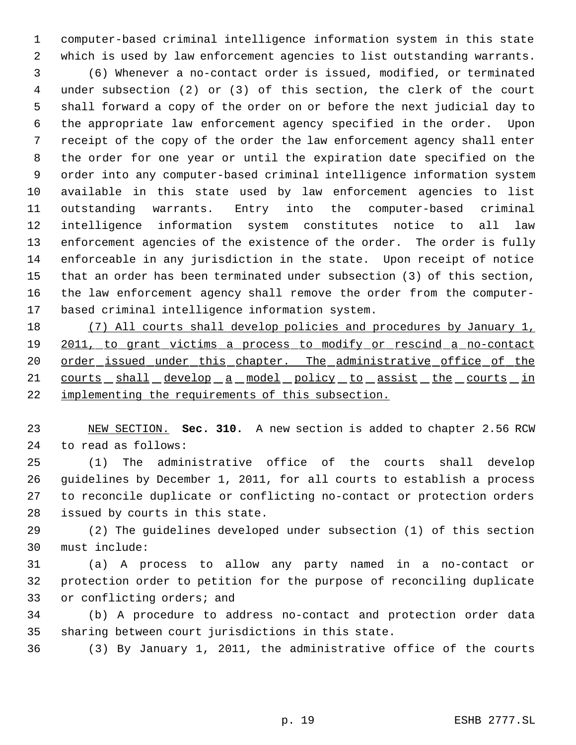computer-based criminal intelligence information system in this state which is used by law enforcement agencies to list outstanding warrants.

(6) Whenever a no-contact order is issued, modified, or terminated under subsection (2) or (3) of this section, the clerk of the court shall forward a copy of the order on or before the next judicial day to the appropriate law enforcement agency specified in the order. Upon receipt of the copy of the order the law enforcement agency shall enter the order for one year or until the expiration date specified on the order into any computer-based criminal intelligence information system available in this state used by law enforcement agencies to list outstanding warrants. Entry into the computer-based criminal intelligence information system constitutes notice to all law enforcement agencies of the existence of the order. The order is fully enforceable in any jurisdiction in the state. Upon receipt of notice that an order has been terminated under subsection (3) of this section, the law enforcement agency shall remove the order from the computer-based criminal intelligence information system.

<u>(7) All courts shall develop policies and procedures by January 1, 2011, to grant victims a process to modify or rescind a no-contact order issued under this chapter. The administrative office of the courts shall develop a model policy to assist the courts in implementing the requirements of this subsection.</u>

<u>NEW SECTION.</u> **Sec. 310.** A new section is added to chapter 2.56 RCW to read as follows:

(1) The administrative office of the courts shall develop guidelines by December 1, 2011, for all courts to establish a process to reconcile duplicate or conflicting no-contact or protection orders issued by courts in this state.

(2) The guidelines developed under subsection (1) of this section must include:

(a) A process to allow any party named in a no-contact or protection order to petition for the purpose of reconciling duplicate or conflicting orders; and

(b) A procedure to address no-contact and protection order data sharing between court jurisdictions in this state.

(3) By January 1, 2011, the administrative office of the courts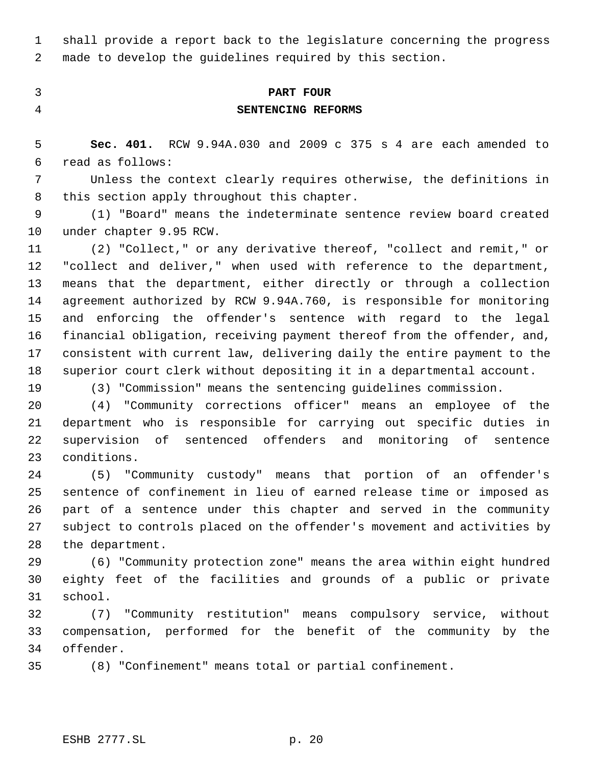shall provide a report back to the legislature concerning the progress made to develop the guidelines required by this section.

## PART FOUR
## SENTENCING REFORMS

**Sec. 401.** RCW 9.94A.030 and 2009 c 375 s 4 are each amended to read as follows:

Unless the context clearly requires otherwise, the definitions in this section apply throughout this chapter.

(1) "Board" means the indeterminate sentence review board created under chapter 9.95 RCW.

(2) "Collect," or any derivative thereof, "collect and remit," or "collect and deliver," when used with reference to the department, means that the department, either directly or through a collection agreement authorized by RCW 9.94A.760, is responsible for monitoring and enforcing the offender's sentence with regard to the legal financial obligation, receiving payment thereof from the offender, and, consistent with current law, delivering daily the entire payment to the superior court clerk without depositing it in a departmental account.

(3) "Commission" means the sentencing guidelines commission.

(4) "Community corrections officer" means an employee of the department who is responsible for carrying out specific duties in supervision of sentenced offenders and monitoring of sentence conditions.

(5) "Community custody" means that portion of an offender's sentence of confinement in lieu of earned release time or imposed as part of a sentence under this chapter and served in the community subject to controls placed on the offender's movement and activities by the department.

(6) "Community protection zone" means the area within eight hundred eighty feet of the facilities and grounds of a public or private school.

(7) "Community restitution" means compulsory service, without compensation, performed for the benefit of the community by the offender.

(8) "Confinement" means total or partial confinement.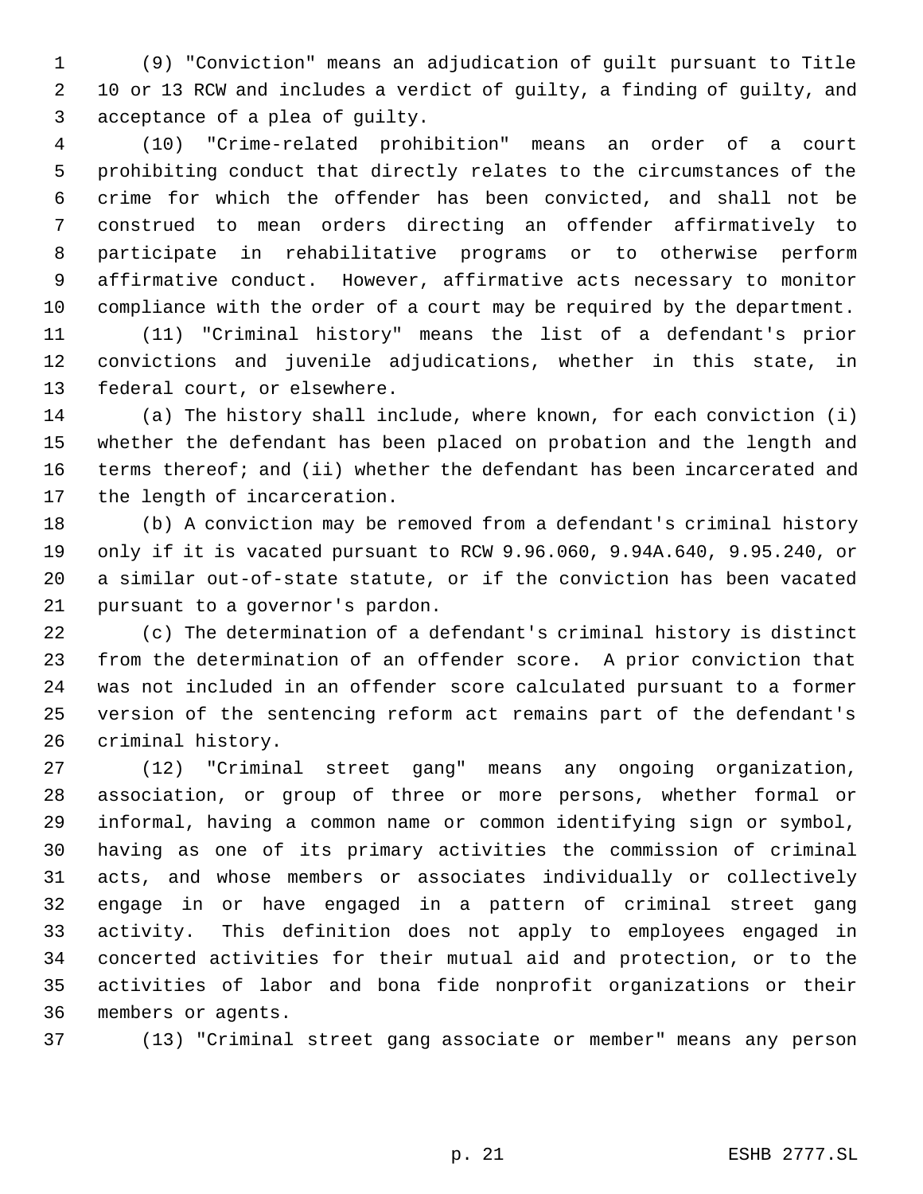(9) "Conviction" means an adjudication of guilt pursuant to Title 10 or 13 RCW and includes a verdict of guilty, a finding of guilty, and acceptance of a plea of guilty.

(10) "Crime-related prohibition" means an order of a court prohibiting conduct that directly relates to the circumstances of the crime for which the offender has been convicted, and shall not be construed to mean orders directing an offender affirmatively to participate in rehabilitative programs or to otherwise perform affirmative conduct. However, affirmative acts necessary to monitor compliance with the order of a court may be required by the department.

(11) "Criminal history" means the list of a defendant's prior convictions and juvenile adjudications, whether in this state, in federal court, or elsewhere.

(a) The history shall include, where known, for each conviction (i) whether the defendant has been placed on probation and the length and terms thereof; and (ii) whether the defendant has been incarcerated and the length of incarceration.

(b) A conviction may be removed from a defendant's criminal history only if it is vacated pursuant to RCW 9.96.060, 9.94A.640, 9.95.240, or a similar out-of-state statute, or if the conviction has been vacated pursuant to a governor's pardon.

(c) The determination of a defendant's criminal history is distinct from the determination of an offender score. A prior conviction that was not included in an offender score calculated pursuant to a former version of the sentencing reform act remains part of the defendant's criminal history.

(12) "Criminal street gang" means any ongoing organization, association, or group of three or more persons, whether formal or informal, having a common name or common identifying sign or symbol, having as one of its primary activities the commission of criminal acts, and whose members or associates individually or collectively engage in or have engaged in a pattern of criminal street gang activity. This definition does not apply to employees engaged in concerted activities for their mutual aid and protection, or to the activities of labor and bona fide nonprofit organizations or their members or agents.

(13) "Criminal street gang associate or member" means any person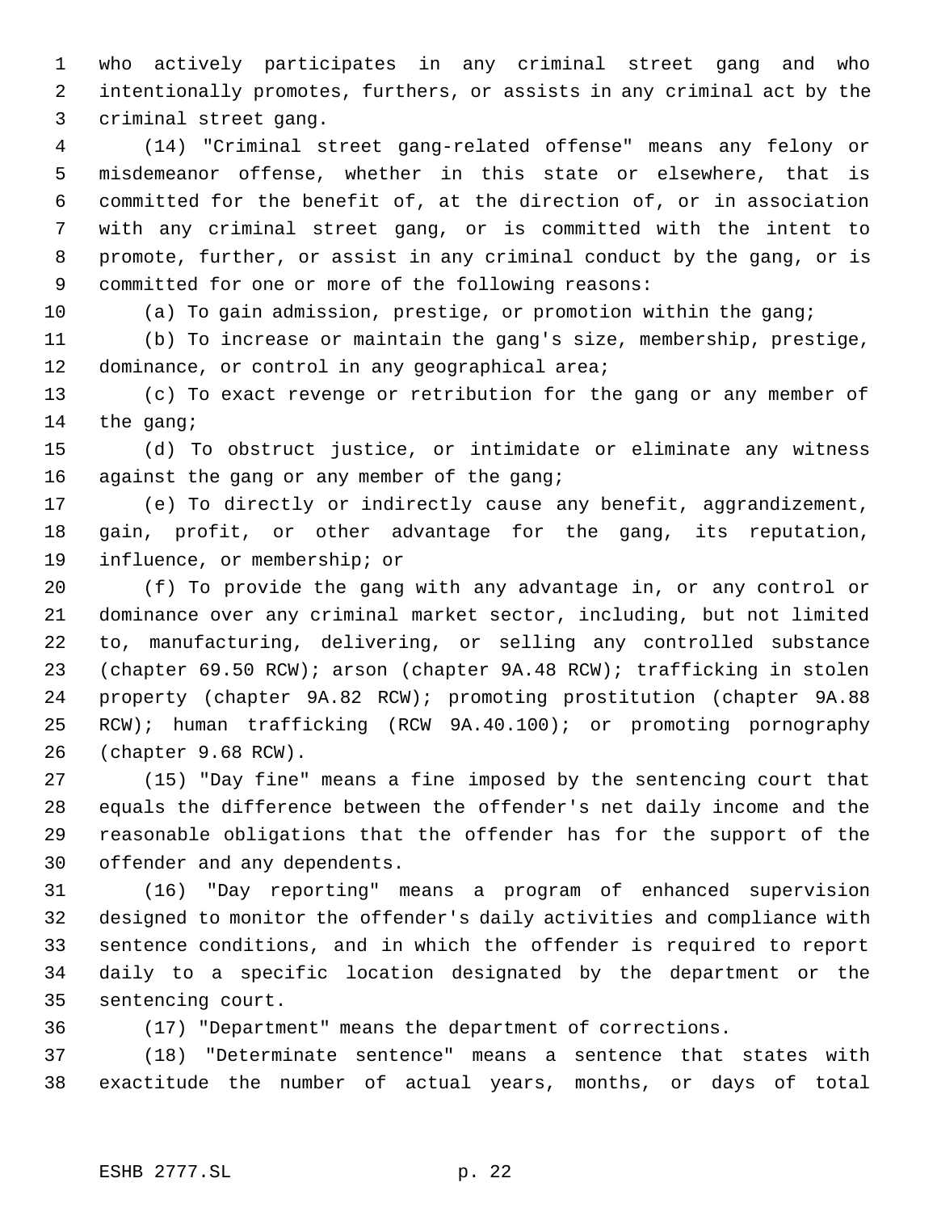who actively participates in any criminal street gang and who intentionally promotes, furthers, or assists in any criminal act by the criminal street gang.

(14) "Criminal street gang-related offense" means any felony or misdemeanor offense, whether in this state or elsewhere, that is committed for the benefit of, at the direction of, or in association with any criminal street gang, or is committed with the intent to promote, further, or assist in any criminal conduct by the gang, or is committed for one or more of the following reasons:

(a) To gain admission, prestige, or promotion within the gang;

(b) To increase or maintain the gang's size, membership, prestige, dominance, or control in any geographical area;

(c) To exact revenge or retribution for the gang or any member of the gang;

(d) To obstruct justice, or intimidate or eliminate any witness against the gang or any member of the gang;

(e) To directly or indirectly cause any benefit, aggrandizement, gain, profit, or other advantage for the gang, its reputation, influence, or membership; or

(f) To provide the gang with any advantage in, or any control or dominance over any criminal market sector, including, but not limited to, manufacturing, delivering, or selling any controlled substance (chapter 69.50 RCW); arson (chapter 9A.48 RCW); trafficking in stolen property (chapter 9A.82 RCW); promoting prostitution (chapter 9A.88 RCW); human trafficking (RCW 9A.40.100); or promoting pornography (chapter 9.68 RCW).

(15) "Day fine" means a fine imposed by the sentencing court that equals the difference between the offender's net daily income and the reasonable obligations that the offender has for the support of the offender and any dependents.

(16) "Day reporting" means a program of enhanced supervision designed to monitor the offender's daily activities and compliance with sentence conditions, and in which the offender is required to report daily to a specific location designated by the department or the sentencing court.

(17) "Department" means the department of corrections.

(18) "Determinate sentence" means a sentence that states with exactitude the number of actual years, months, or days of total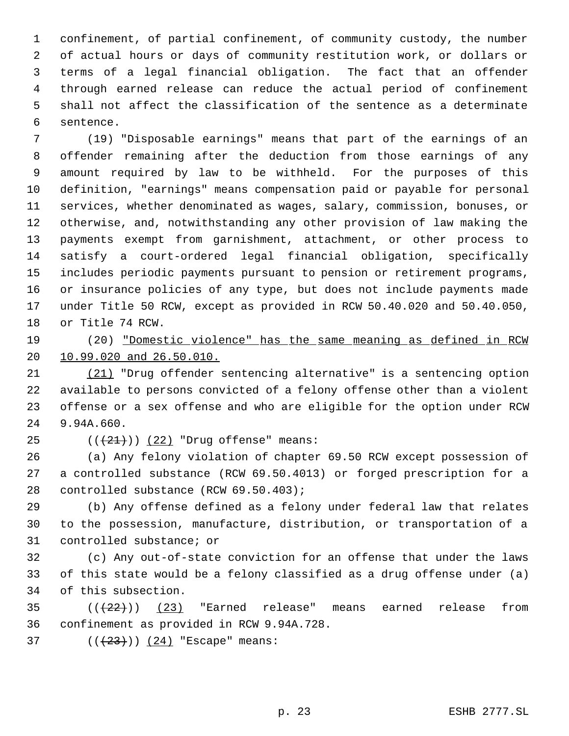confinement, of partial confinement, of community custody, the number of actual hours or days of community restitution work, or dollars or terms of a legal financial obligation. The fact that an offender through earned release can reduce the actual period of confinement shall not affect the classification of the sentence as a determinate sentence.

(19) "Disposable earnings" means that part of the earnings of an offender remaining after the deduction from those earnings of any amount required by law to be withheld. For the purposes of this definition, "earnings" means compensation paid or payable for personal services, whether denominated as wages, salary, commission, bonuses, or otherwise, and, notwithstanding any other provision of law making the payments exempt from garnishment, attachment, or other process to satisfy a court-ordered legal financial obligation, specifically includes periodic payments pursuant to pension or retirement programs, or insurance policies of any type, but does not include payments made under Title 50 RCW, except as provided in RCW 50.40.020 and 50.40.050, or Title 74 RCW.

(20) "Domestic violence" has the same meaning as defined in RCW 10.99.020 and 26.50.010.

(21) "Drug offender sentencing alternative" is a sentencing option available to persons convicted of a felony offense other than a violent offense or a sex offense and who are eligible for the option under RCW 9.94A.660.

(((21))) (22) "Drug offense" means:

(a) Any felony violation of chapter 69.50 RCW except possession of a controlled substance (RCW 69.50.4013) or forged prescription for a controlled substance (RCW 69.50.403);

(b) Any offense defined as a felony under federal law that relates to the possession, manufacture, distribution, or transportation of a controlled substance; or

(c) Any out-of-state conviction for an offense that under the laws of this state would be a felony classified as a drug offense under (a) of this subsection.

(((22))) (23) "Earned release" means earned release from confinement as provided in RCW 9.94A.728.

(((23))) (24) "Escape" means: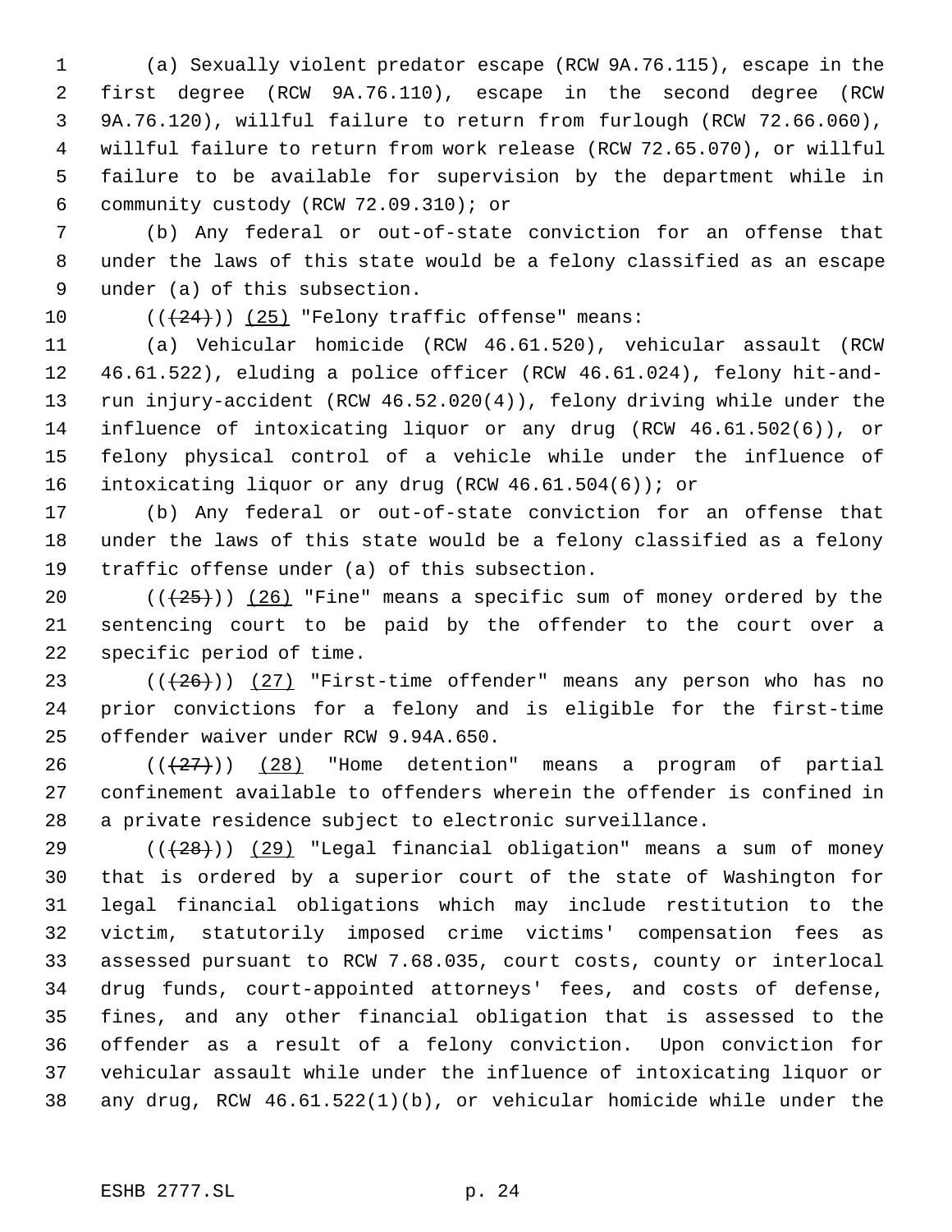(a) Sexually violent predator escape (RCW 9A.76.115), escape in the first degree (RCW 9A.76.110), escape in the second degree (RCW 9A.76.120), willful failure to return from furlough (RCW 72.66.060), willful failure to return from work release (RCW 72.65.070), or willful failure to be available for supervision by the department while in community custody (RCW 72.09.310); or

(b) Any federal or out-of-state conviction for an offense that under the laws of this state would be a felony classified as an escape under (a) of this subsection.

((~~(24)~~)) (25) "Felony traffic offense" means:

(a) Vehicular homicide (RCW 46.61.520), vehicular assault (RCW 46.61.522), eluding a police officer (RCW 46.61.024), felony hit-and-run injury-accident (RCW 46.52.020(4)), felony driving while under the influence of intoxicating liquor or any drug (RCW 46.61.502(6)), or felony physical control of a vehicle while under the influence of intoxicating liquor or any drug (RCW 46.61.504(6)); or

(b) Any federal or out-of-state conviction for an offense that under the laws of this state would be a felony classified as a felony traffic offense under (a) of this subsection.

((~~(25)~~)) (26) "Fine" means a specific sum of money ordered by the sentencing court to be paid by the offender to the court over a specific period of time.

((~~(26)~~)) (27) "First-time offender" means any person who has no prior convictions for a felony and is eligible for the first-time offender waiver under RCW 9.94A.650.

((~~(27)~~)) (28) "Home detention" means a program of partial confinement available to offenders wherein the offender is confined in a private residence subject to electronic surveillance.

((~~(28)~~)) (29) "Legal financial obligation" means a sum of money that is ordered by a superior court of the state of Washington for legal financial obligations which may include restitution to the victim, statutorily imposed crime victims' compensation fees as assessed pursuant to RCW 7.68.035, court costs, county or interlocal drug funds, court-appointed attorneys' fees, and costs of defense, fines, and any other financial obligation that is assessed to the offender as a result of a felony conviction. Upon conviction for vehicular assault while under the influence of intoxicating liquor or any drug, RCW 46.61.522(1)(b), or vehicular homicide while under the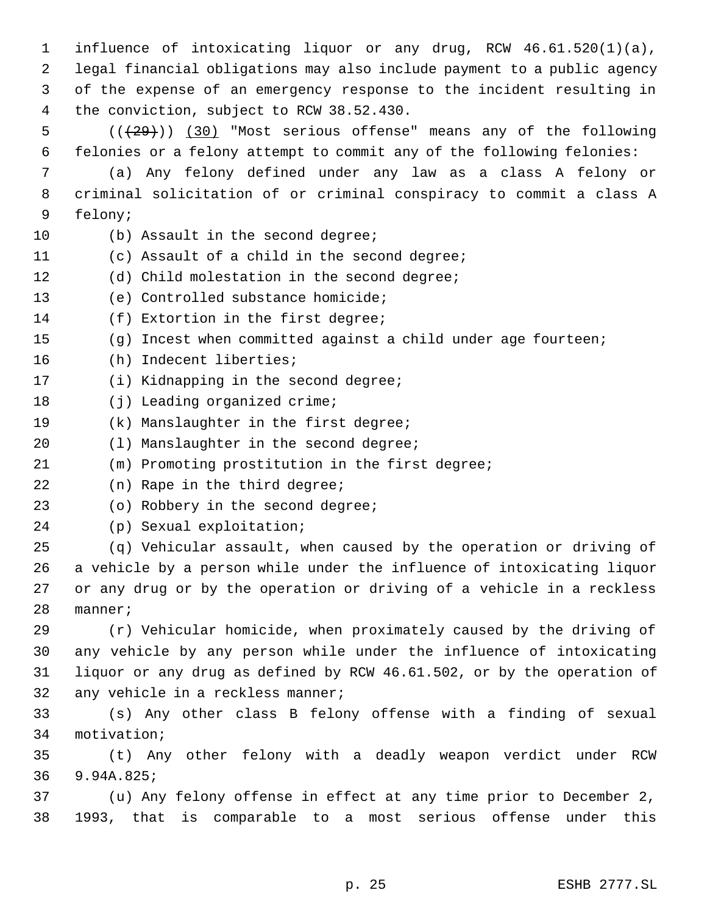influence of intoxicating liquor or any drug, RCW 46.61.520(1)(a), legal financial obligations may also include payment to a public agency of the expense of an emergency response to the incident resulting in the conviction, subject to RCW 38.52.430.

(( ~~(29)~~ )) (30) "Most serious offense" means any of the following felonies or a felony attempt to commit any of the following felonies:

(a) Any felony defined under any law as a class A felony or criminal solicitation of or criminal conspiracy to commit a class A felony;

(b) Assault in the second degree;

(c) Assault of a child in the second degree;

(d) Child molestation in the second degree;

(e) Controlled substance homicide;

(f) Extortion in the first degree;

(g) Incest when committed against a child under age fourteen;

(h) Indecent liberties;

(i) Kidnapping in the second degree;

(j) Leading organized crime;

(k) Manslaughter in the first degree;

(l) Manslaughter in the second degree;

(m) Promoting prostitution in the first degree;

(n) Rape in the third degree;

(o) Robbery in the second degree;

(p) Sexual exploitation;

(q) Vehicular assault, when caused by the operation or driving of a vehicle by a person while under the influence of intoxicating liquor or any drug or by the operation or driving of a vehicle in a reckless manner;

(r) Vehicular homicide, when proximately caused by the driving of any vehicle by any person while under the influence of intoxicating liquor or any drug as defined by RCW 46.61.502, or by the operation of any vehicle in a reckless manner;

(s) Any other class B felony offense with a finding of sexual motivation;

(t) Any other felony with a deadly weapon verdict under RCW 9.94A.825;

(u) Any felony offense in effect at any time prior to December 2, 1993, that is comparable to a most serious offense under this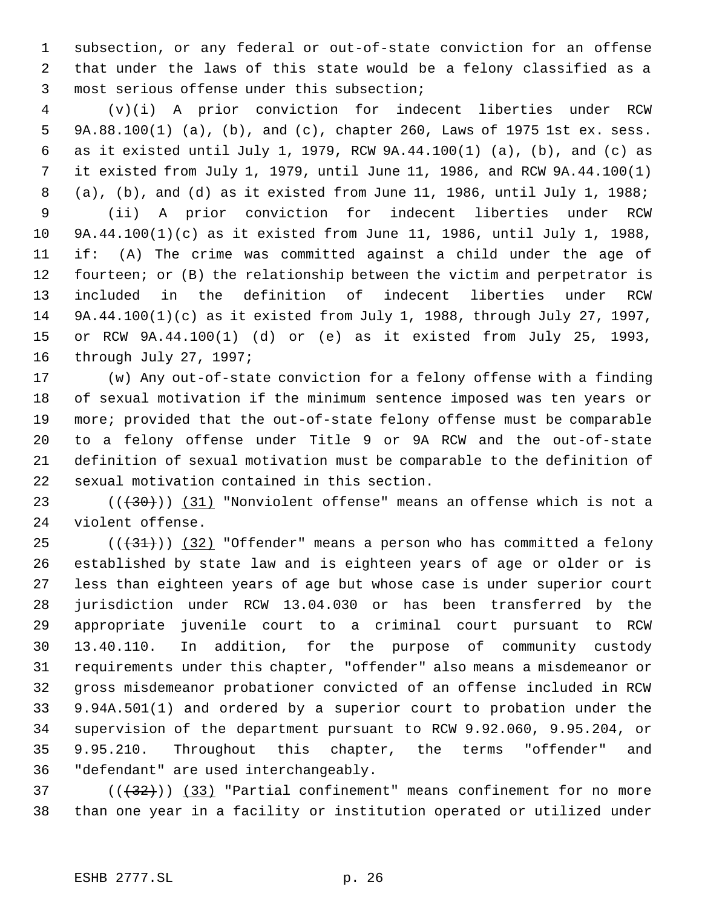subsection, or any federal or out-of-state conviction for an offense that under the laws of this state would be a felony classified as a most serious offense under this subsection;

(v)(i) A prior conviction for indecent liberties under RCW 9A.88.100(1) (a), (b), and (c), chapter 260, Laws of 1975 1st ex. sess. as it existed until July 1, 1979, RCW 9A.44.100(1) (a), (b), and (c) as it existed from July 1, 1979, until June 11, 1986, and RCW 9A.44.100(1) (a), (b), and (d) as it existed from June 11, 1986, until July 1, 1988;

(ii) A prior conviction for indecent liberties under RCW 9A.44.100(1)(c) as it existed from June 11, 1986, until July 1, 1988, if: (A) The crime was committed against a child under the age of fourteen; or (B) the relationship between the victim and perpetrator is included in the definition of indecent liberties under RCW 9A.44.100(1)(c) as it existed from July 1, 1988, through July 27, 1997, or RCW 9A.44.100(1) (d) or (e) as it existed from July 25, 1993, through July 27, 1997;

(w) Any out-of-state conviction for a felony offense with a finding of sexual motivation if the minimum sentence imposed was ten years or more; provided that the out-of-state felony offense must be comparable to a felony offense under Title 9 or 9A RCW and the out-of-state definition of sexual motivation must be comparable to the definition of sexual motivation contained in this section.

(((30))) (31) "Nonviolent offense" means an offense which is not a violent offense.

(((31))) (32) "Offender" means a person who has committed a felony established by state law and is eighteen years of age or older or is less than eighteen years of age but whose case is under superior court jurisdiction under RCW 13.04.030 or has been transferred by the appropriate juvenile court to a criminal court pursuant to RCW 13.40.110. In addition, for the purpose of community custody requirements under this chapter, "offender" also means a misdemeanor or gross misdemeanor probationer convicted of an offense included in RCW 9.94A.501(1) and ordered by a superior court to probation under the supervision of the department pursuant to RCW 9.92.060, 9.95.204, or 9.95.210. Throughout this chapter, the terms "offender" and "defendant" are used interchangeably.

(((32))) (33) "Partial confinement" means confinement for no more than one year in a facility or institution operated or utilized under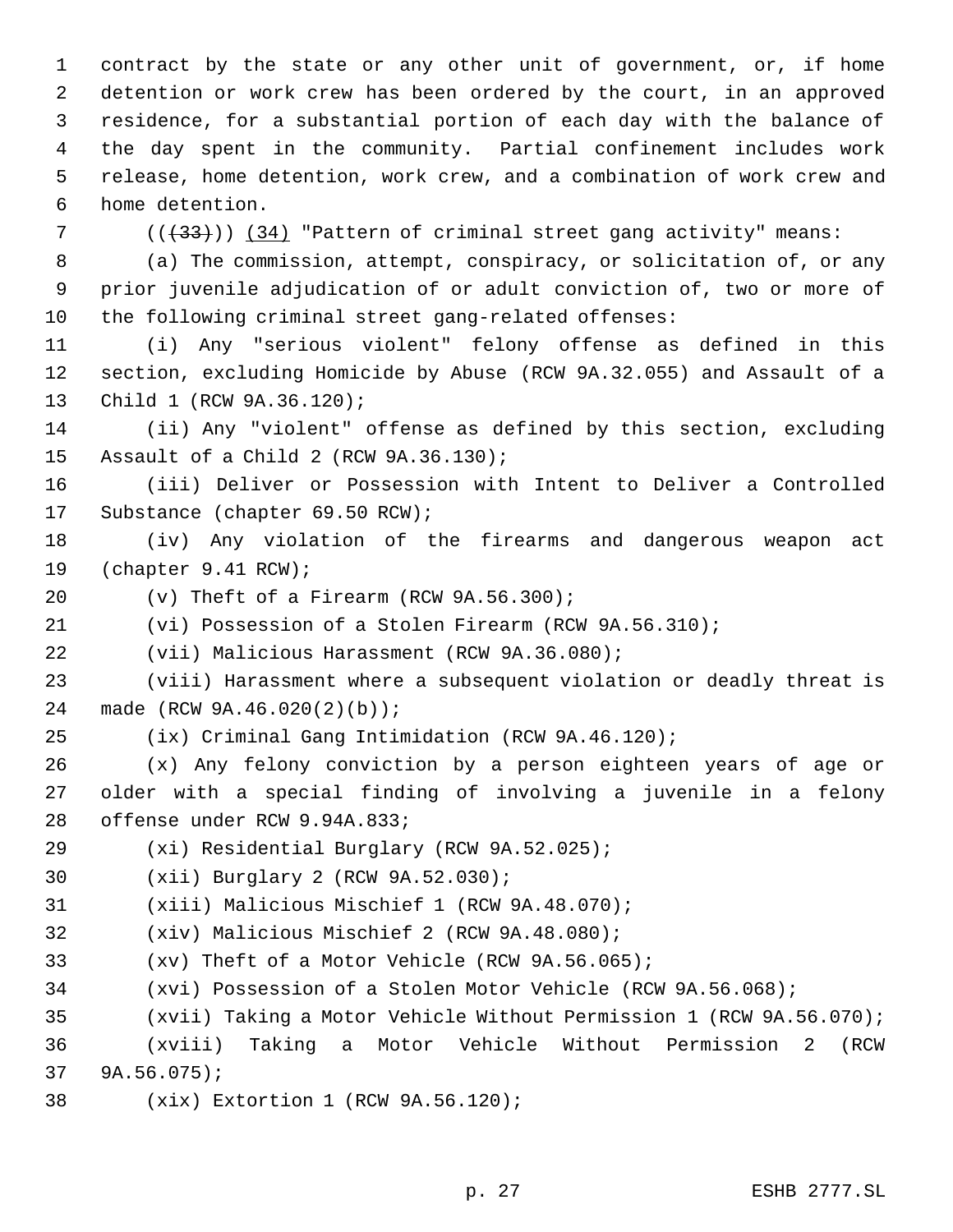contract by the state or any other unit of government, or, if home detention or work crew has been ordered by the court, in an approved residence, for a substantial portion of each day with the balance of the day spent in the community. Partial confinement includes work release, home detention, work crew, and a combination of work crew and home detention.

(( ~~(33)~~ )) (34) "Pattern of criminal street gang activity" means:

(a) The commission, attempt, conspiracy, or solicitation of, or any prior juvenile adjudication of or adult conviction of, two or more of the following criminal street gang-related offenses:

(i) Any "serious violent" felony offense as defined in this section, excluding Homicide by Abuse (RCW 9A.32.055) and Assault of a Child 1 (RCW 9A.36.120);

(ii) Any "violent" offense as defined by this section, excluding Assault of a Child 2 (RCW 9A.36.130);

(iii) Deliver or Possession with Intent to Deliver a Controlled Substance (chapter 69.50 RCW);

(iv) Any violation of the firearms and dangerous weapon act (chapter 9.41 RCW);

(v) Theft of a Firearm (RCW 9A.56.300);

(vi) Possession of a Stolen Firearm (RCW 9A.56.310);

(vii) Malicious Harassment (RCW 9A.36.080);

(viii) Harassment where a subsequent violation or deadly threat is made (RCW 9A.46.020(2)(b));

(ix) Criminal Gang Intimidation (RCW 9A.46.120);

(x) Any felony conviction by a person eighteen years of age or older with a special finding of involving a juvenile in a felony offense under RCW 9.94A.833;

(xi) Residential Burglary (RCW 9A.52.025);

(xii) Burglary 2 (RCW 9A.52.030);

(xiii) Malicious Mischief 1 (RCW 9A.48.070);

(xiv) Malicious Mischief 2 (RCW 9A.48.080);

(xv) Theft of a Motor Vehicle (RCW 9A.56.065);

(xvi) Possession of a Stolen Motor Vehicle (RCW 9A.56.068);

(xvii) Taking a Motor Vehicle Without Permission 1 (RCW 9A.56.070);

(xviii) Taking a Motor Vehicle Without Permission 2 (RCW 9A.56.075);

(xix) Extortion 1 (RCW 9A.56.120);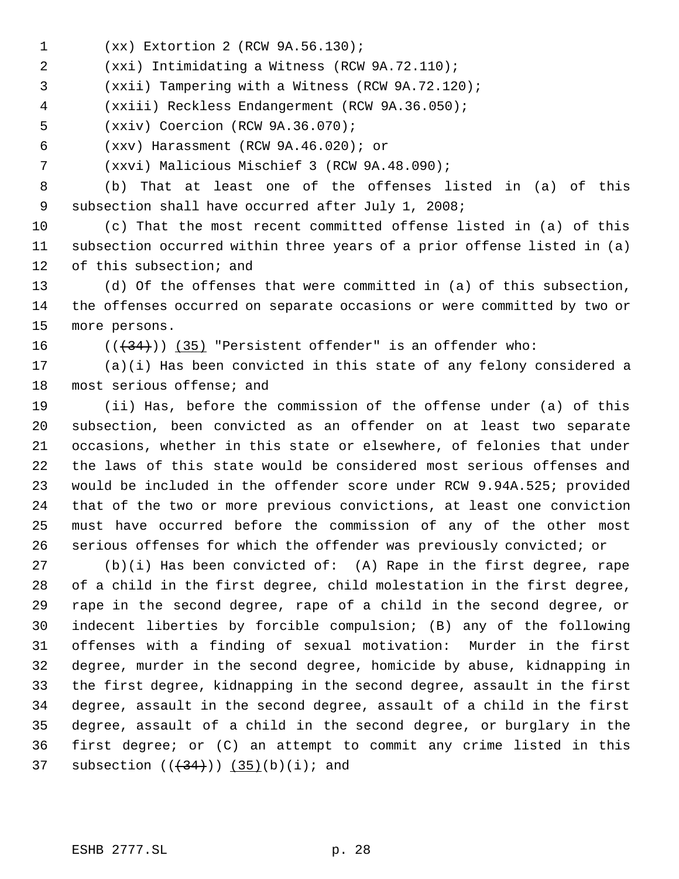(xx) Extortion 2 (RCW 9A.56.130);

(xxi) Intimidating a Witness (RCW 9A.72.110);

(xxii) Tampering with a Witness (RCW 9A.72.120);

(xxiii) Reckless Endangerment (RCW 9A.36.050);

(xxiv) Coercion (RCW 9A.36.070);

(xxv) Harassment (RCW 9A.46.020); or

(xxvi) Malicious Mischief 3 (RCW 9A.48.090);

(b) That at least one of the offenses listed in (a) of this subsection shall have occurred after July 1, 2008;

(c) That the most recent committed offense listed in (a) of this subsection occurred within three years of a prior offense listed in (a) of this subsection; and

(d) Of the offenses that were committed in (a) of this subsection, the offenses occurred on separate occasions or were committed by two or more persons.

(((34))) (35) "Persistent offender" is an offender who:

(a)(i) Has been convicted in this state of any felony considered a most serious offense; and

(ii) Has, before the commission of the offense under (a) of this subsection, been convicted as an offender on at least two separate occasions, whether in this state or elsewhere, of felonies that under the laws of this state would be considered most serious offenses and would be included in the offender score under RCW 9.94A.525; provided that of the two or more previous convictions, at least one conviction must have occurred before the commission of any of the other most serious offenses for which the offender was previously convicted; or

(b)(i) Has been convicted of: (A) Rape in the first degree, rape of a child in the first degree, child molestation in the first degree, rape in the second degree, rape of a child in the second degree, or indecent liberties by forcible compulsion; (B) any of the following offenses with a finding of sexual motivation: Murder in the first degree, murder in the second degree, homicide by abuse, kidnapping in the first degree, kidnapping in the second degree, assault in the first degree, assault in the second degree, assault of a child in the first degree, assault of a child in the second degree, or burglary in the first degree; or (C) an attempt to commit any crime listed in this subsection (((34))) (35)(b)(i); and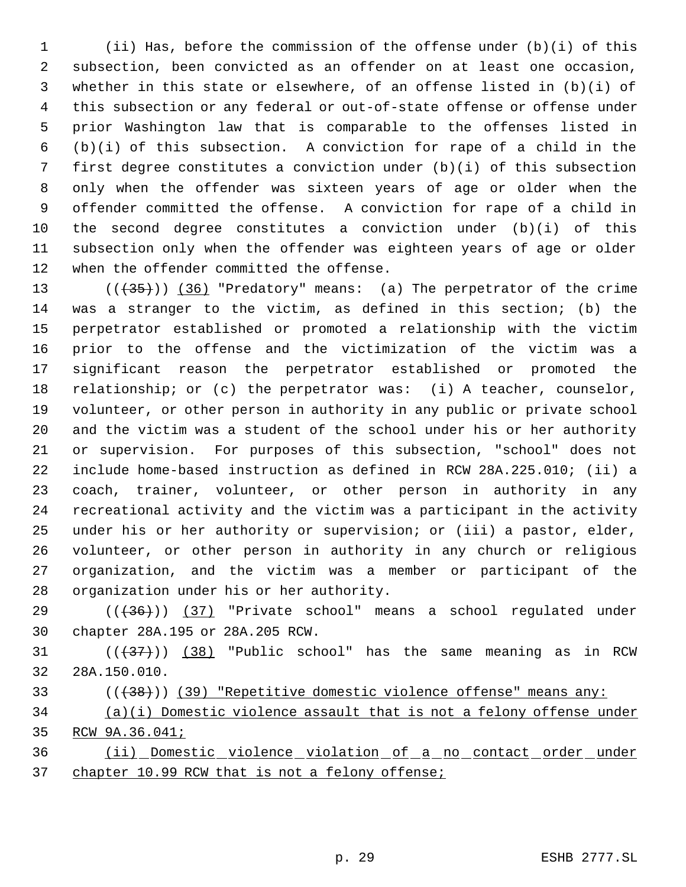(ii) Has, before the commission of the offense under (b)(i) of this subsection, been convicted as an offender on at least one occasion, whether in this state or elsewhere, of an offense listed in (b)(i) of this subsection or any federal or out-of-state offense or offense under prior Washington law that is comparable to the offenses listed in (b)(i) of this subsection. A conviction for rape of a child in the first degree constitutes a conviction under (b)(i) of this subsection only when the offender was sixteen years of age or older when the offender committed the offense. A conviction for rape of a child in the second degree constitutes a conviction under (b)(i) of this subsection only when the offender was eighteen years of age or older when the offender committed the offense.

~~((35))~~ (36) "Predatory" means: (a) The perpetrator of the crime was a stranger to the victim, as defined in this section; (b) the perpetrator established or promoted a relationship with the victim prior to the offense and the victimization of the victim was a significant reason the perpetrator established or promoted the relationship; or (c) the perpetrator was: (i) A teacher, counselor, volunteer, or other person in authority in any public or private school and the victim was a student of the school under his or her authority or supervision. For purposes of this subsection, "school" does not include home-based instruction as defined in RCW 28A.225.010; (ii) a coach, trainer, volunteer, or other person in authority in any recreational activity and the victim was a participant in the activity under his or her authority or supervision; or (iii) a pastor, elder, volunteer, or other person in authority in any church or religious organization, and the victim was a member or participant of the organization under his or her authority.

~~((36))~~ (37) "Private school" means a school regulated under chapter 28A.195 or 28A.205 RCW.

~~((37))~~ (38) "Public school" has the same meaning as in RCW 28A.150.010.

~~((38))~~ (39) "Repetitive domestic violence offense" means any:

(a)(i) Domestic violence assault that is not a felony offense under RCW 9A.36.041;

(ii) Domestic violence violation of a no contact order under chapter 10.99 RCW that is not a felony offense;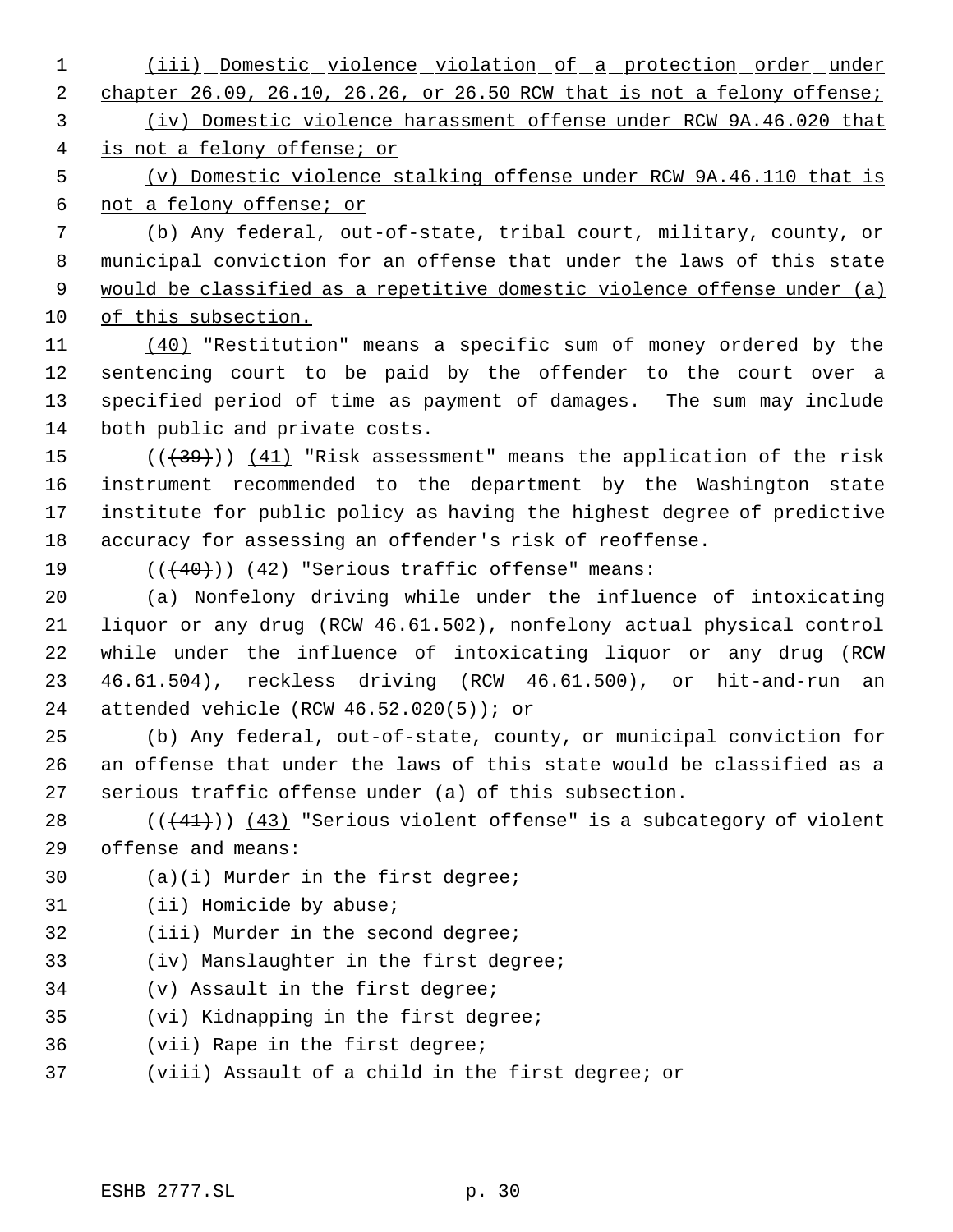(iii) Domestic violence violation of a protection order under chapter 26.09, 26.10, 26.26, or 26.50 RCW that is not a felony offense;

(iv) Domestic violence harassment offense under RCW 9A.46.020 that is not a felony offense; or

(v) Domestic violence stalking offense under RCW 9A.46.110 that is not a felony offense; or

(b) Any federal, out-of-state, tribal court, military, county, or municipal conviction for an offense that under the laws of this state would be classified as a repetitive domestic violence offense under (a) of this subsection.

(40) "Restitution" means a specific sum of money ordered by the sentencing court to be paid by the offender to the court over a specified period of time as payment of damages. The sum may include both public and private costs.

(((39))) (41) "Risk assessment" means the application of the risk instrument recommended to the department by the Washington state institute for public policy as having the highest degree of predictive accuracy for assessing an offender's risk of reoffense.

(((40))) (42) "Serious traffic offense" means:

(a) Nonfelony driving while under the influence of intoxicating liquor or any drug (RCW 46.61.502), nonfelony actual physical control while under the influence of intoxicating liquor or any drug (RCW 46.61.504), reckless driving (RCW 46.61.500), or hit-and-run an attended vehicle (RCW 46.52.020(5)); or

(b) Any federal, out-of-state, county, or municipal conviction for an offense that under the laws of this state would be classified as a serious traffic offense under (a) of this subsection.

(((41))) (43) "Serious violent offense" is a subcategory of violent offense and means:

(a)(i) Murder in the first degree;

(ii) Homicide by abuse;

(iii) Murder in the second degree;

(iv) Manslaughter in the first degree;

(v) Assault in the first degree;

(vi) Kidnapping in the first degree;

(vii) Rape in the first degree;

(viii) Assault of a child in the first degree; or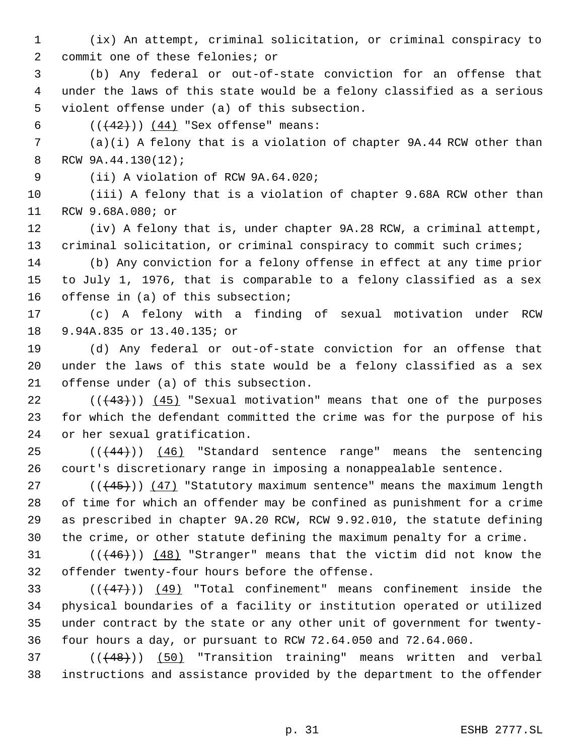(ix) An attempt, criminal solicitation, or criminal conspiracy to commit one of these felonies; or

(b) Any federal or out-of-state conviction for an offense that under the laws of this state would be a felony classified as a serious violent offense under (a) of this subsection.

(((42))) (44) "Sex offense" means:

(a)(i) A felony that is a violation of chapter 9A.44 RCW other than RCW 9A.44.130(12);

(ii) A violation of RCW 9A.64.020;

(iii) A felony that is a violation of chapter 9.68A RCW other than RCW 9.68A.080; or

(iv) A felony that is, under chapter 9A.28 RCW, a criminal attempt, criminal solicitation, or criminal conspiracy to commit such crimes;

(b) Any conviction for a felony offense in effect at any time prior to July 1, 1976, that is comparable to a felony classified as a sex offense in (a) of this subsection;

(c) A felony with a finding of sexual motivation under RCW 9.94A.835 or 13.40.135; or

(d) Any federal or out-of-state conviction for an offense that under the laws of this state would be a felony classified as a sex offense under (a) of this subsection.

(((43))) (45) "Sexual motivation" means that one of the purposes for which the defendant committed the crime was for the purpose of his or her sexual gratification.

(((44))) (46) "Standard sentence range" means the sentencing court's discretionary range in imposing a nonappealable sentence.

(((45))) (47) "Statutory maximum sentence" means the maximum length of time for which an offender may be confined as punishment for a crime as prescribed in chapter 9A.20 RCW, RCW 9.92.010, the statute defining the crime, or other statute defining the maximum penalty for a crime.

(((46))) (48) "Stranger" means that the victim did not know the offender twenty-four hours before the offense.

(((47))) (49) "Total confinement" means confinement inside the physical boundaries of a facility or institution operated or utilized under contract by the state or any other unit of government for twenty-four hours a day, or pursuant to RCW 72.64.050 and 72.64.060.

(((48))) (50) "Transition training" means written and verbal instructions and assistance provided by the department to the offender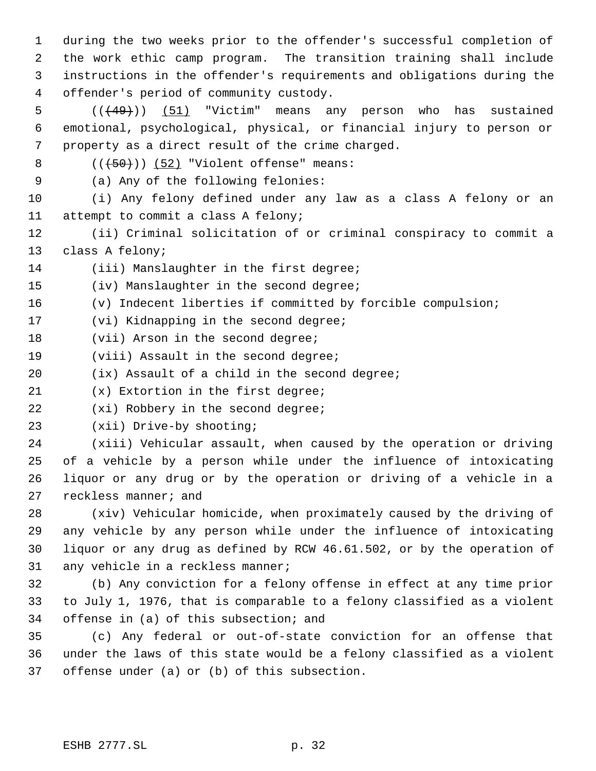during the two weeks prior to the offender's successful completion of the work ethic camp program. The transition training shall include instructions in the offender's requirements and obligations during the offender's period of community custody.

(((49))) (51) "Victim" means any person who has sustained emotional, psychological, physical, or financial injury to person or property as a direct result of the crime charged.

(((50))) (52) "Violent offense" means:

(a) Any of the following felonies:

(i) Any felony defined under any law as a class A felony or an attempt to commit a class A felony;

(ii) Criminal solicitation of or criminal conspiracy to commit a class A felony;

(iii) Manslaughter in the first degree;

(iv) Manslaughter in the second degree;

(v) Indecent liberties if committed by forcible compulsion;

(vi) Kidnapping in the second degree;

(vii) Arson in the second degree;

(viii) Assault in the second degree;

(ix) Assault of a child in the second degree;

(x) Extortion in the first degree;

(xi) Robbery in the second degree;

(xii) Drive-by shooting;

(xiii) Vehicular assault, when caused by the operation or driving of a vehicle by a person while under the influence of intoxicating liquor or any drug or by the operation or driving of a vehicle in a reckless manner; and

(xiv) Vehicular homicide, when proximately caused by the driving of any vehicle by any person while under the influence of intoxicating liquor or any drug as defined by RCW 46.61.502, or by the operation of any vehicle in a reckless manner;

(b) Any conviction for a felony offense in effect at any time prior to July 1, 1976, that is comparable to a felony classified as a violent offense in (a) of this subsection; and

(c) Any federal or out-of-state conviction for an offense that under the laws of this state would be a felony classified as a violent offense under (a) or (b) of this subsection.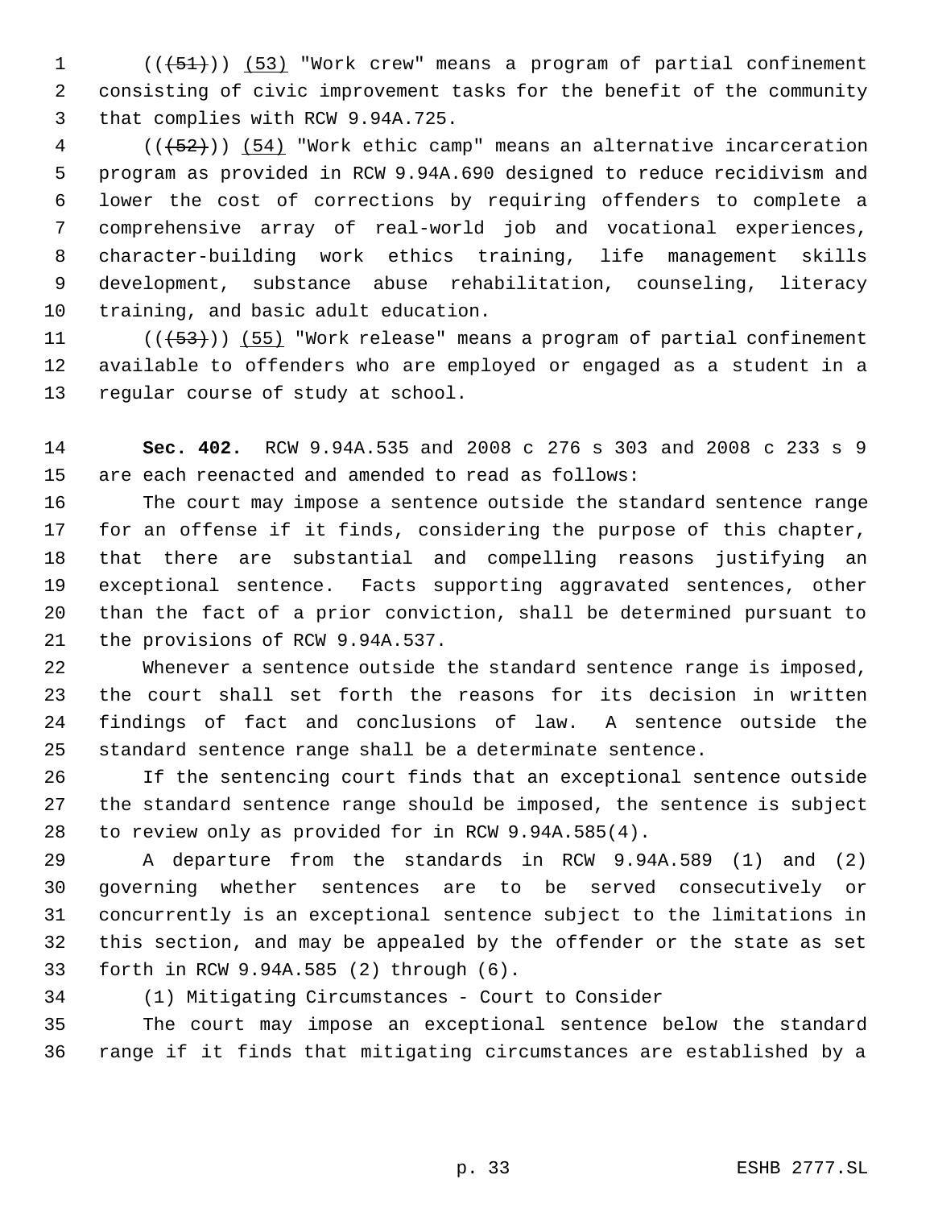((~~(51)~~)) (53) "Work crew" means a program of partial confinement consisting of civic improvement tasks for the benefit of the community that complies with RCW 9.94A.725.

((~~(52)~~)) (54) "Work ethic camp" means an alternative incarceration program as provided in RCW 9.94A.690 designed to reduce recidivism and lower the cost of corrections by requiring offenders to complete a comprehensive array of real-world job and vocational experiences, character-building work ethics training, life management skills development, substance abuse rehabilitation, counseling, literacy training, and basic adult education.

((~~(53)~~)) (55) "Work release" means a program of partial confinement available to offenders who are employed or engaged as a student in a regular course of study at school.

**Sec. 402.** RCW 9.94A.535 and 2008 c 276 s 303 and 2008 c 233 s 9 are each reenacted and amended to read as follows:

The court may impose a sentence outside the standard sentence range for an offense if it finds, considering the purpose of this chapter, that there are substantial and compelling reasons justifying an exceptional sentence. Facts supporting aggravated sentences, other than the fact of a prior conviction, shall be determined pursuant to the provisions of RCW 9.94A.537.

Whenever a sentence outside the standard sentence range is imposed, the court shall set forth the reasons for its decision in written findings of fact and conclusions of law. A sentence outside the standard sentence range shall be a determinate sentence.

If the sentencing court finds that an exceptional sentence outside the standard sentence range should be imposed, the sentence is subject to review only as provided for in RCW 9.94A.585(4).

A departure from the standards in RCW 9.94A.589 (1) and (2) governing whether sentences are to be served consecutively or concurrently is an exceptional sentence subject to the limitations in this section, and may be appealed by the offender or the state as set forth in RCW 9.94A.585 (2) through (6).

(1) Mitigating Circumstances - Court to Consider

The court may impose an exceptional sentence below the standard range if it finds that mitigating circumstances are established by a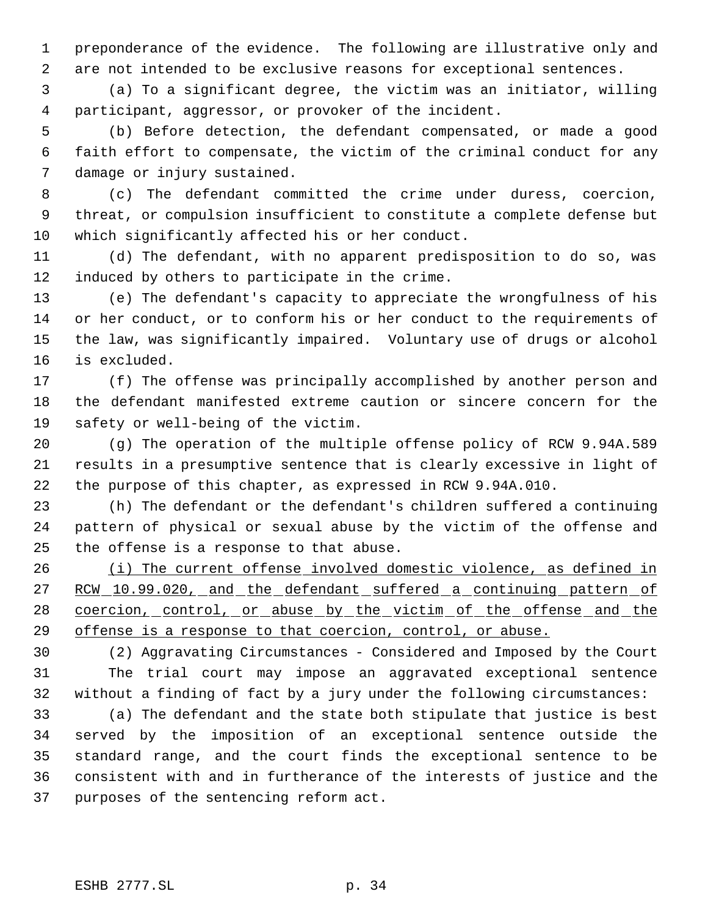preponderance of the evidence. The following are illustrative only and are not intended to be exclusive reasons for exceptional sentences.

(a) To a significant degree, the victim was an initiator, willing participant, aggressor, or provoker of the incident.

(b) Before detection, the defendant compensated, or made a good faith effort to compensate, the victim of the criminal conduct for any damage or injury sustained.

(c) The defendant committed the crime under duress, coercion, threat, or compulsion insufficient to constitute a complete defense but which significantly affected his or her conduct.

(d) The defendant, with no apparent predisposition to do so, was induced by others to participate in the crime.

(e) The defendant's capacity to appreciate the wrongfulness of his or her conduct, or to conform his or her conduct to the requirements of the law, was significantly impaired. Voluntary use of drugs or alcohol is excluded.

(f) The offense was principally accomplished by another person and the defendant manifested extreme caution or sincere concern for the safety or well-being of the victim.

(g) The operation of the multiple offense policy of RCW 9.94A.589 results in a presumptive sentence that is clearly excessive in light of the purpose of this chapter, as expressed in RCW 9.94A.010.

(h) The defendant or the defendant's children suffered a continuing pattern of physical or sexual abuse by the victim of the offense and the offense is a response to that abuse.

<u>(i) The current offense involved domestic violence, as defined in RCW 10.99.020, and the defendant suffered a continuing pattern of coercion, control, or abuse by the victim of the offense and the offense is a response to that coercion, control, or abuse.</u>

(2) Aggravating Circumstances - Considered and Imposed by the Court

The trial court may impose an aggravated exceptional sentence without a finding of fact by a jury under the following circumstances:

(a) The defendant and the state both stipulate that justice is best served by the imposition of an exceptional sentence outside the standard range, and the court finds the exceptional sentence to be consistent with and in furtherance of the interests of justice and the purposes of the sentencing reform act.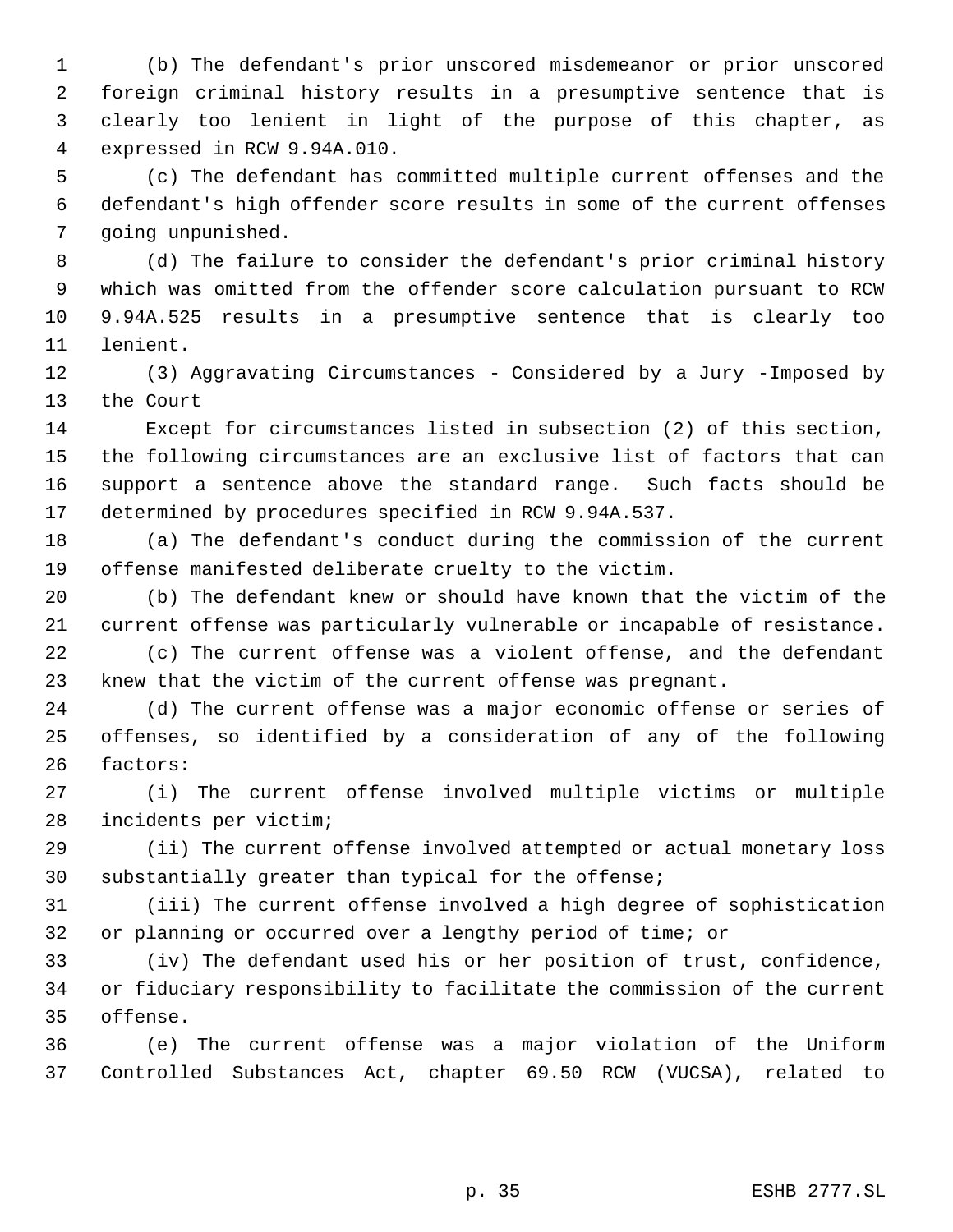(b) The defendant's prior unscored misdemeanor or prior unscored foreign criminal history results in a presumptive sentence that is clearly too lenient in light of the purpose of this chapter, as expressed in RCW 9.94A.010.

(c) The defendant has committed multiple current offenses and the defendant's high offender score results in some of the current offenses going unpunished.

(d) The failure to consider the defendant's prior criminal history which was omitted from the offender score calculation pursuant to RCW 9.94A.525 results in a presumptive sentence that is clearly too lenient.

(3) Aggravating Circumstances - Considered by a Jury -Imposed by the Court

Except for circumstances listed in subsection (2) of this section, the following circumstances are an exclusive list of factors that can support a sentence above the standard range. Such facts should be determined by procedures specified in RCW 9.94A.537.

(a) The defendant's conduct during the commission of the current offense manifested deliberate cruelty to the victim.

(b) The defendant knew or should have known that the victim of the current offense was particularly vulnerable or incapable of resistance.

(c) The current offense was a violent offense, and the defendant knew that the victim of the current offense was pregnant.

(d) The current offense was a major economic offense or series of offenses, so identified by a consideration of any of the following factors:

(i) The current offense involved multiple victims or multiple incidents per victim;

(ii) The current offense involved attempted or actual monetary loss substantially greater than typical for the offense;

(iii) The current offense involved a high degree of sophistication or planning or occurred over a lengthy period of time; or

(iv) The defendant used his or her position of trust, confidence, or fiduciary responsibility to facilitate the commission of the current offense.

(e) The current offense was a major violation of the Uniform Controlled Substances Act, chapter 69.50 RCW (VUCSA), related to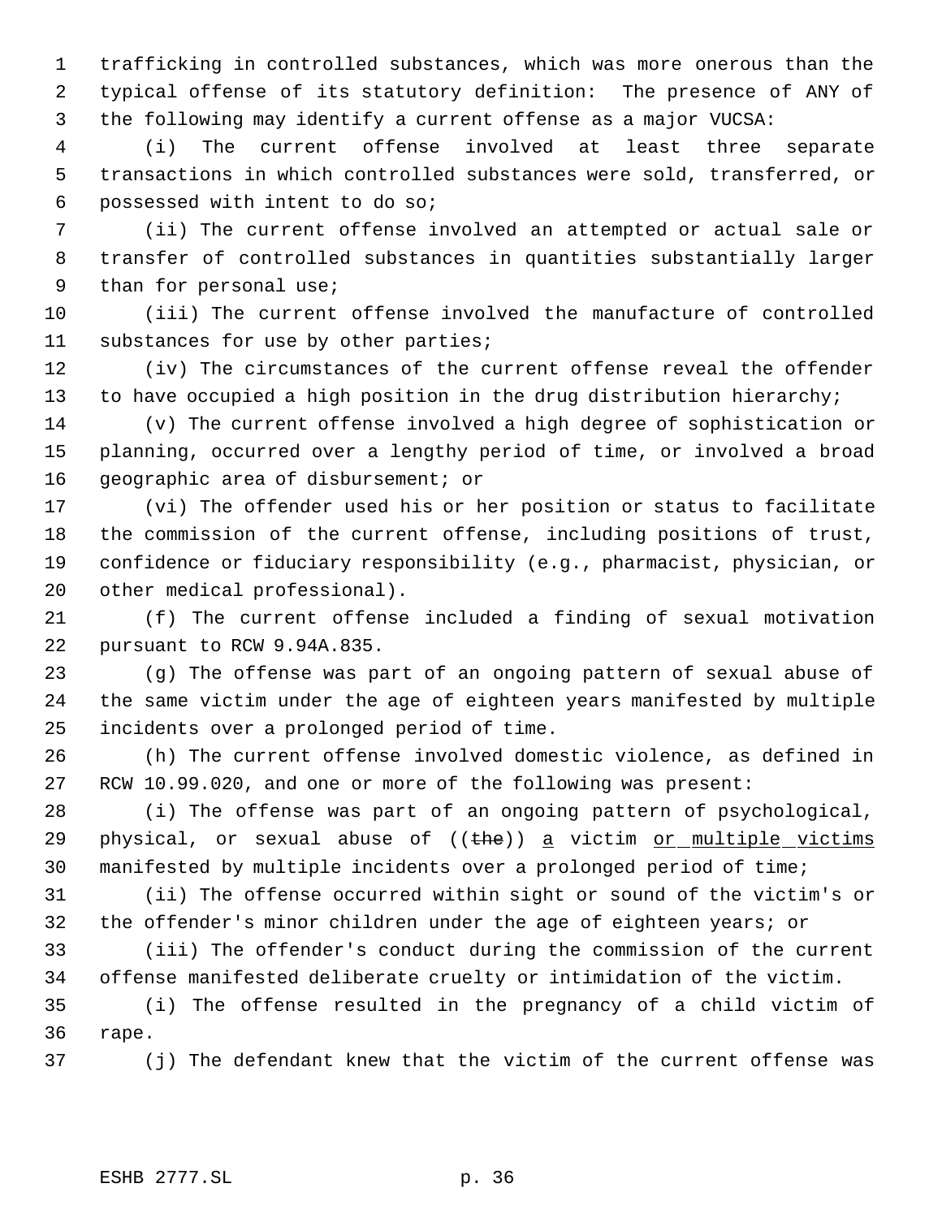trafficking in controlled substances, which was more onerous than the typical offense of its statutory definition: The presence of ANY of the following may identify a current offense as a major VUCSA:

(i) The current offense involved at least three separate transactions in which controlled substances were sold, transferred, or possessed with intent to do so;

(ii) The current offense involved an attempted or actual sale or transfer of controlled substances in quantities substantially larger than for personal use;

(iii) The current offense involved the manufacture of controlled substances for use by other parties;

(iv) The circumstances of the current offense reveal the offender to have occupied a high position in the drug distribution hierarchy;

(v) The current offense involved a high degree of sophistication or planning, occurred over a lengthy period of time, or involved a broad geographic area of disbursement; or

(vi) The offender used his or her position or status to facilitate the commission of the current offense, including positions of trust, confidence or fiduciary responsibility (e.g., pharmacist, physician, or other medical professional).

(f) The current offense included a finding of sexual motivation pursuant to RCW 9.94A.835.

(g) The offense was part of an ongoing pattern of sexual abuse of the same victim under the age of eighteen years manifested by multiple incidents over a prolonged period of time.

(h) The current offense involved domestic violence, as defined in RCW 10.99.020, and one or more of the following was present:

(i) The offense was part of an ongoing pattern of psychological, physical, or sexual abuse of ((~~the~~)) a victim or multiple victims manifested by multiple incidents over a prolonged period of time;

(ii) The offense occurred within sight or sound of the victim's or the offender's minor children under the age of eighteen years; or

(iii) The offender's conduct during the commission of the current offense manifested deliberate cruelty or intimidation of the victim.

(i) The offense resulted in the pregnancy of a child victim of rape.

(j) The defendant knew that the victim of the current offense was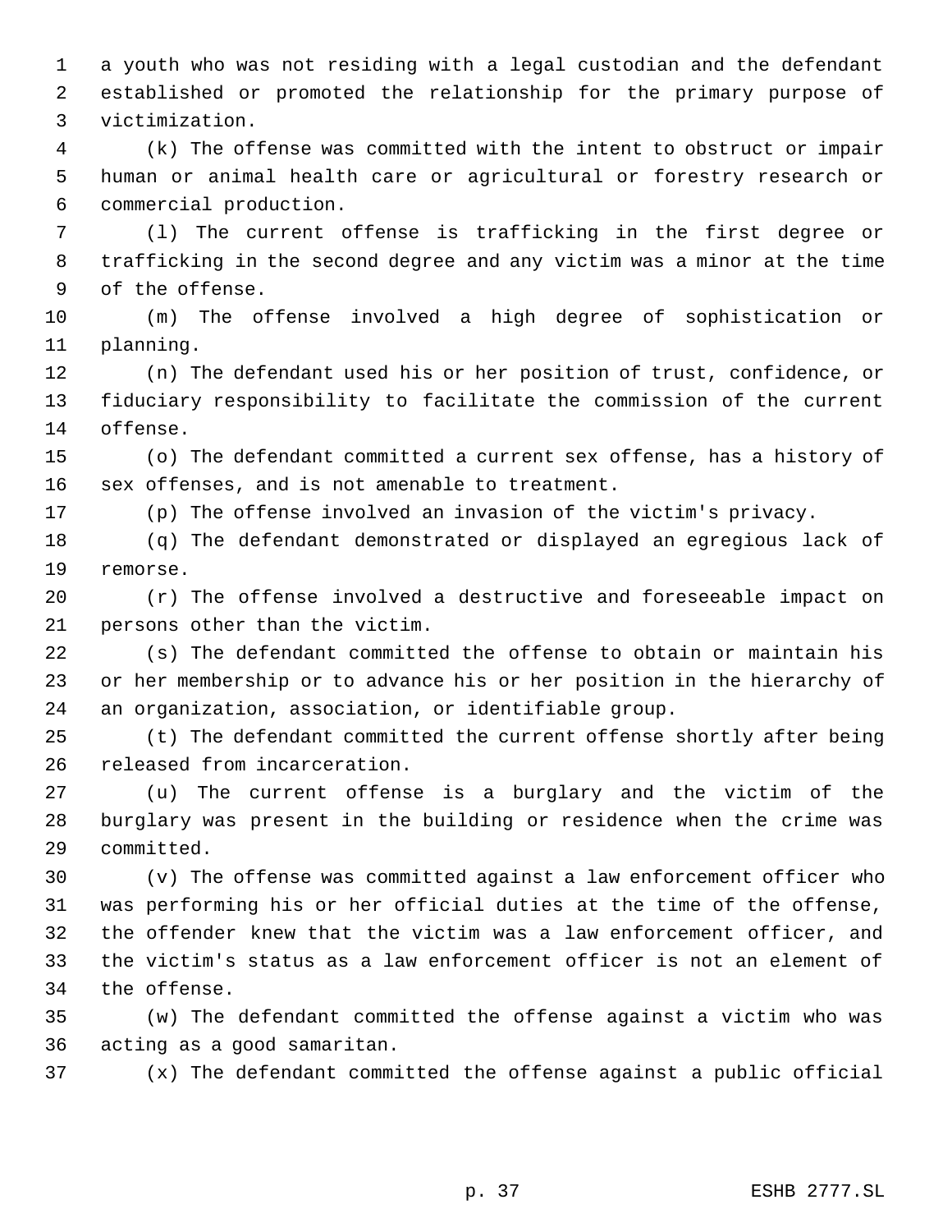a youth who was not residing with a legal custodian and the defendant established or promoted the relationship for the primary purpose of victimization.

(k) The offense was committed with the intent to obstruct or impair human or animal health care or agricultural or forestry research or commercial production.

(l) The current offense is trafficking in the first degree or trafficking in the second degree and any victim was a minor at the time of the offense.

(m) The offense involved a high degree of sophistication or planning.

(n) The defendant used his or her position of trust, confidence, or fiduciary responsibility to facilitate the commission of the current offense.

(o) The defendant committed a current sex offense, has a history of sex offenses, and is not amenable to treatment.

(p) The offense involved an invasion of the victim's privacy.

(q) The defendant demonstrated or displayed an egregious lack of remorse.

(r) The offense involved a destructive and foreseeable impact on persons other than the victim.

(s) The defendant committed the offense to obtain or maintain his or her membership or to advance his or her position in the hierarchy of an organization, association, or identifiable group.

(t) The defendant committed the current offense shortly after being released from incarceration.

(u) The current offense is a burglary and the victim of the burglary was present in the building or residence when the crime was committed.

(v) The offense was committed against a law enforcement officer who was performing his or her official duties at the time of the offense, the offender knew that the victim was a law enforcement officer, and the victim's status as a law enforcement officer is not an element of the offense.

(w) The defendant committed the offense against a victim who was acting as a good samaritan.

(x) The defendant committed the offense against a public official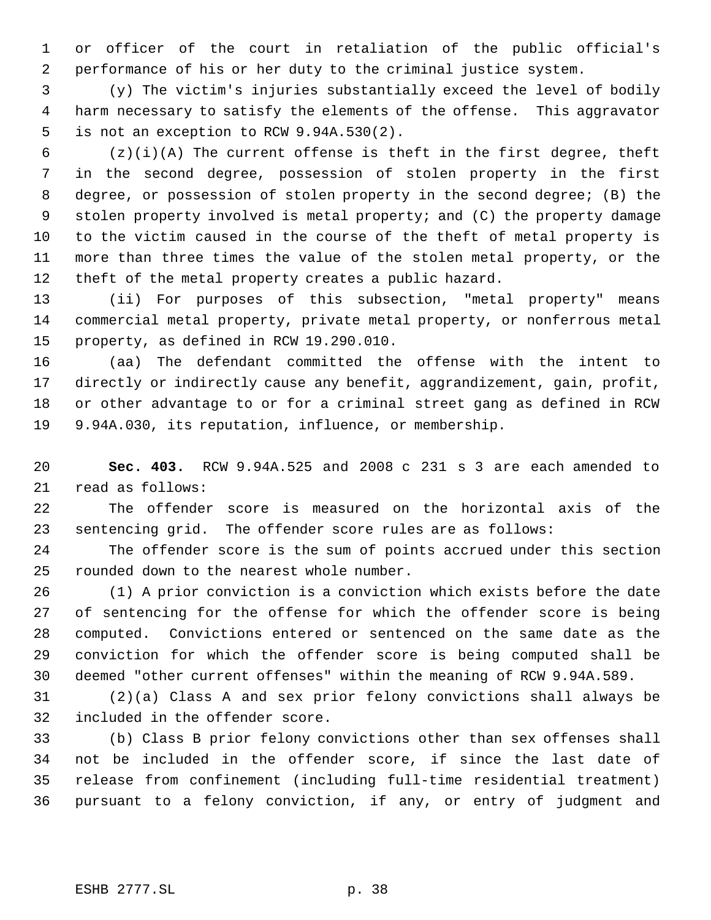or officer of the court in retaliation of the public official's performance of his or her duty to the criminal justice system.

(y) The victim's injuries substantially exceed the level of bodily harm necessary to satisfy the elements of the offense. This aggravator is not an exception to RCW 9.94A.530(2).

(z)(i)(A) The current offense is theft in the first degree, theft in the second degree, possession of stolen property in the first degree, or possession of stolen property in the second degree; (B) the stolen property involved is metal property; and (C) the property damage to the victim caused in the course of the theft of metal property is more than three times the value of the stolen metal property, or the theft of the metal property creates a public hazard.

(ii) For purposes of this subsection, "metal property" means commercial metal property, private metal property, or nonferrous metal property, as defined in RCW 19.290.010.

(aa) The defendant committed the offense with the intent to directly or indirectly cause any benefit, aggrandizement, gain, profit, or other advantage to or for a criminal street gang as defined in RCW 9.94A.030, its reputation, influence, or membership.

**Sec. 403.** RCW 9.94A.525 and 2008 c 231 s 3 are each amended to read as follows:

The offender score is measured on the horizontal axis of the sentencing grid. The offender score rules are as follows:

The offender score is the sum of points accrued under this section rounded down to the nearest whole number.

(1) A prior conviction is a conviction which exists before the date of sentencing for the offense for which the offender score is being computed. Convictions entered or sentenced on the same date as the conviction for which the offender score is being computed shall be deemed "other current offenses" within the meaning of RCW 9.94A.589.

(2)(a) Class A and sex prior felony convictions shall always be included in the offender score.

(b) Class B prior felony convictions other than sex offenses shall not be included in the offender score, if since the last date of release from confinement (including full-time residential treatment) pursuant to a felony conviction, if any, or entry of judgment and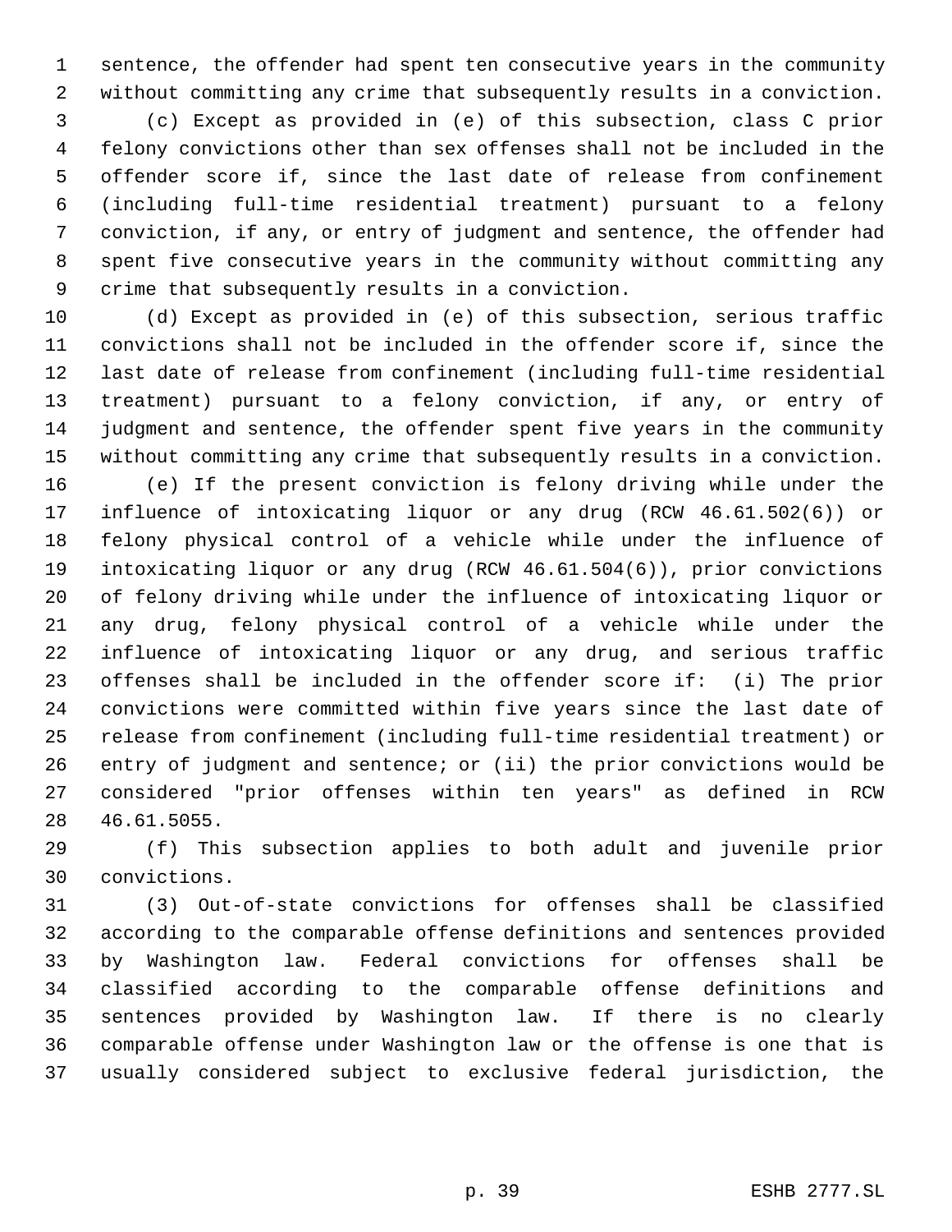sentence, the offender had spent ten consecutive years in the community without committing any crime that subsequently results in a conviction.

(c) Except as provided in (e) of this subsection, class C prior felony convictions other than sex offenses shall not be included in the offender score if, since the last date of release from confinement (including full-time residential treatment) pursuant to a felony conviction, if any, or entry of judgment and sentence, the offender had spent five consecutive years in the community without committing any crime that subsequently results in a conviction.

(d) Except as provided in (e) of this subsection, serious traffic convictions shall not be included in the offender score if, since the last date of release from confinement (including full-time residential treatment) pursuant to a felony conviction, if any, or entry of judgment and sentence, the offender spent five years in the community without committing any crime that subsequently results in a conviction.

(e) If the present conviction is felony driving while under the influence of intoxicating liquor or any drug (RCW 46.61.502(6)) or felony physical control of a vehicle while under the influence of intoxicating liquor or any drug (RCW 46.61.504(6)), prior convictions of felony driving while under the influence of intoxicating liquor or any drug, felony physical control of a vehicle while under the influence of intoxicating liquor or any drug, and serious traffic offenses shall be included in the offender score if: (i) The prior convictions were committed within five years since the last date of release from confinement (including full-time residential treatment) or entry of judgment and sentence; or (ii) the prior convictions would be considered "prior offenses within ten years" as defined in RCW 46.61.5055.

(f) This subsection applies to both adult and juvenile prior convictions.

(3) Out-of-state convictions for offenses shall be classified according to the comparable offense definitions and sentences provided by Washington law. Federal convictions for offenses shall be classified according to the comparable offense definitions and sentences provided by Washington law. If there is no clearly comparable offense under Washington law or the offense is one that is usually considered subject to exclusive federal jurisdiction, the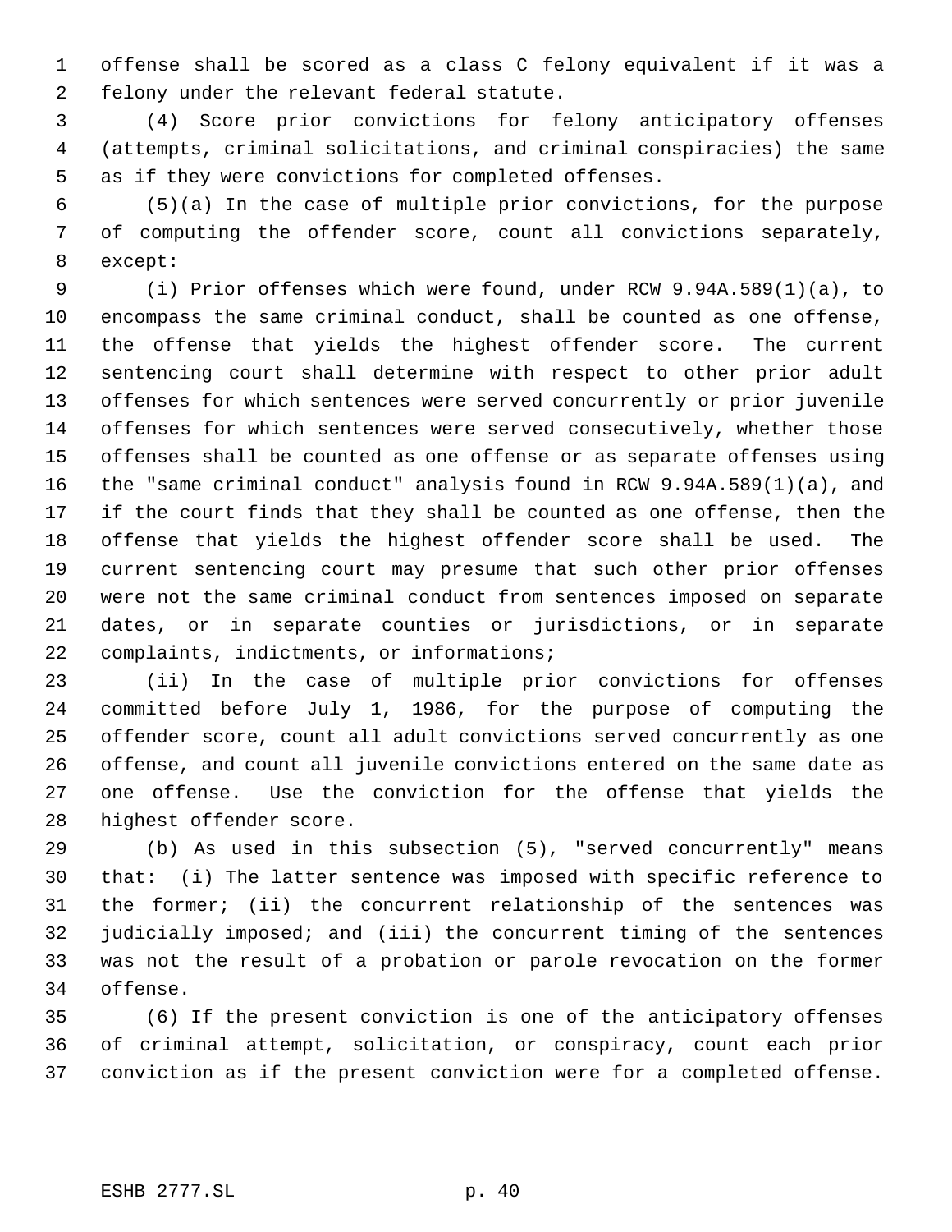offense shall be scored as a class C felony equivalent if it was a felony under the relevant federal statute.

(4) Score prior convictions for felony anticipatory offenses (attempts, criminal solicitations, and criminal conspiracies) the same as if they were convictions for completed offenses.

(5)(a) In the case of multiple prior convictions, for the purpose of computing the offender score, count all convictions separately, except:

(i) Prior offenses which were found, under RCW 9.94A.589(1)(a), to encompass the same criminal conduct, shall be counted as one offense, the offense that yields the highest offender score. The current sentencing court shall determine with respect to other prior adult offenses for which sentences were served concurrently or prior juvenile offenses for which sentences were served consecutively, whether those offenses shall be counted as one offense or as separate offenses using the "same criminal conduct" analysis found in RCW 9.94A.589(1)(a), and if the court finds that they shall be counted as one offense, then the offense that yields the highest offender score shall be used. The current sentencing court may presume that such other prior offenses were not the same criminal conduct from sentences imposed on separate dates, or in separate counties or jurisdictions, or in separate complaints, indictments, or informations;

(ii) In the case of multiple prior convictions for offenses committed before July 1, 1986, for the purpose of computing the offender score, count all adult convictions served concurrently as one offense, and count all juvenile convictions entered on the same date as one offense. Use the conviction for the offense that yields the highest offender score.

(b) As used in this subsection (5), "served concurrently" means that: (i) The latter sentence was imposed with specific reference to the former; (ii) the concurrent relationship of the sentences was judicially imposed; and (iii) the concurrent timing of the sentences was not the result of a probation or parole revocation on the former offense.

(6) If the present conviction is one of the anticipatory offenses of criminal attempt, solicitation, or conspiracy, count each prior conviction as if the present conviction were for a completed offense.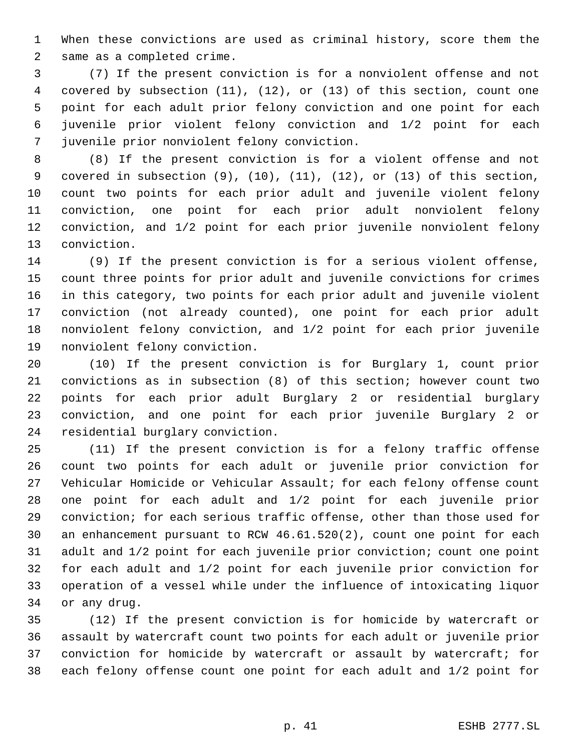When these convictions are used as criminal history, score them the same as a completed crime.

(7) If the present conviction is for a nonviolent offense and not covered by subsection (11), (12), or (13) of this section, count one point for each adult prior felony conviction and one point for each juvenile prior violent felony conviction and 1/2 point for each juvenile prior nonviolent felony conviction.

(8) If the present conviction is for a violent offense and not covered in subsection (9), (10), (11), (12), or (13) of this section, count two points for each prior adult and juvenile violent felony conviction, one point for each prior adult nonviolent felony conviction, and 1/2 point for each prior juvenile nonviolent felony conviction.

(9) If the present conviction is for a serious violent offense, count three points for prior adult and juvenile convictions for crimes in this category, two points for each prior adult and juvenile violent conviction (not already counted), one point for each prior adult nonviolent felony conviction, and 1/2 point for each prior juvenile nonviolent felony conviction.

(10) If the present conviction is for Burglary 1, count prior convictions as in subsection (8) of this section; however count two points for each prior adult Burglary 2 or residential burglary conviction, and one point for each prior juvenile Burglary 2 or residential burglary conviction.

(11) If the present conviction is for a felony traffic offense count two points for each adult or juvenile prior conviction for Vehicular Homicide or Vehicular Assault; for each felony offense count one point for each adult and 1/2 point for each juvenile prior conviction; for each serious traffic offense, other than those used for an enhancement pursuant to RCW 46.61.520(2), count one point for each adult and 1/2 point for each juvenile prior conviction; count one point for each adult and 1/2 point for each juvenile prior conviction for operation of a vessel while under the influence of intoxicating liquor or any drug.

(12) If the present conviction is for homicide by watercraft or assault by watercraft count two points for each adult or juvenile prior conviction for homicide by watercraft or assault by watercraft; for each felony offense count one point for each adult and 1/2 point for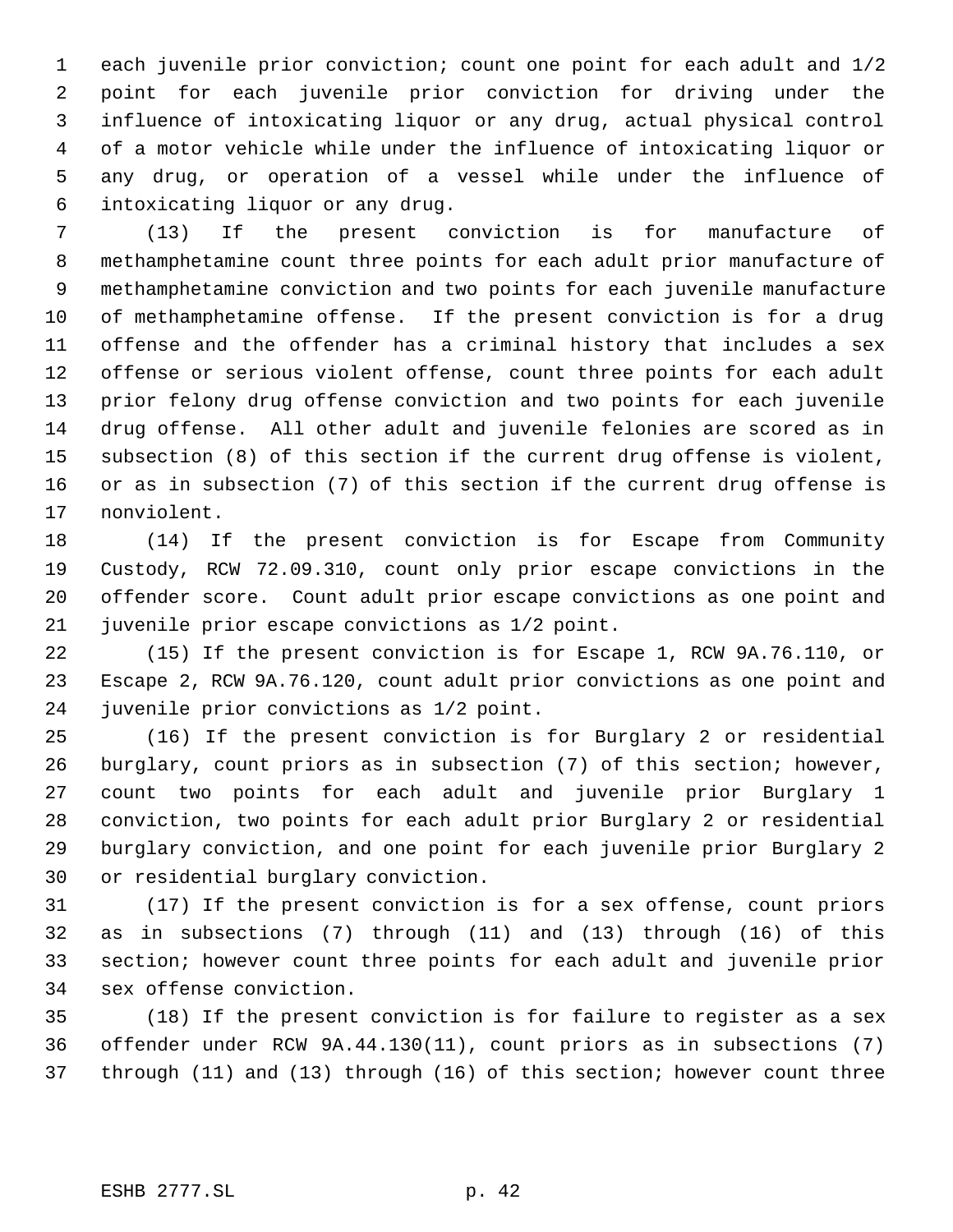each juvenile prior conviction; count one point for each adult and 1/2 point for each juvenile prior conviction for driving under the influence of intoxicating liquor or any drug, actual physical control of a motor vehicle while under the influence of intoxicating liquor or any drug, or operation of a vessel while under the influence of intoxicating liquor or any drug.

(13) If the present conviction is for manufacture of methamphetamine count three points for each adult prior manufacture of methamphetamine conviction and two points for each juvenile manufacture of methamphetamine offense. If the present conviction is for a drug offense and the offender has a criminal history that includes a sex offense or serious violent offense, count three points for each adult prior felony drug offense conviction and two points for each juvenile drug offense. All other adult and juvenile felonies are scored as in subsection (8) of this section if the current drug offense is violent, or as in subsection (7) of this section if the current drug offense is nonviolent.

(14) If the present conviction is for Escape from Community Custody, RCW 72.09.310, count only prior escape convictions in the offender score. Count adult prior escape convictions as one point and juvenile prior escape convictions as 1/2 point.

(15) If the present conviction is for Escape 1, RCW 9A.76.110, or Escape 2, RCW 9A.76.120, count adult prior convictions as one point and juvenile prior convictions as 1/2 point.

(16) If the present conviction is for Burglary 2 or residential burglary, count priors as in subsection (7) of this section; however, count two points for each adult and juvenile prior Burglary 1 conviction, two points for each adult prior Burglary 2 or residential burglary conviction, and one point for each juvenile prior Burglary 2 or residential burglary conviction.

(17) If the present conviction is for a sex offense, count priors as in subsections (7) through (11) and (13) through (16) of this section; however count three points for each adult and juvenile prior sex offense conviction.

(18) If the present conviction is for failure to register as a sex offender under RCW 9A.44.130(11), count priors as in subsections (7) through (11) and (13) through (16) of this section; however count three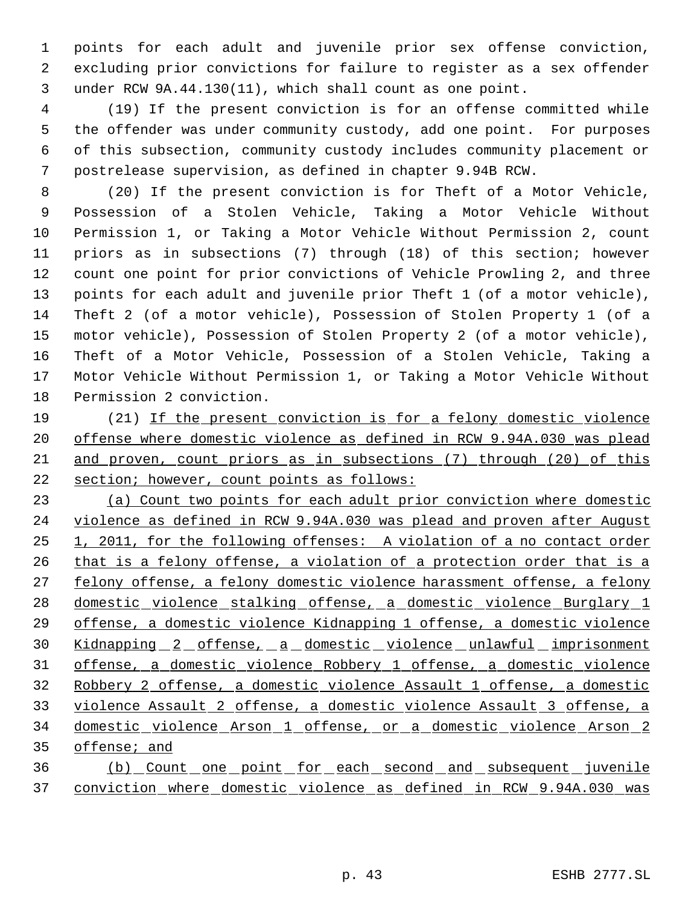points for each adult and juvenile prior sex offense conviction, excluding prior convictions for failure to register as a sex offender under RCW 9A.44.130(11), which shall count as one point.

(19) If the present conviction is for an offense committed while the offender was under community custody, add one point. For purposes of this subsection, community custody includes community placement or postrelease supervision, as defined in chapter 9.94B RCW.

(20) If the present conviction is for Theft of a Motor Vehicle, Possession of a Stolen Vehicle, Taking a Motor Vehicle Without Permission 1, or Taking a Motor Vehicle Without Permission 2, count priors as in subsections (7) through (18) of this section; however count one point for prior convictions of Vehicle Prowling 2, and three points for each adult and juvenile prior Theft 1 (of a motor vehicle), Theft 2 (of a motor vehicle), Possession of Stolen Property 1 (of a motor vehicle), Possession of Stolen Property 2 (of a motor vehicle), Theft of a Motor Vehicle, Possession of a Stolen Vehicle, Taking a Motor Vehicle Without Permission 1, or Taking a Motor Vehicle Without Permission 2 conviction.

(21) If the present conviction is for a felony domestic violence offense where domestic violence as defined in RCW 9.94A.030 was plead and proven, count priors as in subsections (7) through (20) of this section; however, count points as follows:

(a) Count two points for each adult prior conviction where domestic violence as defined in RCW 9.94A.030 was plead and proven after August 1, 2011, for the following offenses: A violation of a no contact order that is a felony offense, a violation of a protection order that is a felony offense, a felony domestic violence harassment offense, a felony domestic violence stalking offense, a domestic violence Burglary 1 offense, a domestic violence Kidnapping 1 offense, a domestic violence Kidnapping 2 offense, a domestic violence unlawful imprisonment offense, a domestic violence Robbery 1 offense, a domestic violence Robbery 2 offense, a domestic violence Assault 1 offense, a domestic violence Assault 2 offense, a domestic violence Assault 3 offense, a domestic violence Arson 1 offense, or a domestic violence Arson 2 offense; and

(b) Count one point for each second and subsequent juvenile conviction where domestic violence as defined in RCW 9.94A.030 was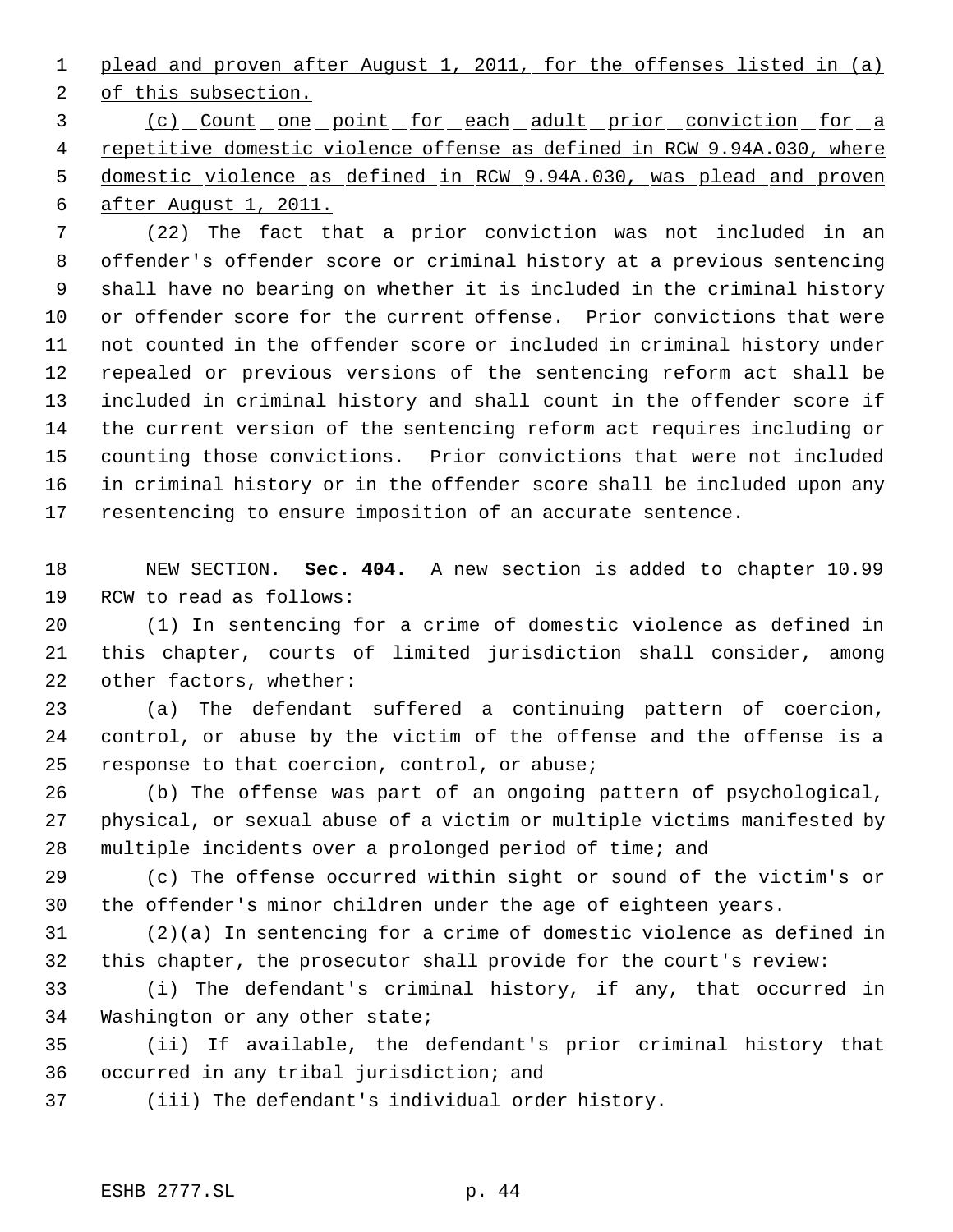plead and proven after August 1, 2011, for the offenses listed in (a) of this subsection.

(c) Count one point for each adult prior conviction for a repetitive domestic violence offense as defined in RCW 9.94A.030, where domestic violence as defined in RCW 9.94A.030, was plead and proven after August 1, 2011.

(22) The fact that a prior conviction was not included in an offender's offender score or criminal history at a previous sentencing shall have no bearing on whether it is included in the criminal history or offender score for the current offense. Prior convictions that were not counted in the offender score or included in criminal history under repealed or previous versions of the sentencing reform act shall be included in criminal history and shall count in the offender score if the current version of the sentencing reform act requires including or counting those convictions. Prior convictions that were not included in criminal history or in the offender score shall be included upon any resentencing to ensure imposition of an accurate sentence.

NEW SECTION. **Sec. 404.** A new section is added to chapter 10.99 RCW to read as follows:

(1) In sentencing for a crime of domestic violence as defined in this chapter, courts of limited jurisdiction shall consider, among other factors, whether:

(a) The defendant suffered a continuing pattern of coercion, control, or abuse by the victim of the offense and the offense is a response to that coercion, control, or abuse;

(b) The offense was part of an ongoing pattern of psychological, physical, or sexual abuse of a victim or multiple victims manifested by multiple incidents over a prolonged period of time; and

(c) The offense occurred within sight or sound of the victim's or the offender's minor children under the age of eighteen years.

(2)(a) In sentencing for a crime of domestic violence as defined in this chapter, the prosecutor shall provide for the court's review:

(i) The defendant's criminal history, if any, that occurred in Washington or any other state;

(ii) If available, the defendant's prior criminal history that occurred in any tribal jurisdiction; and

(iii) The defendant's individual order history.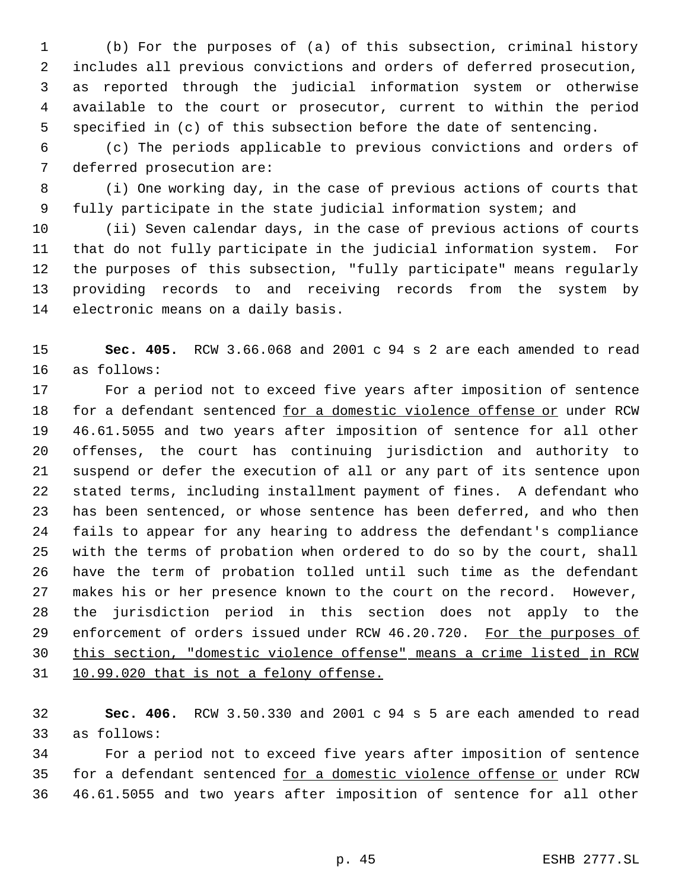(b) For the purposes of (a) of this subsection, criminal history includes all previous convictions and orders of deferred prosecution, as reported through the judicial information system or otherwise available to the court or prosecutor, current to within the period specified in (c) of this subsection before the date of sentencing.

(c) The periods applicable to previous convictions and orders of deferred prosecution are:

(i) One working day, in the case of previous actions of courts that fully participate in the state judicial information system; and

(ii) Seven calendar days, in the case of previous actions of courts that do not fully participate in the judicial information system. For the purposes of this subsection, "fully participate" means regularly providing records to and receiving records from the system by electronic means on a daily basis.

**Sec. 405.** RCW 3.66.068 and 2001 c 94 s 2 are each amended to read as follows:

For a period not to exceed five years after imposition of sentence for a defendant sentenced <u>for a domestic violence offense or</u> under RCW 46.61.5055 and two years after imposition of sentence for all other offenses, the court has continuing jurisdiction and authority to suspend or defer the execution of all or any part of its sentence upon stated terms, including installment payment of fines. A defendant who has been sentenced, or whose sentence has been deferred, and who then fails to appear for any hearing to address the defendant's compliance with the terms of probation when ordered to do so by the court, shall have the term of probation tolled until such time as the defendant makes his or her presence known to the court on the record. However, the jurisdiction period in this section does not apply to the enforcement of orders issued under RCW 46.20.720. <u>For the purposes of this section, "domestic violence offense" means a crime listed in RCW 10.99.020 that is not a felony offense.</u>

**Sec. 406.** RCW 3.50.330 and 2001 c 94 s 5 are each amended to read as follows:

For a period not to exceed five years after imposition of sentence for a defendant sentenced <u>for a domestic violence offense or</u> under RCW 46.61.5055 and two years after imposition of sentence for all other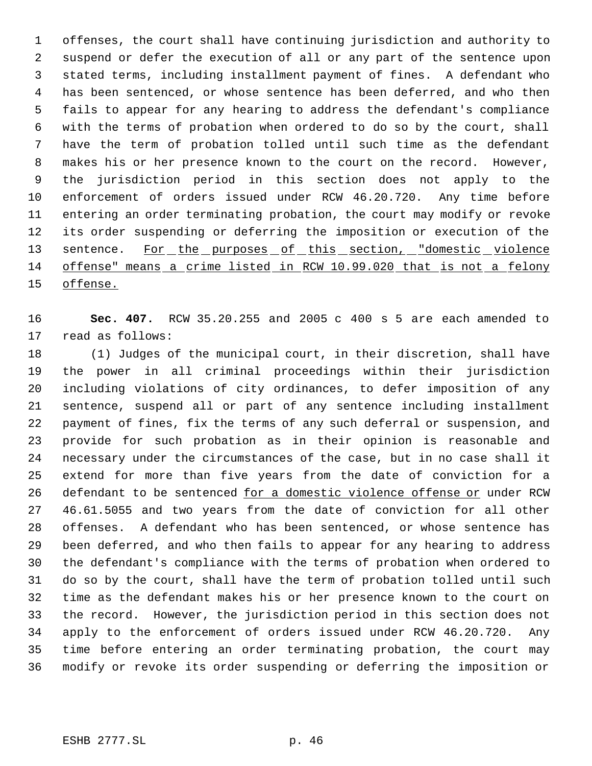offenses, the court shall have continuing jurisdiction and authority to suspend or defer the execution of all or any part of the sentence upon stated terms, including installment payment of fines. A defendant who has been sentenced, or whose sentence has been deferred, and who then fails to appear for any hearing to address the defendant's compliance with the terms of probation when ordered to do so by the court, shall have the term of probation tolled until such time as the defendant makes his or her presence known to the court on the record. However, the jurisdiction period in this section does not apply to the enforcement of orders issued under RCW 46.20.720. Any time before entering an order terminating probation, the court may modify or revoke its order suspending or deferring the imposition or execution of the sentence. For the purposes of this section, "domestic violence offense" means a crime listed in RCW 10.99.020 that is not a felony offense.

**Sec. 407.** RCW 35.20.255 and 2005 c 400 s 5 are each amended to read as follows:

(1) Judges of the municipal court, in their discretion, shall have the power in all criminal proceedings within their jurisdiction including violations of city ordinances, to defer imposition of any sentence, suspend all or part of any sentence including installment payment of fines, fix the terms of any such deferral or suspension, and provide for such probation as in their opinion is reasonable and necessary under the circumstances of the case, but in no case shall it extend for more than five years from the date of conviction for a defendant to be sentenced for a domestic violence offense or under RCW 46.61.5055 and two years from the date of conviction for all other offenses. A defendant who has been sentenced, or whose sentence has been deferred, and who then fails to appear for any hearing to address the defendant's compliance with the terms of probation when ordered to do so by the court, shall have the term of probation tolled until such time as the defendant makes his or her presence known to the court on the record. However, the jurisdiction period in this section does not apply to the enforcement of orders issued under RCW 46.20.720. Any time before entering an order terminating probation, the court may modify or revoke its order suspending or deferring the imposition or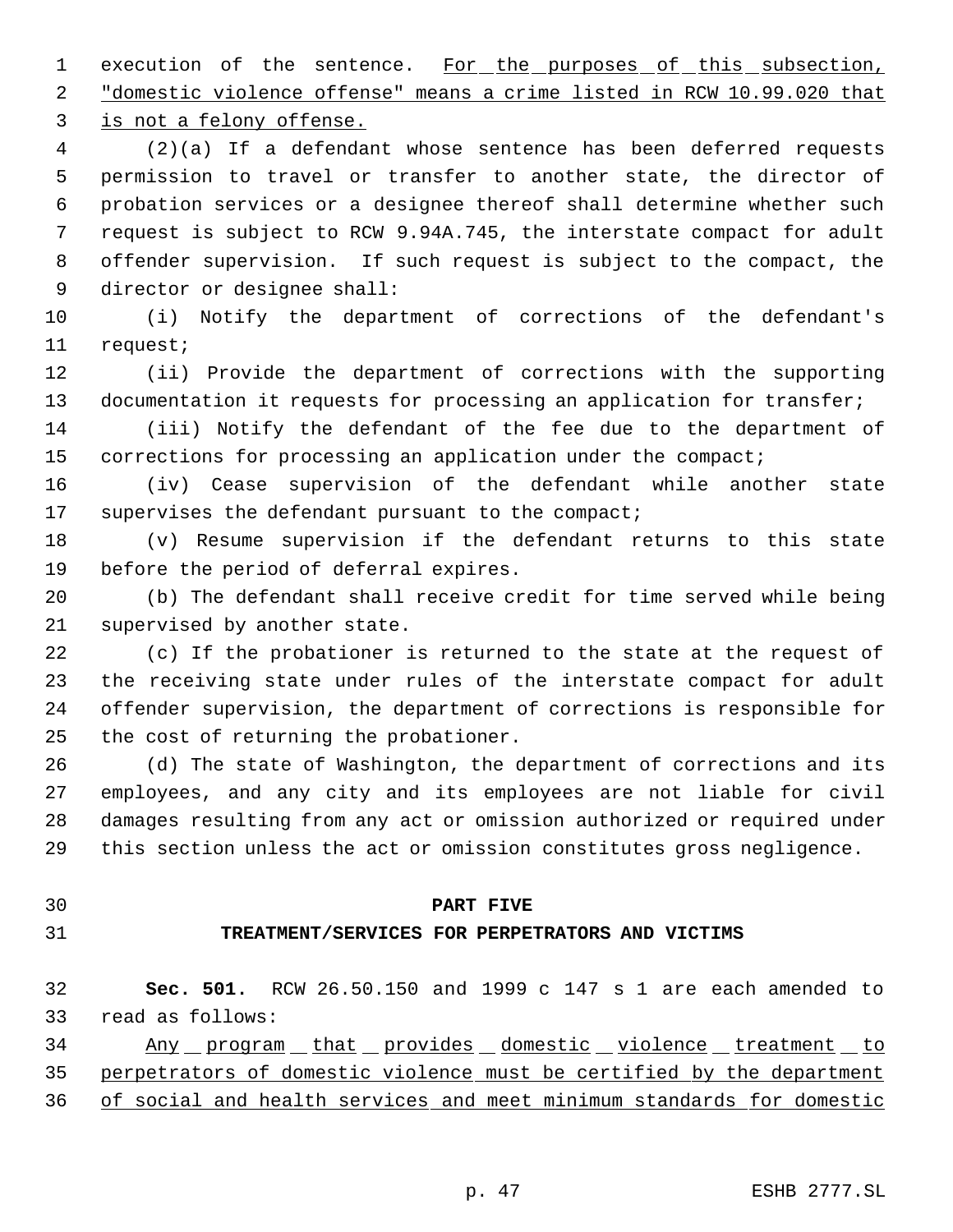execution of the sentence. For the purposes of this subsection, "domestic violence offense" means a crime listed in RCW 10.99.020 that is not a felony offense.

(2)(a) If a defendant whose sentence has been deferred requests permission to travel or transfer to another state, the director of probation services or a designee thereof shall determine whether such request is subject to RCW 9.94A.745, the interstate compact for adult offender supervision. If such request is subject to the compact, the director or designee shall:

(i) Notify the department of corrections of the defendant's request;

(ii) Provide the department of corrections with the supporting documentation it requests for processing an application for transfer;

(iii) Notify the defendant of the fee due to the department of corrections for processing an application under the compact;

(iv) Cease supervision of the defendant while another state supervises the defendant pursuant to the compact;

(v) Resume supervision if the defendant returns to this state before the period of deferral expires.

(b) The defendant shall receive credit for time served while being supervised by another state.

(c) If the probationer is returned to the state at the request of the receiving state under rules of the interstate compact for adult offender supervision, the department of corrections is responsible for the cost of returning the probationer.

(d) The state of Washington, the department of corrections and its employees, and any city and its employees are not liable for civil damages resulting from any act or omission authorized or required under this section unless the act or omission constitutes gross negligence.

## PART FIVE

## TREATMENT/SERVICES FOR PERPETRATORS AND VICTIMS

**Sec. 501.** RCW 26.50.150 and 1999 c 147 s 1 are each amended to read as follows:

Any program that provides domestic violence treatment to perpetrators of domestic violence must be certified by the department of social and health services and meet minimum standards for domestic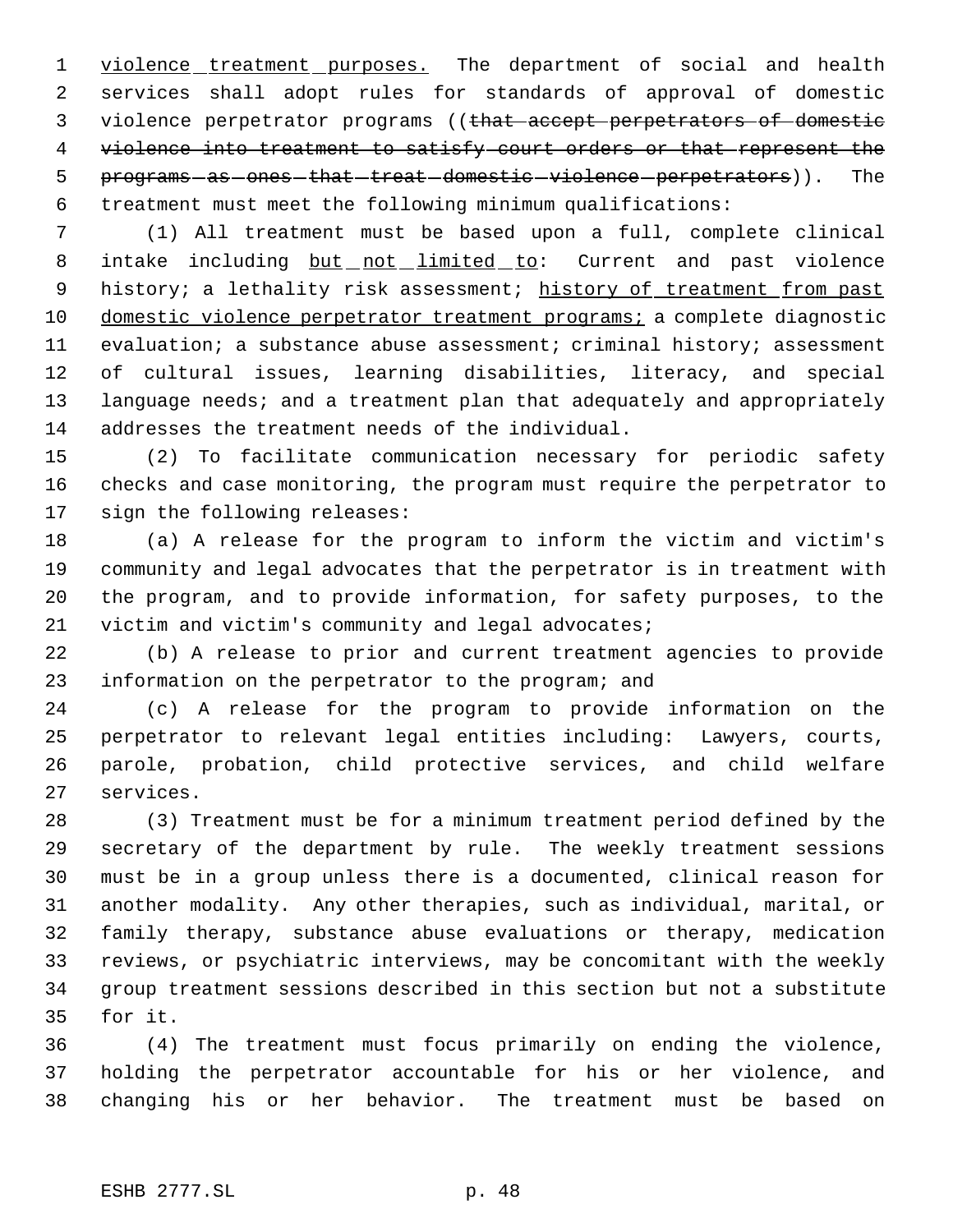violence treatment purposes. The department of social and health services shall adopt rules for standards of approval of domestic violence perpetrator programs ((~~that accept perpetrators of domestic violence into treatment to satisfy court orders or that represent the programs as ones that treat domestic violence perpetrators~~)). The treatment must meet the following minimum qualifications:

(1) All treatment must be based upon a full, complete clinical intake including but not limited to: Current and past violence history; a lethality risk assessment; history of treatment from past domestic violence perpetrator treatment programs; a complete diagnostic evaluation; a substance abuse assessment; criminal history; assessment of cultural issues, learning disabilities, literacy, and special language needs; and a treatment plan that adequately and appropriately addresses the treatment needs of the individual.

(2) To facilitate communication necessary for periodic safety checks and case monitoring, the program must require the perpetrator to sign the following releases:

(a) A release for the program to inform the victim and victim's community and legal advocates that the perpetrator is in treatment with the program, and to provide information, for safety purposes, to the victim and victim's community and legal advocates;

(b) A release to prior and current treatment agencies to provide information on the perpetrator to the program; and

(c) A release for the program to provide information on the perpetrator to relevant legal entities including: Lawyers, courts, parole, probation, child protective services, and child welfare services.

(3) Treatment must be for a minimum treatment period defined by the secretary of the department by rule. The weekly treatment sessions must be in a group unless there is a documented, clinical reason for another modality. Any other therapies, such as individual, marital, or family therapy, substance abuse evaluations or therapy, medication reviews, or psychiatric interviews, may be concomitant with the weekly group treatment sessions described in this section but not a substitute for it.

(4) The treatment must focus primarily on ending the violence, holding the perpetrator accountable for his or her violence, and changing his or her behavior. The treatment must be based on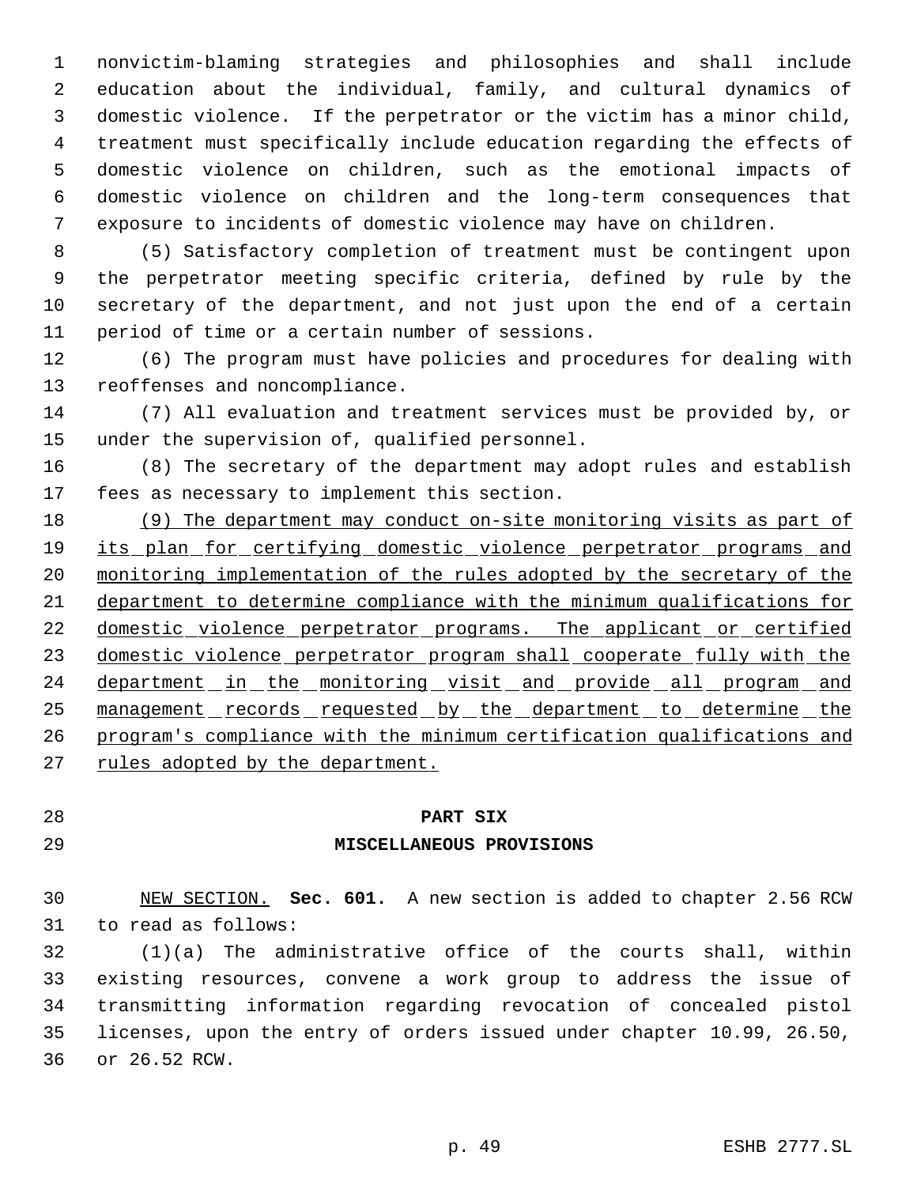nonvictim-blaming strategies and philosophies and shall include education about the individual, family, and cultural dynamics of domestic violence. If the perpetrator or the victim has a minor child, treatment must specifically include education regarding the effects of domestic violence on children, such as the emotional impacts of domestic violence on children and the long-term consequences that exposure to incidents of domestic violence may have on children.

(5) Satisfactory completion of treatment must be contingent upon the perpetrator meeting specific criteria, defined by rule by the secretary of the department, and not just upon the end of a certain period of time or a certain number of sessions.

(6) The program must have policies and procedures for dealing with reoffenses and noncompliance.

(7) All evaluation and treatment services must be provided by, or under the supervision of, qualified personnel.

(8) The secretary of the department may adopt rules and establish fees as necessary to implement this section.

<u>(9) The department may conduct on-site monitoring visits as part of its plan for certifying domestic violence perpetrator programs and monitoring implementation of the rules adopted by the secretary of the department to determine compliance with the minimum qualifications for domestic violence perpetrator programs. The applicant or certified domestic violence perpetrator program shall cooperate fully with the department in the monitoring visit and provide all program and management records requested by the department to determine the program's compliance with the minimum certification qualifications and rules adopted by the department.</u>

## PART SIX
## MISCELLANEOUS PROVISIONS

<u>NEW SECTION.</u> **Sec. 601.** A new section is added to chapter 2.56 RCW to read as follows:

(1)(a) The administrative office of the courts shall, within existing resources, convene a work group to address the issue of transmitting information regarding revocation of concealed pistol licenses, upon the entry of orders issued under chapter 10.99, 26.50, or 26.52 RCW.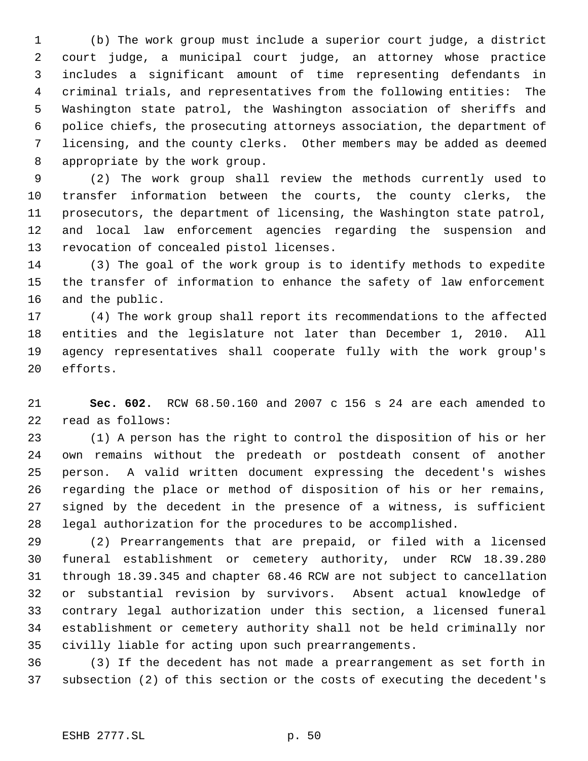(b) The work group must include a superior court judge, a district court judge, a municipal court judge, an attorney whose practice includes a significant amount of time representing defendants in criminal trials, and representatives from the following entities: The Washington state patrol, the Washington association of sheriffs and police chiefs, the prosecuting attorneys association, the department of licensing, and the county clerks. Other members may be added as deemed appropriate by the work group.

(2) The work group shall review the methods currently used to transfer information between the courts, the county clerks, the prosecutors, the department of licensing, the Washington state patrol, and local law enforcement agencies regarding the suspension and revocation of concealed pistol licenses.

(3) The goal of the work group is to identify methods to expedite the transfer of information to enhance the safety of law enforcement and the public.

(4) The work group shall report its recommendations to the affected entities and the legislature not later than December 1, 2010. All agency representatives shall cooperate fully with the work group's efforts.

**Sec. 602.** RCW 68.50.160 and 2007 c 156 s 24 are each amended to read as follows:

(1) A person has the right to control the disposition of his or her own remains without the predeath or postdeath consent of another person. A valid written document expressing the decedent's wishes regarding the place or method of disposition of his or her remains, signed by the decedent in the presence of a witness, is sufficient legal authorization for the procedures to be accomplished.

(2) Prearrangements that are prepaid, or filed with a licensed funeral establishment or cemetery authority, under RCW 18.39.280 through 18.39.345 and chapter 68.46 RCW are not subject to cancellation or substantial revision by survivors. Absent actual knowledge of contrary legal authorization under this section, a licensed funeral establishment or cemetery authority shall not be held criminally nor civilly liable for acting upon such prearrangements.

(3) If the decedent has not made a prearrangement as set forth in subsection (2) of this section or the costs of executing the decedent's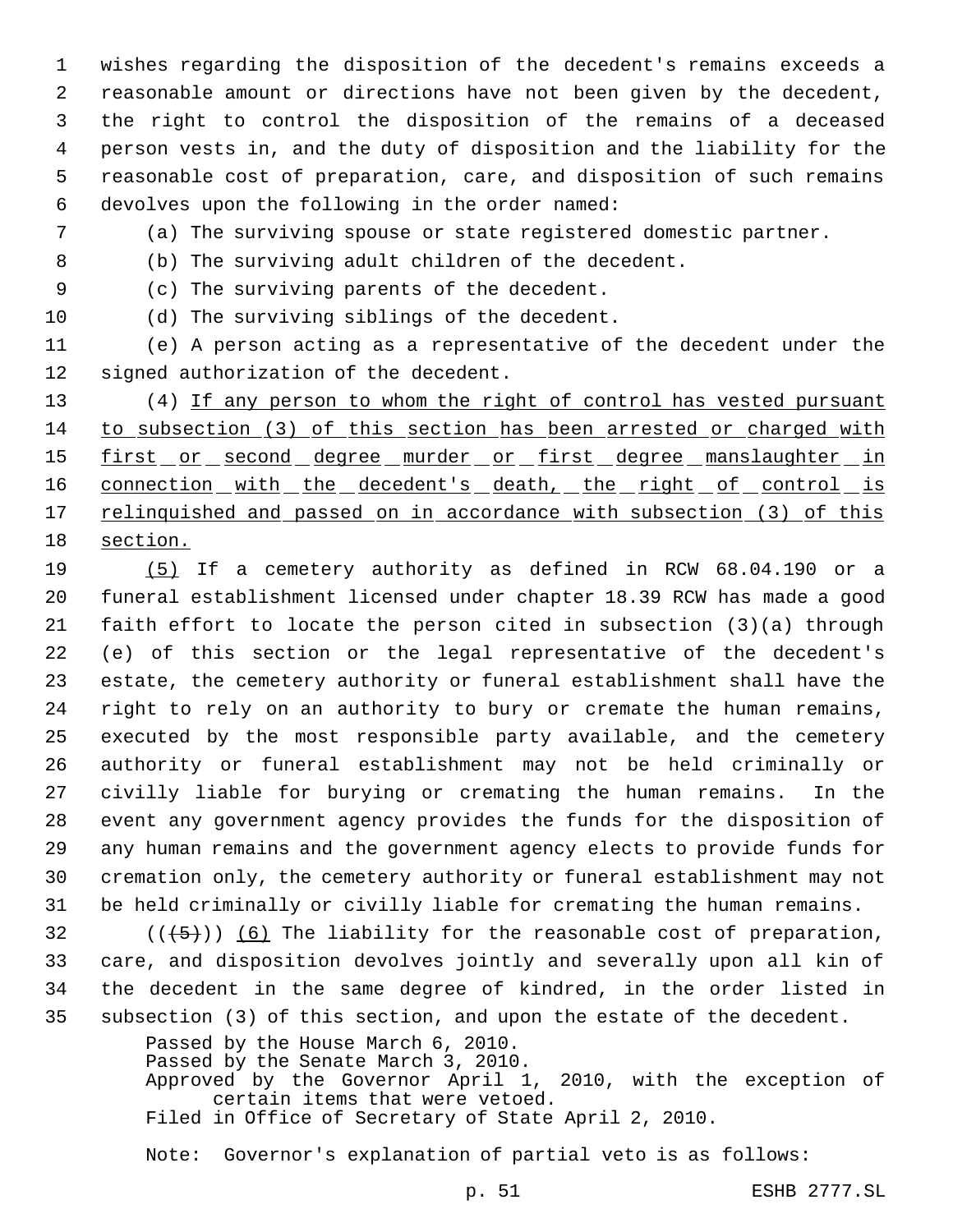wishes regarding the disposition of the decedent's remains exceeds a reasonable amount or directions have not been given by the decedent, the right to control the disposition of the remains of a deceased person vests in, and the duty of disposition and the liability for the reasonable cost of preparation, care, and disposition of such remains devolves upon the following in the order named:

(a) The surviving spouse or state registered domestic partner.

(b) The surviving adult children of the decedent.

(c) The surviving parents of the decedent.

(d) The surviving siblings of the decedent.

(e) A person acting as a representative of the decedent under the signed authorization of the decedent.

(4) If any person to whom the right of control has vested pursuant to subsection (3) of this section has been arrested or charged with first or second degree murder or first degree manslaughter in connection with the decedent's death, the right of control is relinquished and passed on in accordance with subsection (3) of this section.

(5) If a cemetery authority as defined in RCW 68.04.190 or a funeral establishment licensed under chapter 18.39 RCW has made a good faith effort to locate the person cited in subsection (3)(a) through (e) of this section or the legal representative of the decedent's estate, the cemetery authority or funeral establishment shall have the right to rely on an authority to bury or cremate the human remains, executed by the most responsible party available, and the cemetery authority or funeral establishment may not be held criminally or civilly liable for burying or cremating the human remains. In the event any government agency provides the funds for the disposition of any human remains and the government agency elects to provide funds for cremation only, the cemetery authority or funeral establishment may not be held criminally or civilly liable for cremating the human remains.

~~((5))~~ (6) The liability for the reasonable cost of preparation, care, and disposition devolves jointly and severally upon all kin of the decedent in the same degree of kindred, in the order listed in subsection (3) of this section, and upon the estate of the decedent.

Passed by the House March 6, 2010.
Passed by the Senate March 3, 2010.
Approved by the Governor April 1, 2010, with the exception of certain items that were vetoed.
Filed in Office of Secretary of State April 2, 2010.

Note: Governor's explanation of partial veto is as follows: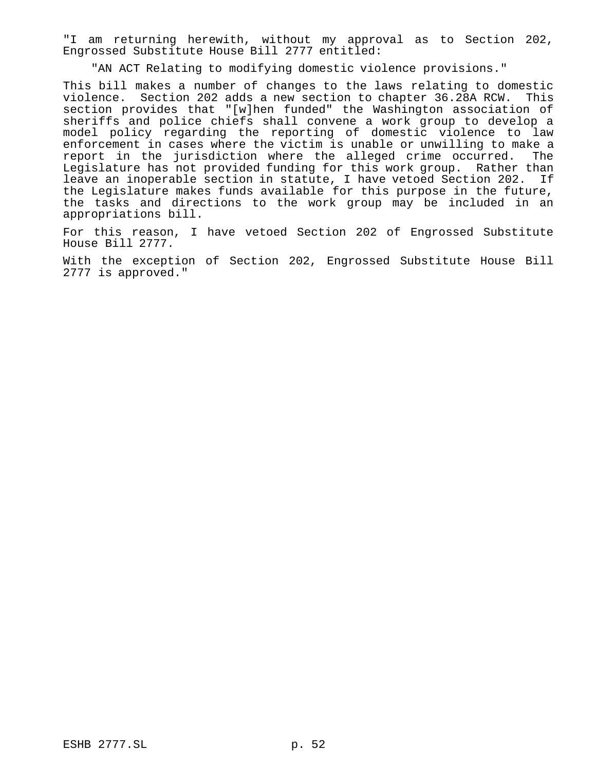"I am returning herewith, without my approval as to Section 202, Engrossed Substitute House Bill 2777 entitled:

"AN ACT Relating to modifying domestic violence provisions."

This bill makes a number of changes to the laws relating to domestic violence. Section 202 adds a new section to chapter 36.28A RCW. This section provides that "[w]hen funded" the Washington association of sheriffs and police chiefs shall convene a work group to develop a model policy regarding the reporting of domestic violence to law enforcement in cases where the victim is unable or unwilling to make a report in the jurisdiction where the alleged crime occurred. The Legislature has not provided funding for this work group. Rather than leave an inoperable section in statute, I have vetoed Section 202. If the Legislature makes funds available for this purpose in the future, the tasks and directions to the work group may be included in an appropriations bill.

For this reason, I have vetoed Section 202 of Engrossed Substitute House Bill 2777.

With the exception of Section 202, Engrossed Substitute House Bill 2777 is approved."